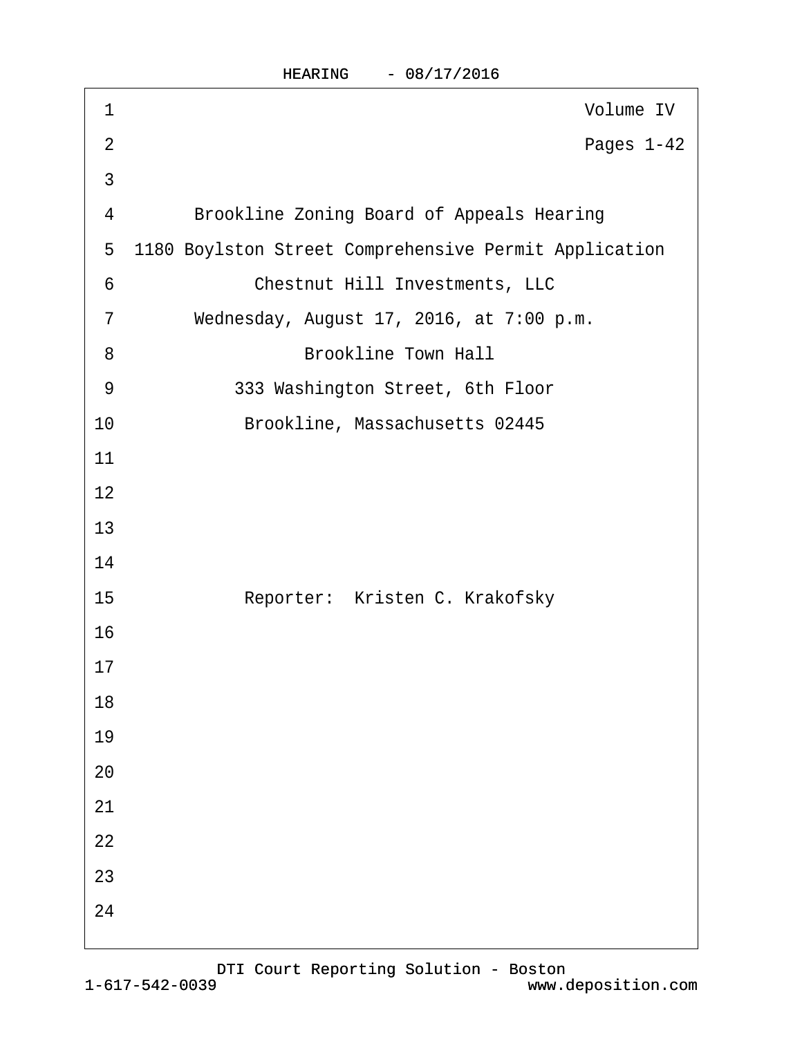Volume IV

Pages 1-42

Brookline Zoning Board of Appeals Hearing

1180 Boylston Street Comprehensive Permit Application

Chestnut Hill Investments, LLC

Wednesday, August 17, 2016, at 7:00 p.m.

Brookline Town Hall

333 Washington Street, 6th Floor

Brookline, Massachusetts 02445

Reporter: Kristen C. Krakofsky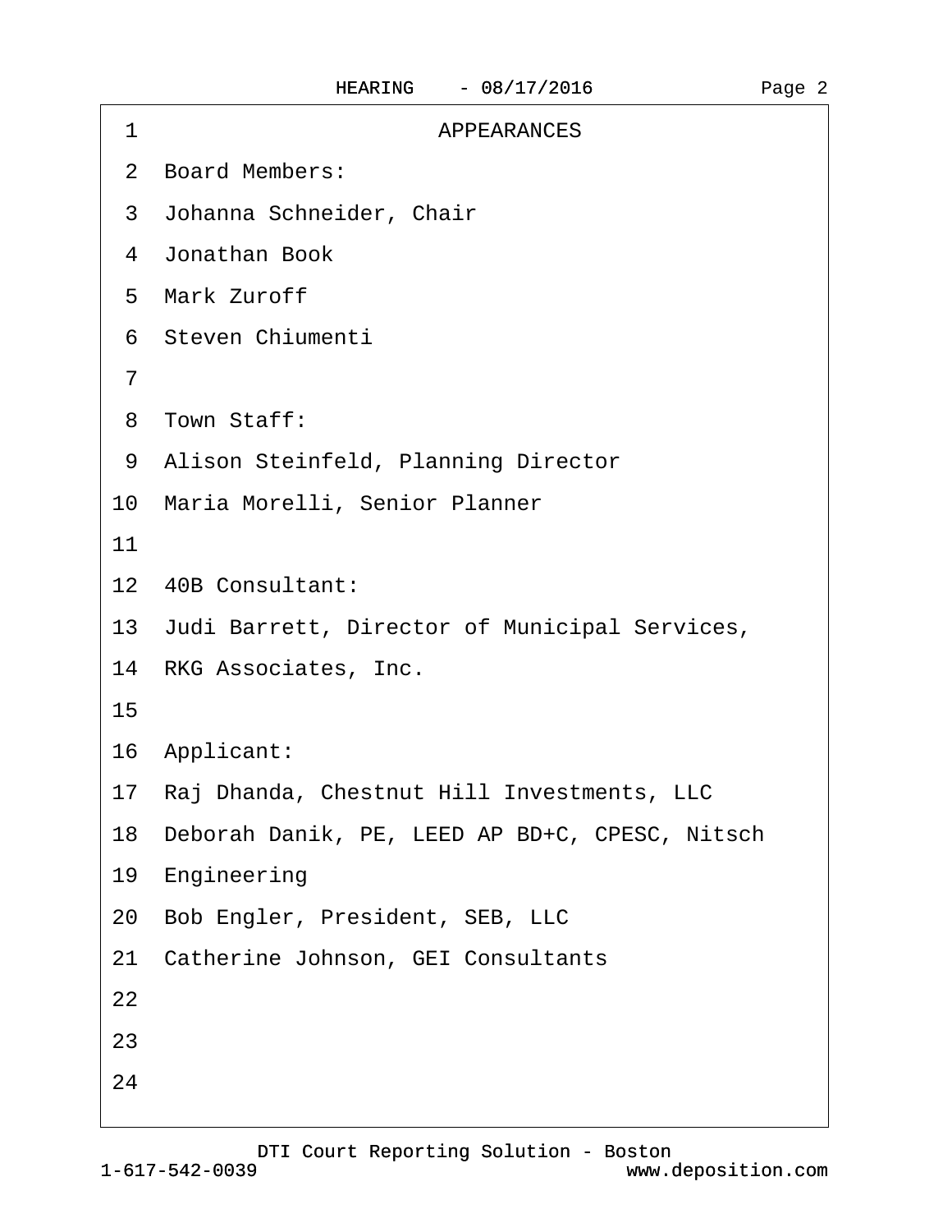# APPEARANCES

**Board Members:**

Johanna Schneider, Chair
Jonathan Book
Mark Zuroff
Steven Chiumenti

**Town Staff:**

Alison Steinfeld, Planning Director
Maria Morelli, Senior Planner

**40B Consultant:**

Judi Barrett, Director of Municipal Services, RKG Associates, Inc.

**Applicant:**

Raj Dhanda, Chestnut Hill Investments, LLC
Deborah Danik, PE, LEED AP BD+C, CPESC, Nitsch Engineering
Bob Engler, President, SEB, LLC
Catherine Johnson, GEI Consultants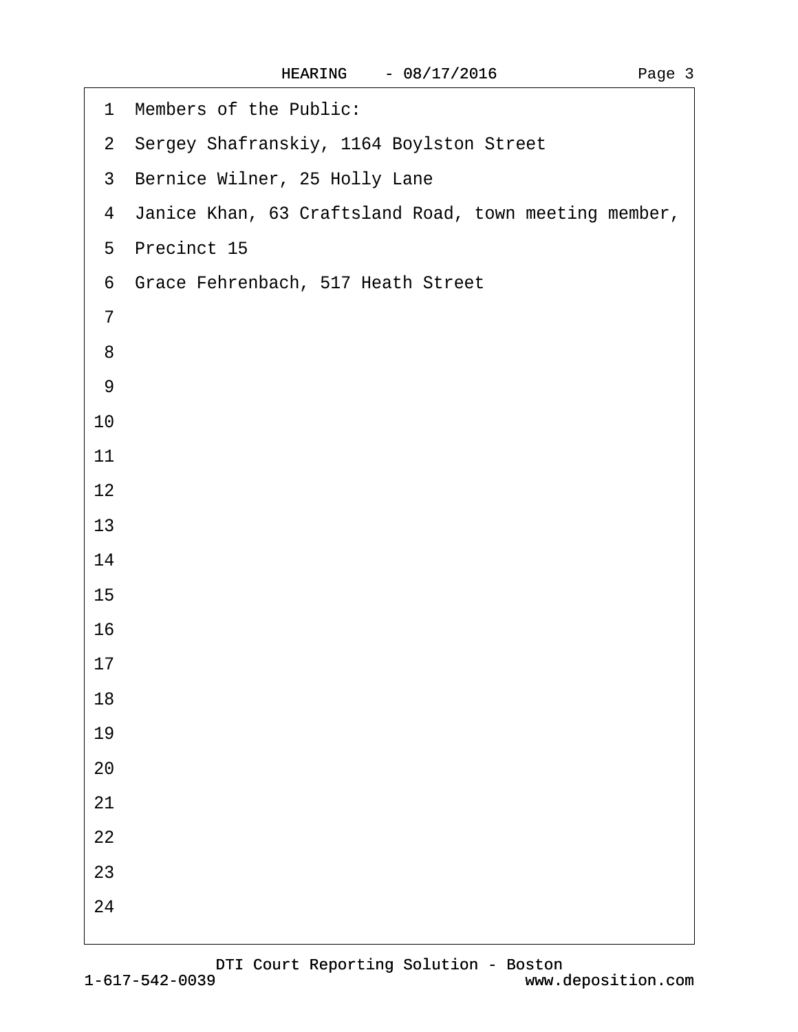Members of the Public:

Sergey Shafranskiy, 1164 Boylston Street

Bernice Wilner, 25 Holly Lane

Janice Khan, 63 Craftsland Road, town meeting member, Precinct 15

Grace Fehrenbach, 517 Heath Street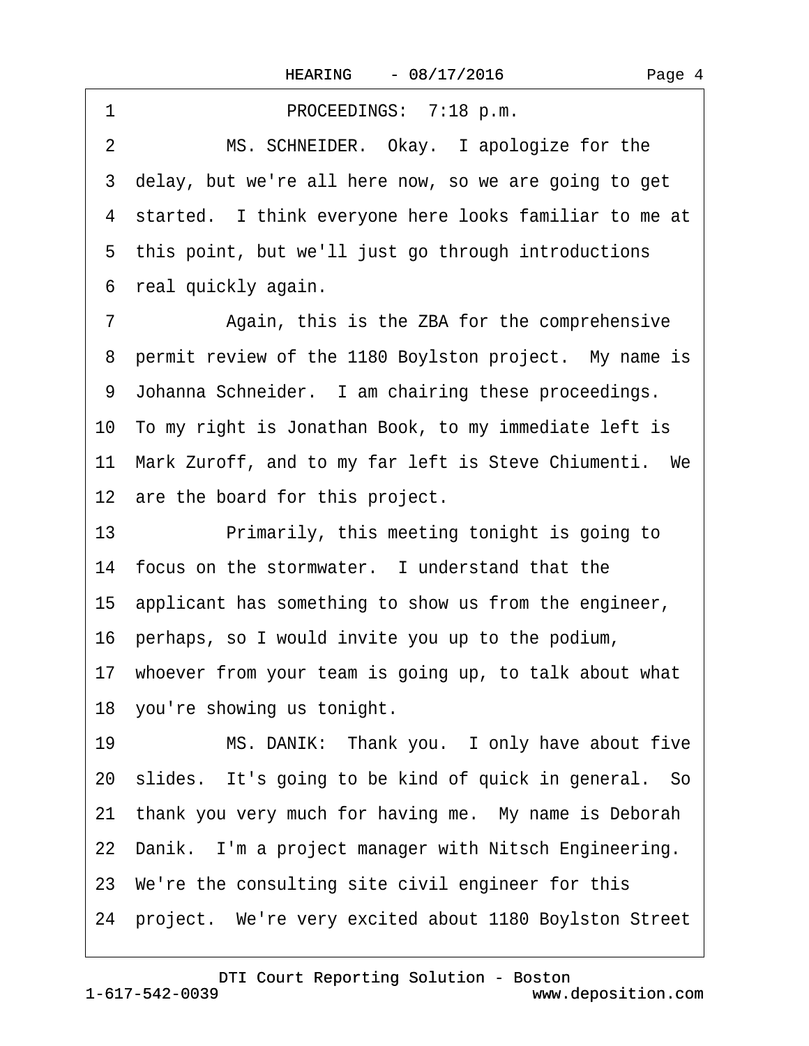1 PROCEEDINGS: 7:18 p.m.

2 MS. SCHNEIDER. Okay. I apologize for the

3 delay, but we're all here now, so we are going to get

4 started. I think everyone here looks familiar to me at

5 this point, but we'll just go through introductions

6 real quickly again.

7 Again, this is the ZBA for the comprehensive

8 permit review of the 1180 Boylston project. My name is

9 Johanna Schneider. I am chairing these proceedings.

10 To my right is Jonathan Book, to my immediate left is

11 Mark Zuroff, and to my far left is Steve Chiumenti. We

12 are the board for this project.

13 Primarily, this meeting tonight is going to

14 focus on the stormwater. I understand that the

15 applicant has something to show us from the engineer,

16 perhaps, so I would invite you up to the podium,

17 whoever from your team is going up, to talk about what

18 you're showing us tonight.

19 MS. DANIK: Thank you. I only have about five

20 slides. It's going to be kind of quick in general. So

21 thank you very much for having me. My name is Deborah

22 Danik. I'm a project manager with Nitsch Engineering.

23 We're the consulting site civil engineer for this

24 project. We're very excited about 1180 Boylston Street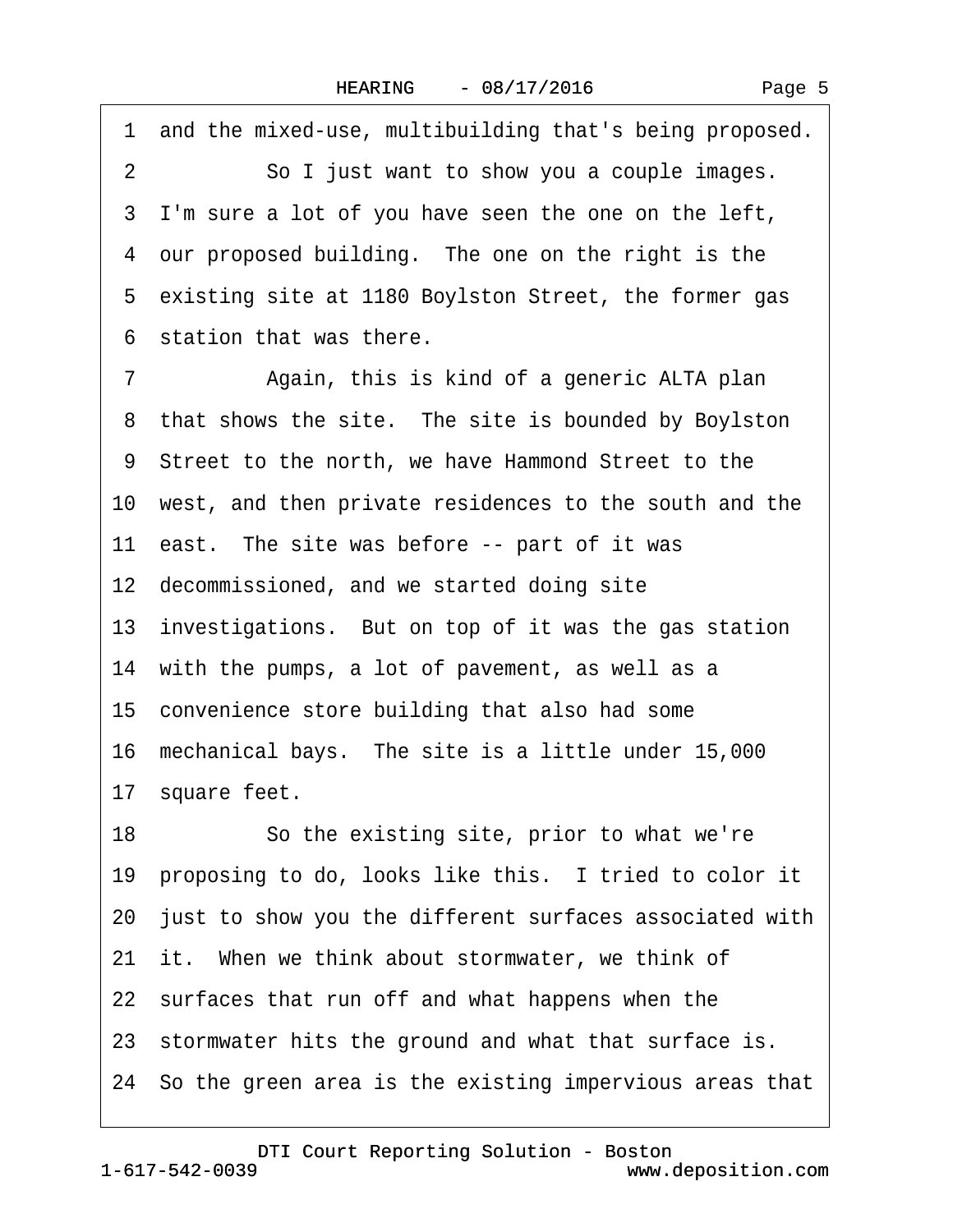1 and the mixed-use, multibuilding that's being proposed.

2 So I just want to show you a couple images.

3 I'm sure a lot of you have seen the one on the left,

4 our proposed building. The one on the right is the

5 existing site at 1180 Boylston Street, the former gas

6 station that was there.

7 Again, this is kind of a generic ALTA plan

8 that shows the site. The site is bounded by Boylston

9 Street to the north, we have Hammond Street to the

10 west, and then private residences to the south and the

11 east. The site was before -- part of it was

12 decommissioned, and we started doing site

13 investigations. But on top of it was the gas station

14 with the pumps, a lot of pavement, as well as a

15 convenience store building that also had some

16 mechanical bays. The site is a little under 15,000

17 square feet.

18 So the existing site, prior to what we're

19 proposing to do, looks like this. I tried to color it

20 just to show you the different surfaces associated with

21 it. When we think about stormwater, we think of

22 surfaces that run off and what happens when the

23 stormwater hits the ground and what that surface is.

24 So the green area is the existing impervious areas that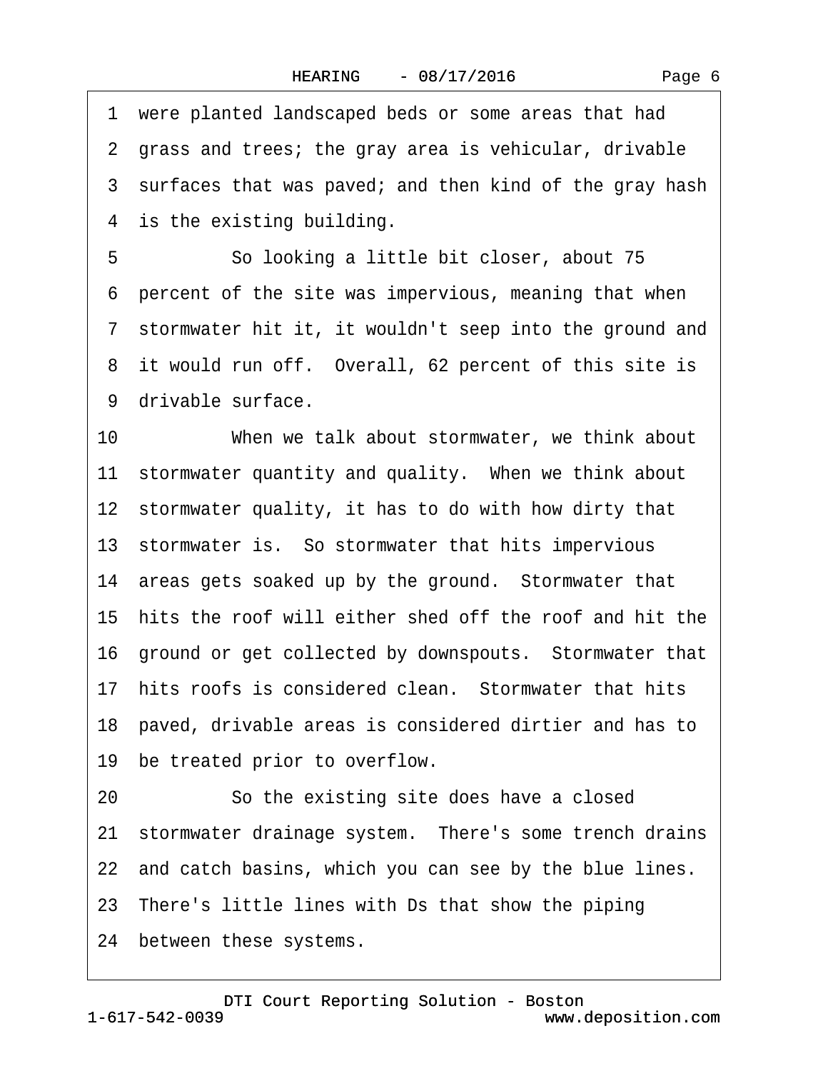1 were planted landscaped beds or some areas that had
2 grass and trees; the gray area is vehicular, drivable
3 surfaces that was paved; and then kind of the gray hash
4 is the existing building.

5 So looking a little bit closer, about 75
6 percent of the site was impervious, meaning that when
7 stormwater hit it, it wouldn't seep into the ground and
8 it would run off. Overall, 62 percent of this site is
9 drivable surface.

10 When we talk about stormwater, we think about
11 stormwater quantity and quality. When we think about
12 stormwater quality, it has to do with how dirty that
13 stormwater is. So stormwater that hits impervious
14 areas gets soaked up by the ground. Stormwater that
15 hits the roof will either shed off the roof and hit the
16 ground or get collected by downspouts. Stormwater that
17 hits roofs is considered clean. Stormwater that hits
18 paved, drivable areas is considered dirtier and has to
19 be treated prior to overflow.

20 So the existing site does have a closed
21 stormwater drainage system. There's some trench drains
22 and catch basins, which you can see by the blue lines.
23 There's little lines with Ds that show the piping
24 between these systems.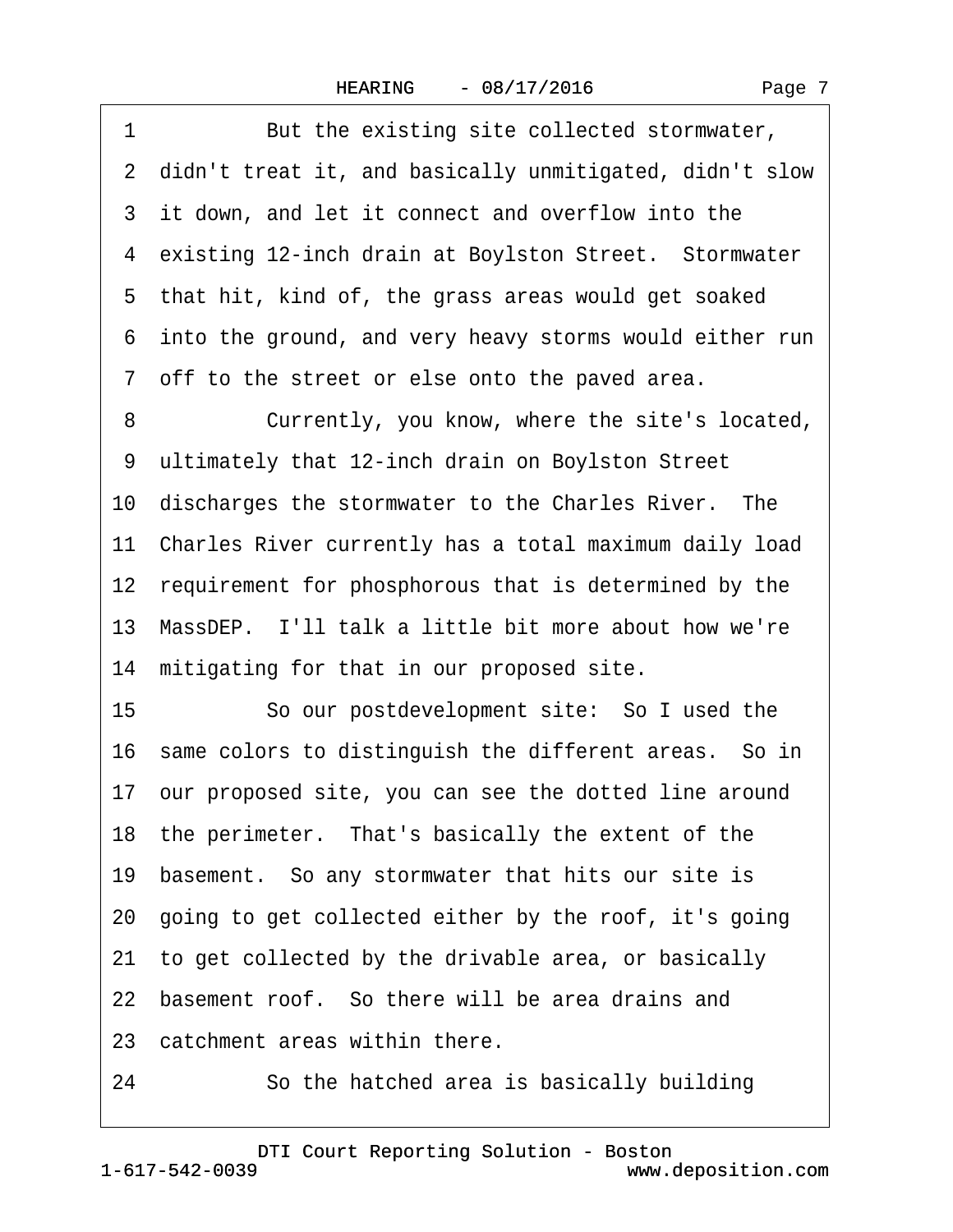1 But the existing site collected stormwater,
2 didn't treat it, and basically unmitigated, didn't slow
3 it down, and let it connect and overflow into the
4 existing 12-inch drain at Boylston Street. Stormwater
5 that hit, kind of, the grass areas would get soaked
6 into the ground, and very heavy storms would either run
7 off to the street or else onto the paved area.
8 Currently, you know, where the site's located,
9 ultimately that 12-inch drain on Boylston Street
10 discharges the stormwater to the Charles River. The
11 Charles River currently has a total maximum daily load
12 requirement for phosphorous that is determined by the
13 MassDEP. I'll talk a little bit more about how we're
14 mitigating for that in our proposed site.
15 So our postdevelopment site: So I used the
16 same colors to distinguish the different areas. So in
17 our proposed site, you can see the dotted line around
18 the perimeter. That's basically the extent of the
19 basement. So any stormwater that hits our site is
20 going to get collected either by the roof, it's going
21 to get collected by the drivable area, or basically
22 basement roof. So there will be area drains and
23 catchment areas within there.
24 So the hatched area is basically building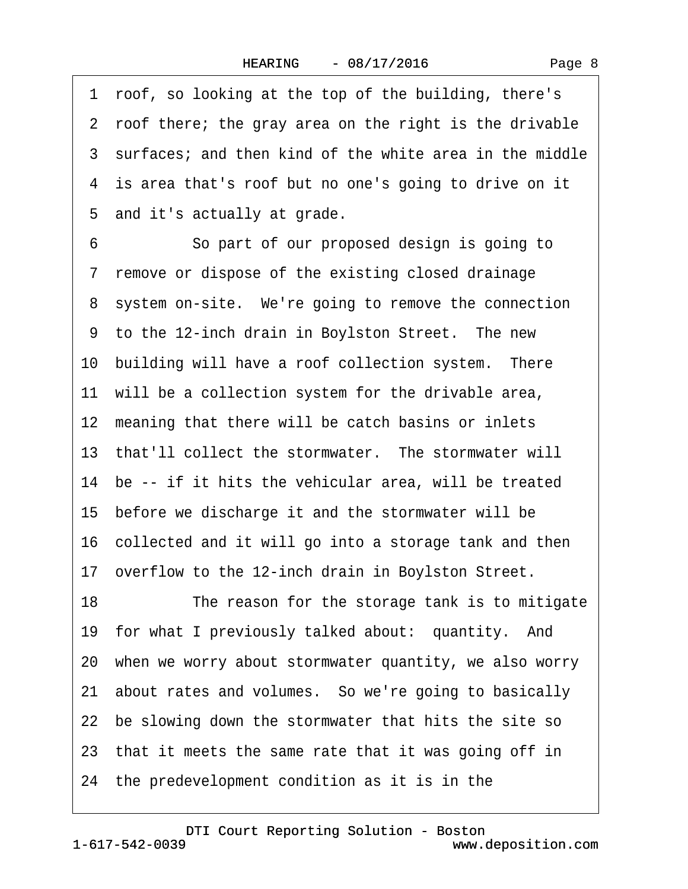1 roof, so looking at the top of the building, there's
2 roof there; the gray area on the right is the drivable
3 surfaces; and then kind of the white area in the middle
4 is area that's roof but no one's going to drive on it
5 and it's actually at grade.

6 So part of our proposed design is going to
7 remove or dispose of the existing closed drainage
8 system on-site. We're going to remove the connection
9 to the 12-inch drain in Boylston Street. The new
10 building will have a roof collection system. There
11 will be a collection system for the drivable area,
12 meaning that there will be catch basins or inlets
13 that'll collect the stormwater. The stormwater will
14 be -- if it hits the vehicular area, will be treated
15 before we discharge it and the stormwater will be
16 collected and it will go into a storage tank and then
17 overflow to the 12-inch drain in Boylston Street.

18 The reason for the storage tank is to mitigate
19 for what I previously talked about: quantity. And
20 when we worry about stormwater quantity, we also worry
21 about rates and volumes. So we're going to basically
22 be slowing down the stormwater that hits the site so
23 that it meets the same rate that it was going off in
24 the predevelopment condition as it is in the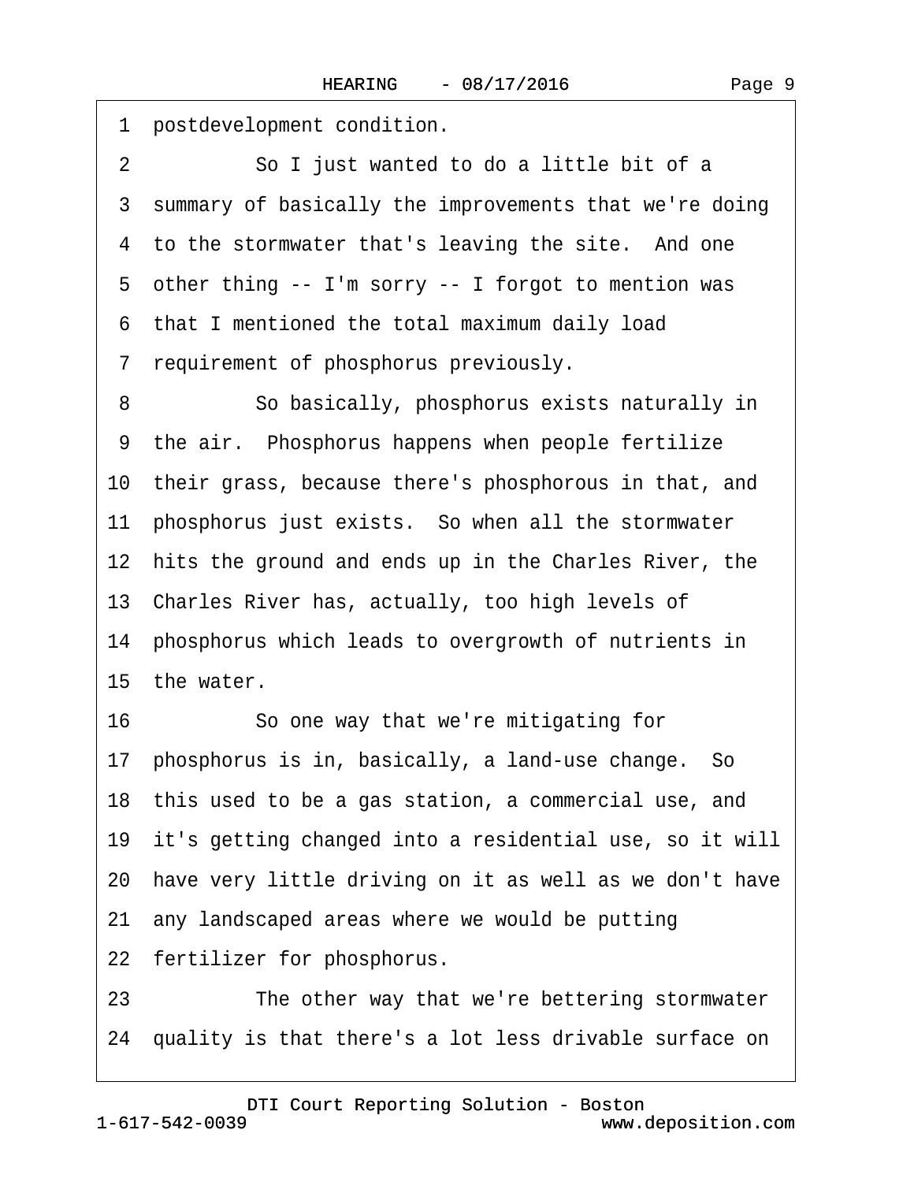1 postdevelopment condition.

2 So I just wanted to do a little bit of a

3 summary of basically the improvements that we're doing

4 to the stormwater that's leaving the site. And one

5 other thing -- I'm sorry -- I forgot to mention was

6 that I mentioned the total maximum daily load

7 requirement of phosphorus previously.

8 So basically, phosphorus exists naturally in

9 the air. Phosphorus happens when people fertilize

10 their grass, because there's phosphorous in that, and

11 phosphorus just exists. So when all the stormwater

12 hits the ground and ends up in the Charles River, the

13 Charles River has, actually, too high levels of

14 phosphorus which leads to overgrowth of nutrients in

15 the water.

16 So one way that we're mitigating for

17 phosphorus is in, basically, a land-use change. So

18 this used to be a gas station, a commercial use, and

19 it's getting changed into a residential use, so it will

20 have very little driving on it as well as we don't have

21 any landscaped areas where we would be putting

22 fertilizer for phosphorus.

23 The other way that we're bettering stormwater

24 quality is that there's a lot less drivable surface on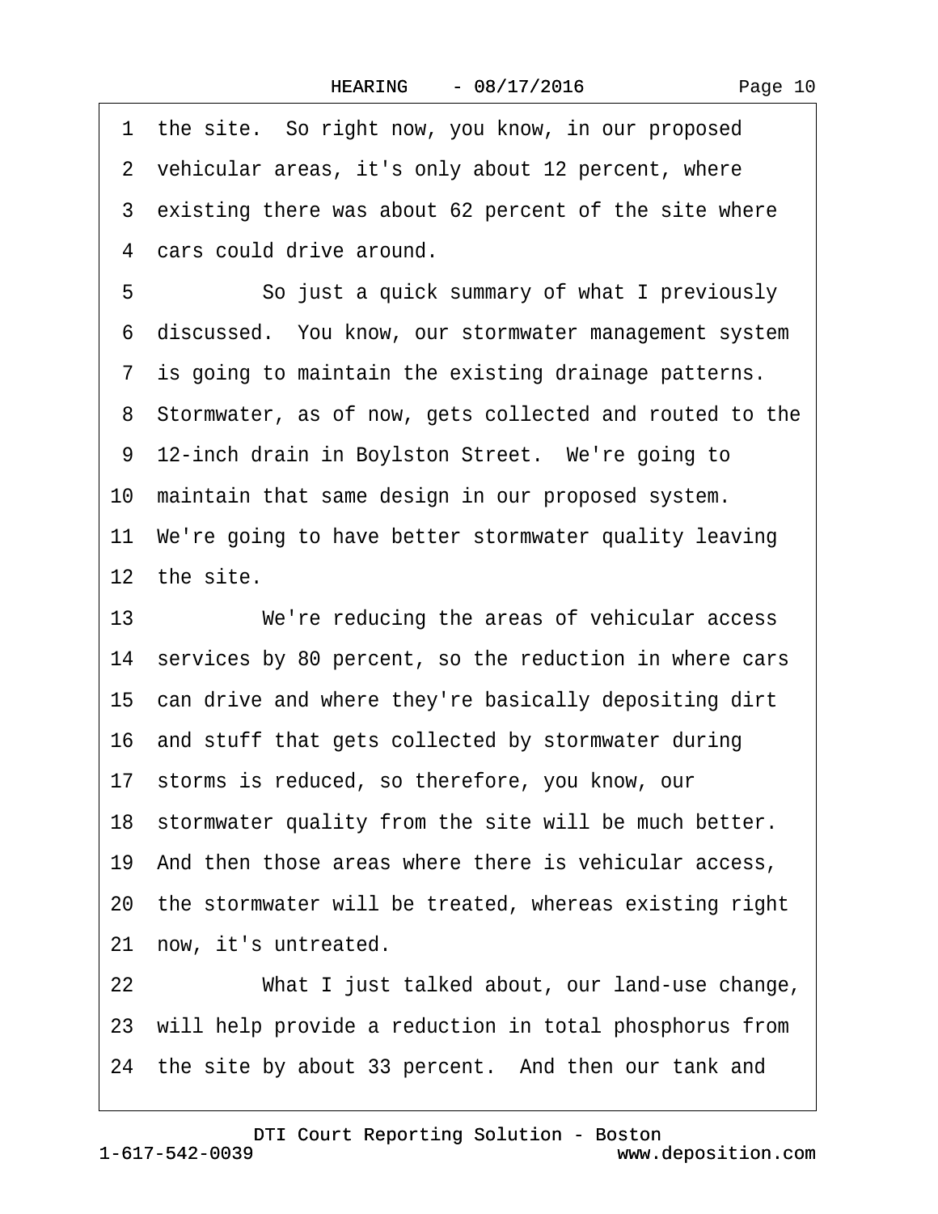1 the site. So right now, you know, in our proposed
2 vehicular areas, it's only about 12 percent, where
3 existing there was about 62 percent of the site where
4 cars could drive around.
5 So just a quick summary of what I previously
6 discussed. You know, our stormwater management system
7 is going to maintain the existing drainage patterns.
8 Stormwater, as of now, gets collected and routed to the
9 12-inch drain in Boylston Street. We're going to
10 maintain that same design in our proposed system.
11 We're going to have better stormwater quality leaving
12 the site.
13 We're reducing the areas of vehicular access
14 services by 80 percent, so the reduction in where cars
15 can drive and where they're basically depositing dirt
16 and stuff that gets collected by stormwater during
17 storms is reduced, so therefore, you know, our
18 stormwater quality from the site will be much better.
19 And then those areas where there is vehicular access,
20 the stormwater will be treated, whereas existing right
21 now, it's untreated.
22 What I just talked about, our land-use change,
23 will help provide a reduction in total phosphorus from
24 the site by about 33 percent. And then our tank and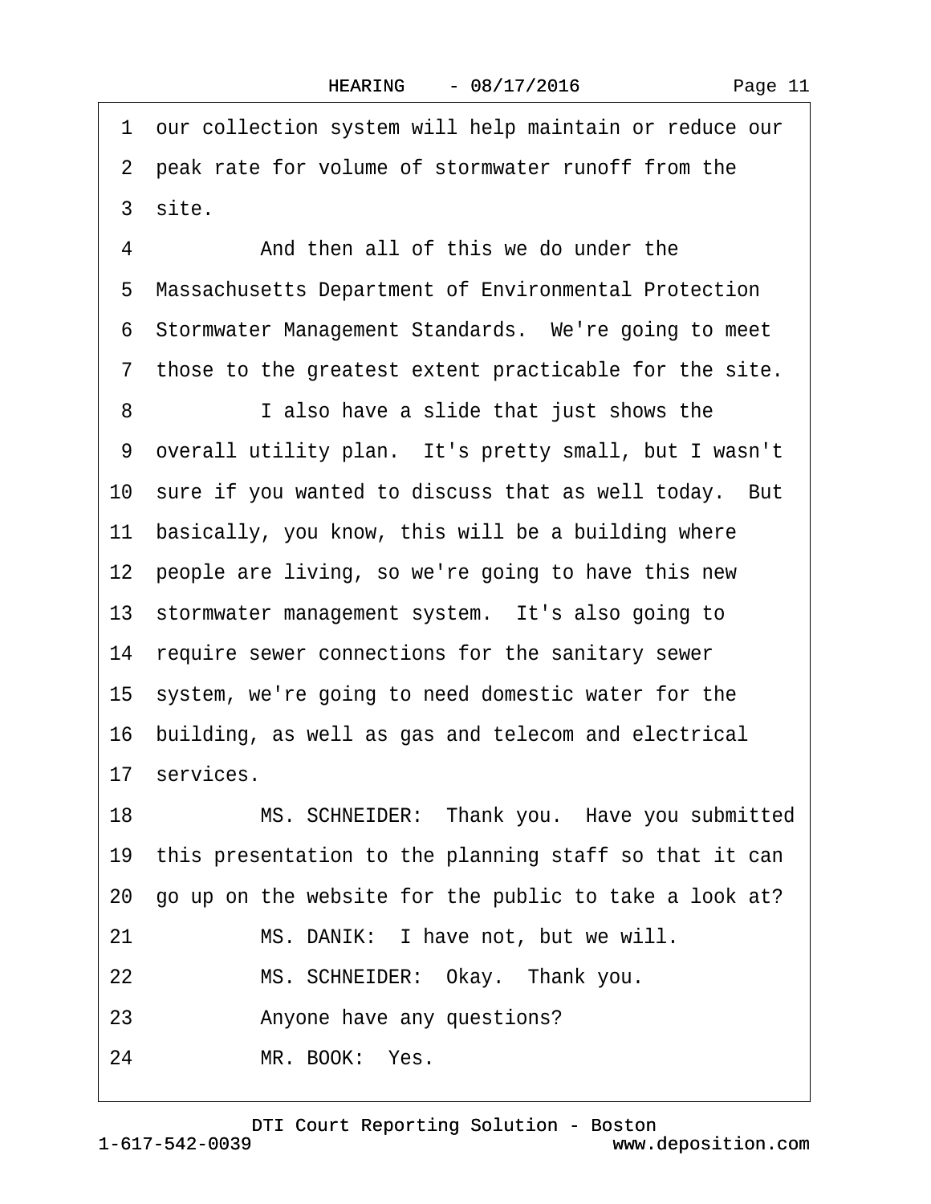1 our collection system will help maintain or reduce our
2 peak rate for volume of stormwater runoff from the
3 site.

4 And then all of this we do under the
5 Massachusetts Department of Environmental Protection
6 Stormwater Management Standards. We're going to meet
7 those to the greatest extent practicable for the site.

8 I also have a slide that just shows the
9 overall utility plan. It's pretty small, but I wasn't
10 sure if you wanted to discuss that as well today. But
11 basically, you know, this will be a building where
12 people are living, so we're going to have this new
13 stormwater management system. It's also going to
14 require sewer connections for the sanitary sewer
15 system, we're going to need domestic water for the
16 building, as well as gas and telecom and electrical
17 services.

18 MS. SCHNEIDER: Thank you. Have you submitted
19 this presentation to the planning staff so that it can
20 go up on the website for the public to take a look at?

21 MS. DANIK: I have not, but we will.

22 MS. SCHNEIDER: Okay. Thank you.

23 Anyone have any questions?

24 MR. BOOK: Yes.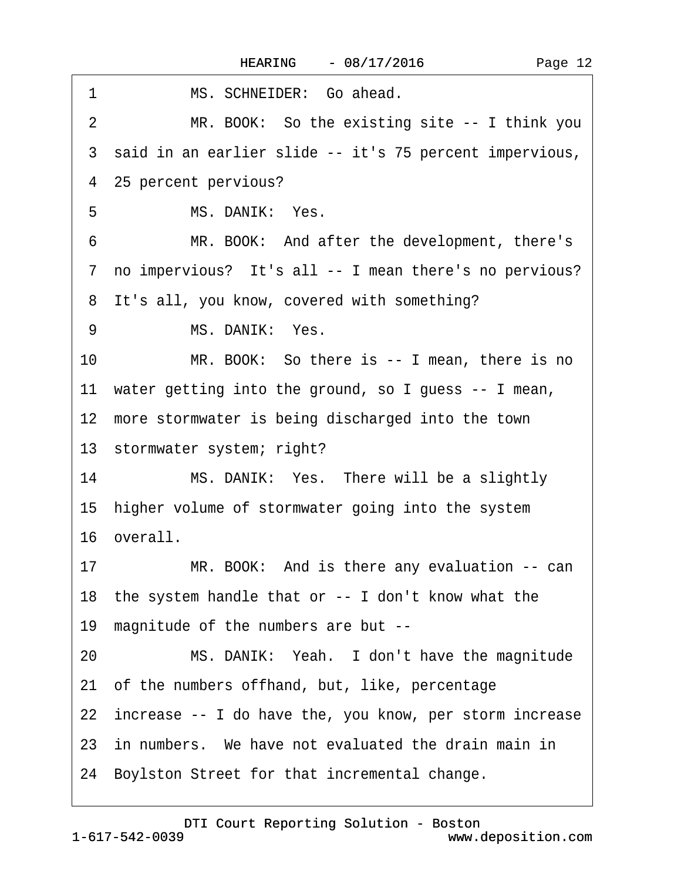1 MS. SCHNEIDER: Go ahead.

2 MR. BOOK: So the existing site -- I think you

3 said in an earlier slide -- it's 75 percent impervious,

4 25 percent pervious?

5 MS. DANIK: Yes.

6 MR. BOOK: And after the development, there's

7 no impervious? It's all -- I mean there's no pervious?

8 It's all, you know, covered with something?

9 MS. DANIK: Yes.

10 MR. BOOK: So there is -- I mean, there is no

11 water getting into the ground, so I guess -- I mean,

12 more stormwater is being discharged into the town

13 stormwater system; right?

14 MS. DANIK: Yes. There will be a slightly

15 higher volume of stormwater going into the system

16 overall.

17 MR. BOOK: And is there any evaluation -- can

18 the system handle that or -- I don't know what the

19 magnitude of the numbers are but --

20 MS. DANIK: Yeah. I don't have the magnitude

21 of the numbers offhand, but, like, percentage

22 increase -- I do have the, you know, per storm increase

23 in numbers. We have not evaluated the drain main in

24 Boylston Street for that incremental change.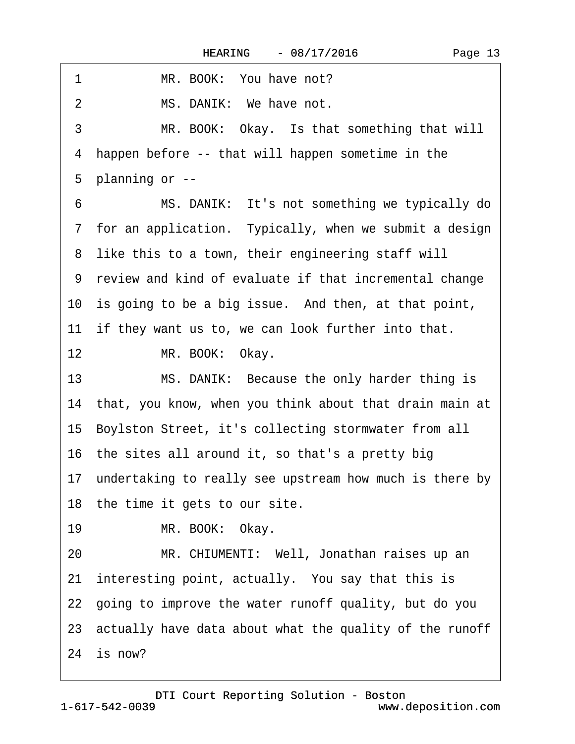1 MR. BOOK: You have not?

2 MS. DANIK: We have not.

3 MR. BOOK: Okay. Is that something that will

4 happen before -- that will happen sometime in the

5 planning or --

6 MS. DANIK: It's not something we typically do

7 for an application. Typically, when we submit a design

8 like this to a town, their engineering staff will

9 review and kind of evaluate if that incremental change

10 is going to be a big issue. And then, at that point,

11 if they want us to, we can look further into that.

12 MR. BOOK: Okay.

13 MS. DANIK: Because the only harder thing is

14 that, you know, when you think about that drain main at

15 Boylston Street, it's collecting stormwater from all

16 the sites all around it, so that's a pretty big

17 undertaking to really see upstream how much is there by

18 the time it gets to our site.

19 MR. BOOK: Okay.

20 MR. CHIUMENTI: Well, Jonathan raises up an

21 interesting point, actually. You say that this is

22 going to improve the water runoff quality, but do you

23 actually have data about what the quality of the runoff

24 is now?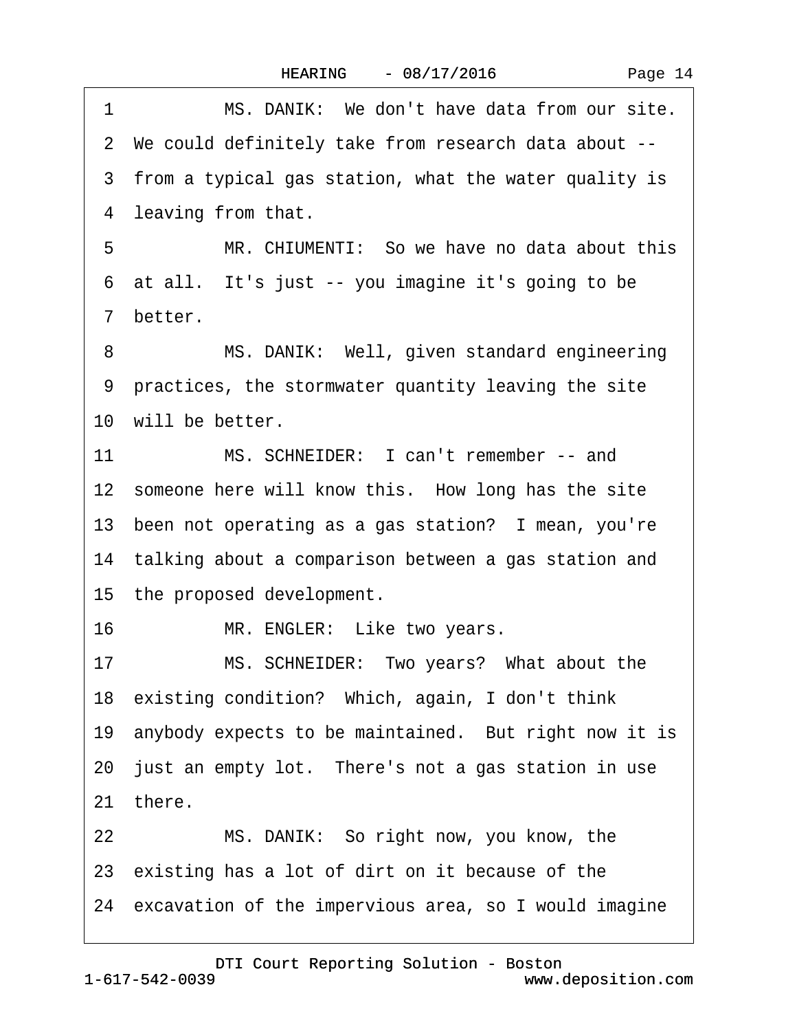1 MS. DANIK: We don't have data from our site.
2 We could definitely take from research data about --
3 from a typical gas station, what the water quality is
4 leaving from that.
5 MR. CHIUMENTI: So we have no data about this
6 at all. It's just -- you imagine it's going to be
7 better.
8 MS. DANIK: Well, given standard engineering
9 practices, the stormwater quantity leaving the site
10 will be better.
11 MS. SCHNEIDER: I can't remember -- and
12 someone here will know this. How long has the site
13 been not operating as a gas station? I mean, you're
14 talking about a comparison between a gas station and
15 the proposed development.
16 MR. ENGLER: Like two years.
17 MS. SCHNEIDER: Two years? What about the
18 existing condition? Which, again, I don't think
19 anybody expects to be maintained. But right now it is
20 just an empty lot. There's not a gas station in use
21 there.
22 MS. DANIK: So right now, you know, the
23 existing has a lot of dirt on it because of the
24 excavation of the impervious area, so I would imagine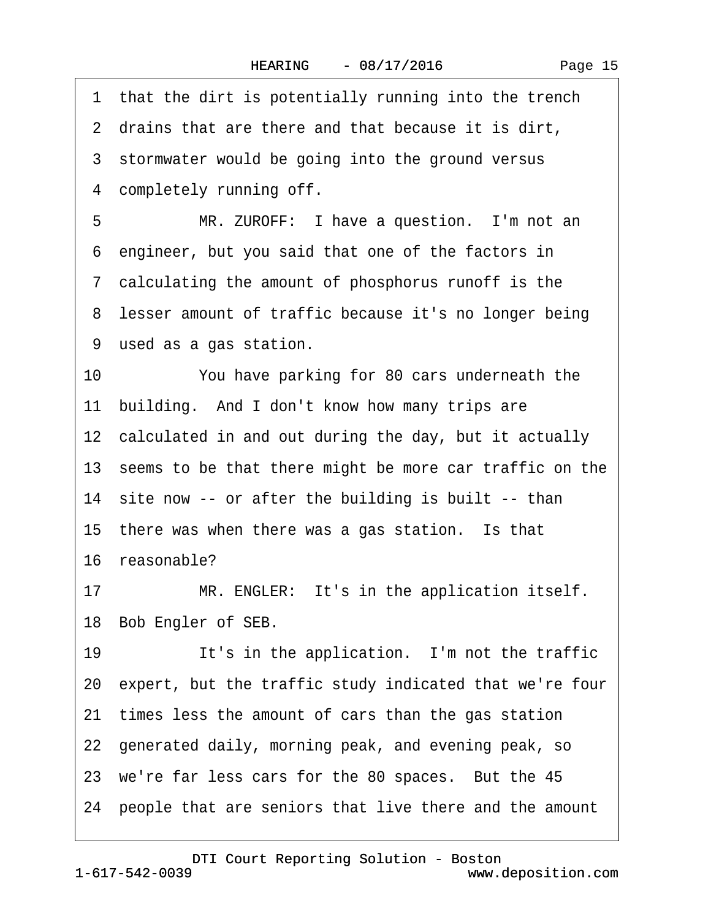1 that the dirt is potentially running into the trench
2 drains that are there and that because it is dirt,
3 stormwater would be going into the ground versus
4 completely running off.
5 MR. ZUROFF: I have a question. I'm not an
6 engineer, but you said that one of the factors in
7 calculating the amount of phosphorus runoff is the
8 lesser amount of traffic because it's no longer being
9 used as a gas station.
10 You have parking for 80 cars underneath the
11 building. And I don't know how many trips are
12 calculated in and out during the day, but it actually
13 seems to be that there might be more car traffic on the
14 site now -- or after the building is built -- than
15 there was when there was a gas station. Is that
16 reasonable?
17 MR. ENGLER: It's in the application itself.
18 Bob Engler of SEB.
19 It's in the application. I'm not the traffic
20 expert, but the traffic study indicated that we're four
21 times less the amount of cars than the gas station
22 generated daily, morning peak, and evening peak, so
23 we're far less cars for the 80 spaces. But the 45
24 people that are seniors that live there and the amount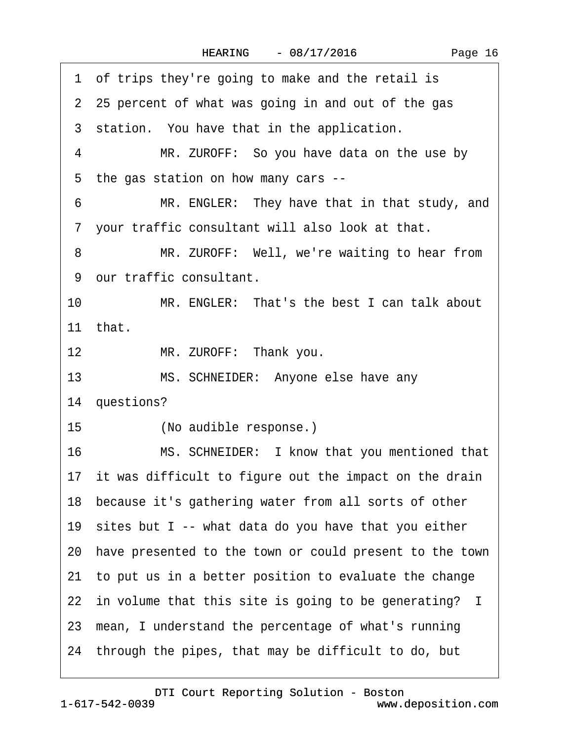1 of trips they're going to make and the retail is

2 25 percent of what was going in and out of the gas

3 station. You have that in the application.

4 MR. ZUROFF: So you have data on the use by

5 the gas station on how many cars --

6 MR. ENGLER: They have that in that study, and

7 your traffic consultant will also look at that.

8 MR. ZUROFF: Well, we're waiting to hear from

9 our traffic consultant.

10 MR. ENGLER: That's the best I can talk about

11 that.

12 MR. ZUROFF: Thank you.

13 MS. SCHNEIDER: Anyone else have any

14 questions?

15 (No audible response.)

16 MS. SCHNEIDER: I know that you mentioned that

17 it was difficult to figure out the impact on the drain

18 because it's gathering water from all sorts of other

19 sites but I -- what data do you have that you either

20 have presented to the town or could present to the town

21 to put us in a better position to evaluate the change

22 in volume that this site is going to be generating? I

23 mean, I understand the percentage of what's running

24 through the pipes, that may be difficult to do, but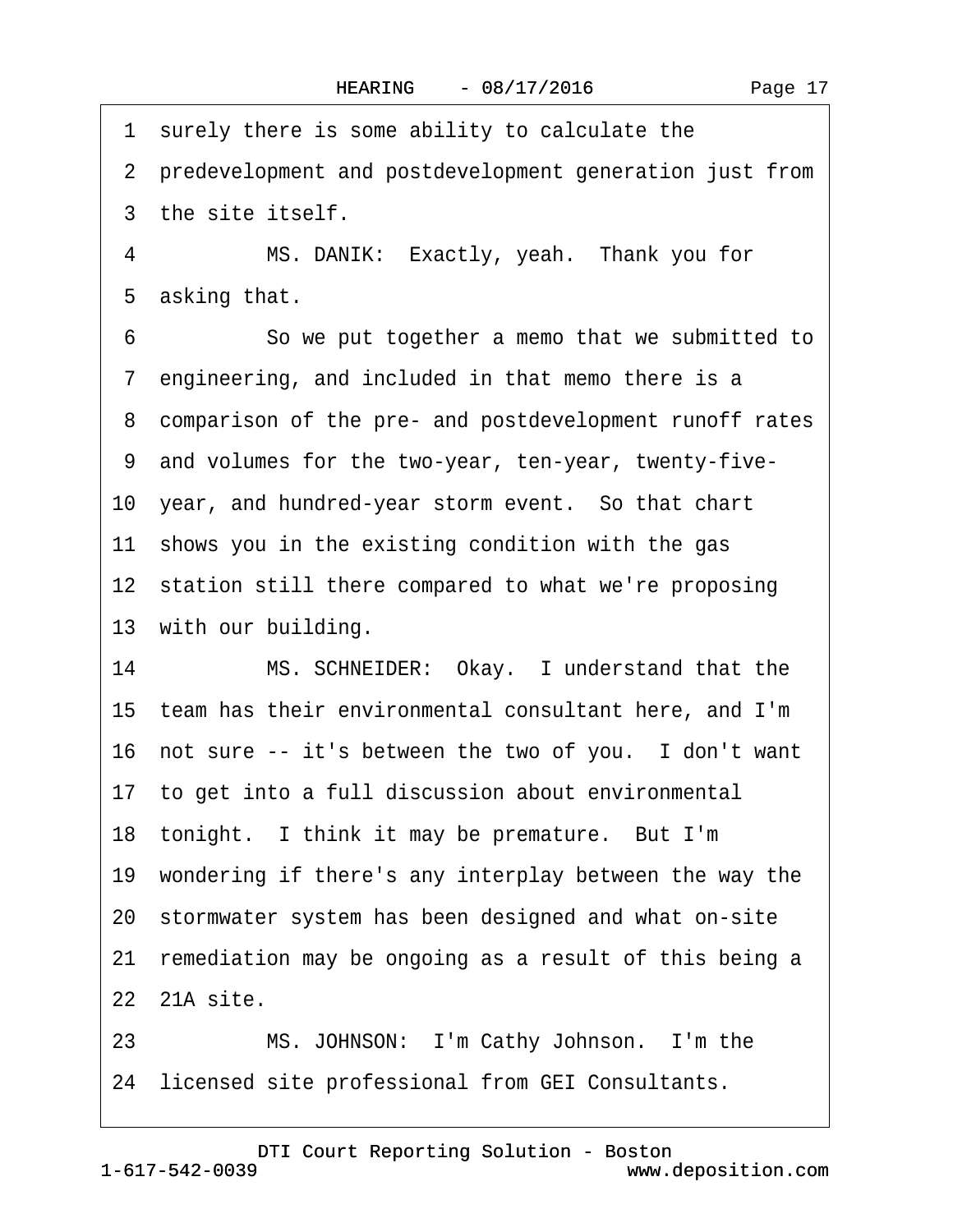1 surely there is some ability to calculate the

2 predevelopment and postdevelopment generation just from

3 the site itself.

4 MS. DANIK: Exactly, yeah. Thank you for

5 asking that.

6 So we put together a memo that we submitted to

7 engineering, and included in that memo there is a

8 comparison of the pre- and postdevelopment runoff rates

9 and volumes for the two-year, ten-year, twenty-five-

10 year, and hundred-year storm event. So that chart

11 shows you in the existing condition with the gas

12 station still there compared to what we're proposing

13 with our building.

14 MS. SCHNEIDER: Okay. I understand that the

15 team has their environmental consultant here, and I'm

16 not sure -- it's between the two of you. I don't want

17 to get into a full discussion about environmental

18 tonight. I think it may be premature. But I'm

19 wondering if there's any interplay between the way the

20 stormwater system has been designed and what on-site

21 remediation may be ongoing as a result of this being a

22 21A site.

23 MS. JOHNSON: I'm Cathy Johnson. I'm the

24 licensed site professional from GEI Consultants.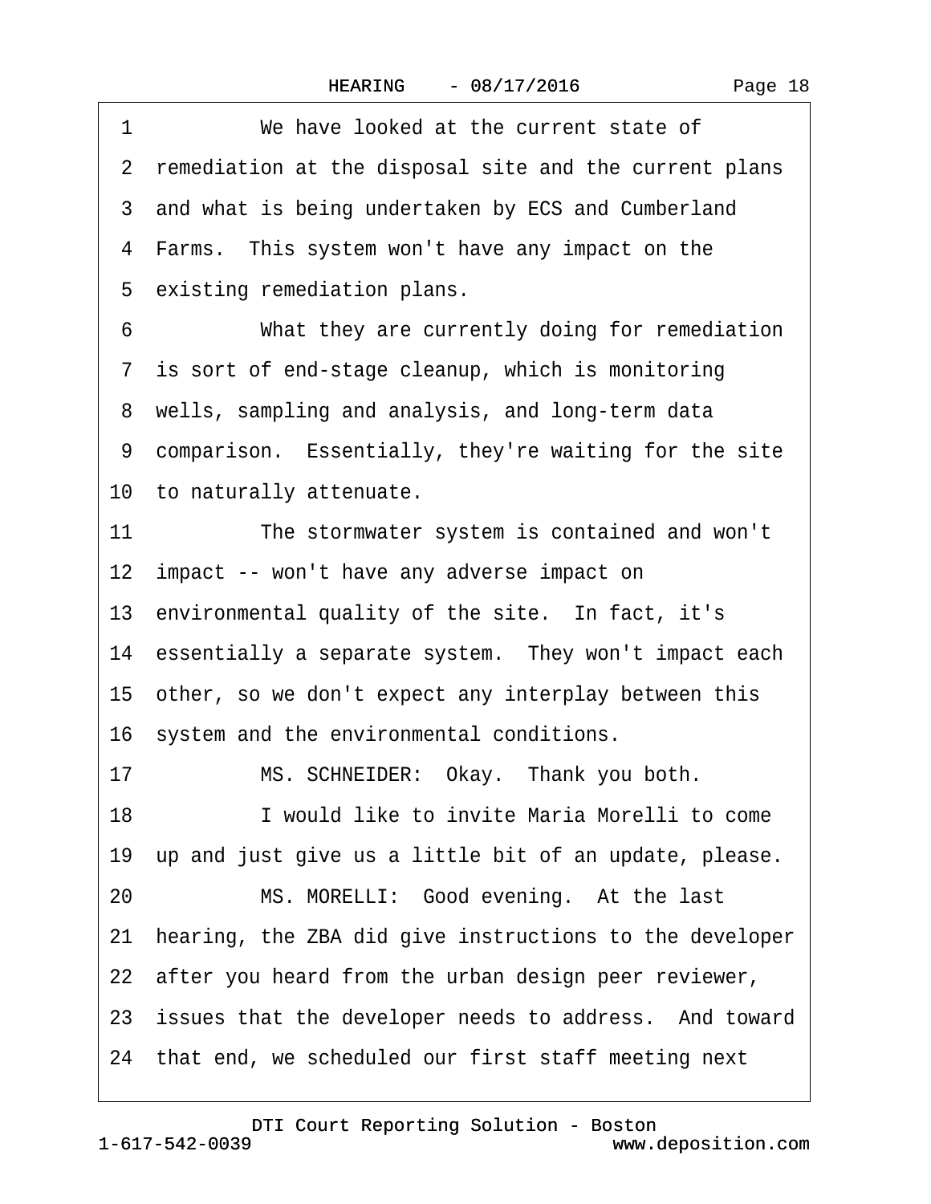1 We have looked at the current state of
2 remediation at the disposal site and the current plans
3 and what is being undertaken by ECS and Cumberland
4 Farms. This system won't have any impact on the
5 existing remediation plans.
6 What they are currently doing for remediation
7 is sort of end-stage cleanup, which is monitoring
8 wells, sampling and analysis, and long-term data
9 comparison. Essentially, they're waiting for the site
10 to naturally attenuate.
11 The stormwater system is contained and won't
12 impact -- won't have any adverse impact on
13 environmental quality of the site. In fact, it's
14 essentially a separate system. They won't impact each
15 other, so we don't expect any interplay between this
16 system and the environmental conditions.
17 MS. SCHNEIDER: Okay. Thank you both.
18 I would like to invite Maria Morelli to come
19 up and just give us a little bit of an update, please.
20 MS. MORELLI: Good evening. At the last
21 hearing, the ZBA did give instructions to the developer
22 after you heard from the urban design peer reviewer,
23 issues that the developer needs to address. And toward
24 that end, we scheduled our first staff meeting next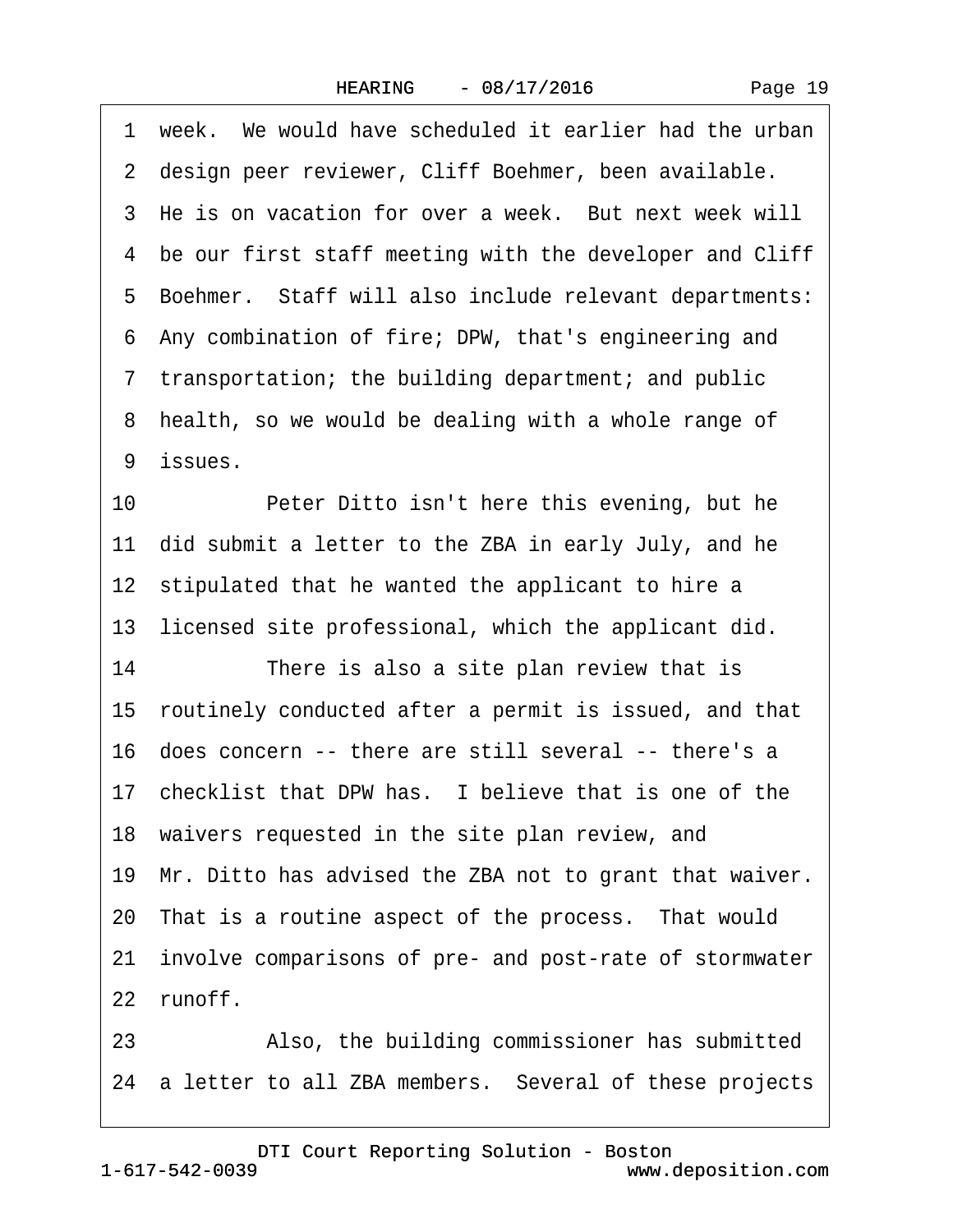week. We would have scheduled it earlier had the urban design peer reviewer, Cliff Boehmer, been available. He is on vacation for over a week. But next week will be our first staff meeting with the developer and Cliff Boehmer. Staff will also include relevant departments: Any combination of fire; DPW, that's engineering and transportation; the building department; and public health, so we would be dealing with a whole range of issues.

Peter Ditto isn't here this evening, but he did submit a letter to the ZBA in early July, and he stipulated that he wanted the applicant to hire a licensed site professional, which the applicant did.

There is also a site plan review that is routinely conducted after a permit is issued, and that does concern -- there are still several -- there's a checklist that DPW has. I believe that is one of the waivers requested in the site plan review, and Mr. Ditto has advised the ZBA not to grant that waiver. That is a routine aspect of the process. That would involve comparisons of pre- and post-rate of stormwater runoff.

Also, the building commissioner has submitted a letter to all ZBA members. Several of these projects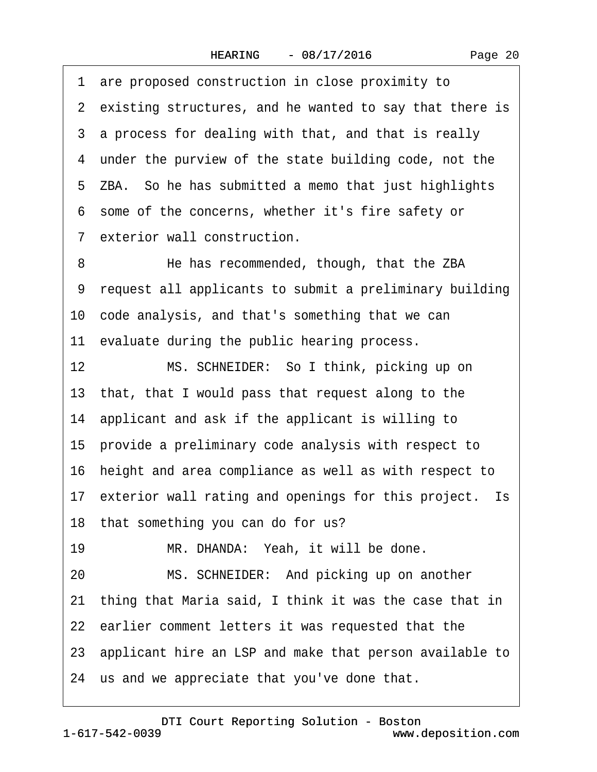1 are proposed construction in close proximity to
2 existing structures, and he wanted to say that there is
3 a process for dealing with that, and that is really
4 under the purview of the state building code, not the
5 ZBA. So he has submitted a memo that just highlights
6 some of the concerns, whether it's fire safety or
7 exterior wall construction.

8 He has recommended, though, that the ZBA
9 request all applicants to submit a preliminary building
10 code analysis, and that's something that we can
11 evaluate during the public hearing process.

12 MS. SCHNEIDER: So I think, picking up on
13 that, that I would pass that request along to the
14 applicant and ask if the applicant is willing to
15 provide a preliminary code analysis with respect to
16 height and area compliance as well as with respect to
17 exterior wall rating and openings for this project. Is
18 that something you can do for us?

19 MR. DHANDA: Yeah, it will be done.

20 MS. SCHNEIDER: And picking up on another
21 thing that Maria said, I think it was the case that in
22 earlier comment letters it was requested that the
23 applicant hire an LSP and make that person available to
24 us and we appreciate that you've done that.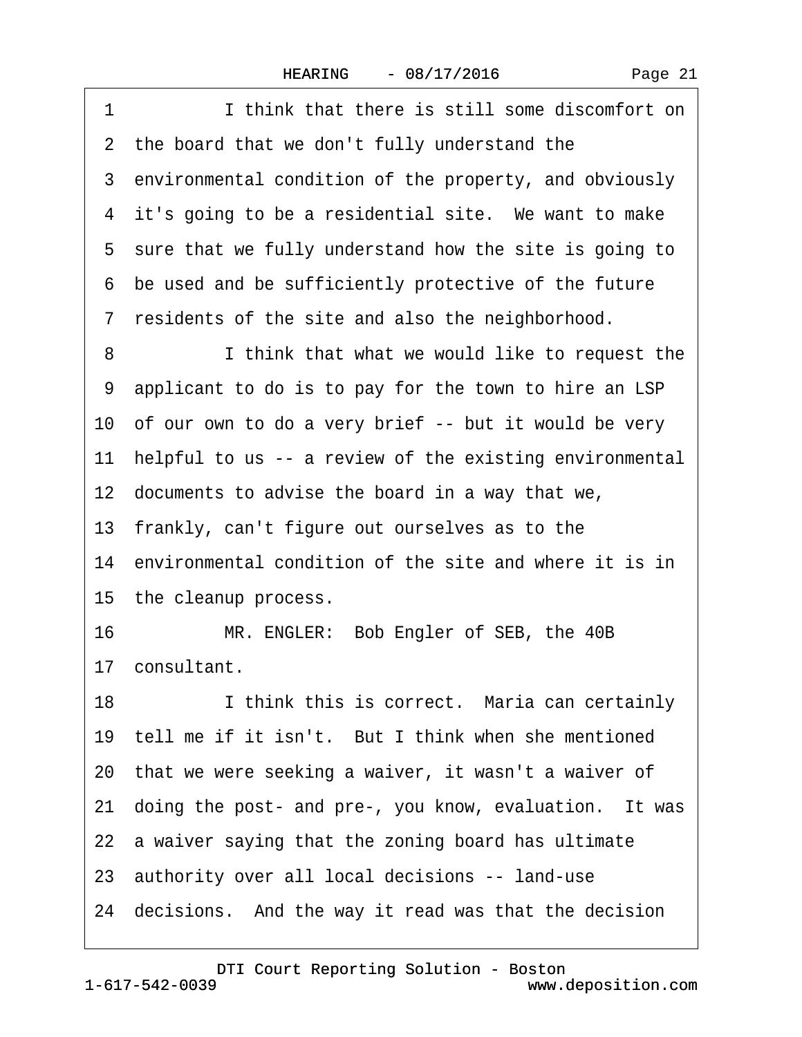1 I think that there is still some discomfort on
2 the board that we don't fully understand the
3 environmental condition of the property, and obviously
4 it's going to be a residential site. We want to make
5 sure that we fully understand how the site is going to
6 be used and be sufficiently protective of the future
7 residents of the site and also the neighborhood.
8 I think that what we would like to request the
9 applicant to do is to pay for the town to hire an LSP
10 of our own to do a very brief -- but it would be very
11 helpful to us -- a review of the existing environmental
12 documents to advise the board in a way that we,
13 frankly, can't figure out ourselves as to the
14 environmental condition of the site and where it is in
15 the cleanup process.
16 MR. ENGLER: Bob Engler of SEB, the 40B
17 consultant.
18 I think this is correct. Maria can certainly
19 tell me if it isn't. But I think when she mentioned
20 that we were seeking a waiver, it wasn't a waiver of
21 doing the post- and pre-, you know, evaluation. It was
22 a waiver saying that the zoning board has ultimate
23 authority over all local decisions -- land-use
24 decisions. And the way it read was that the decision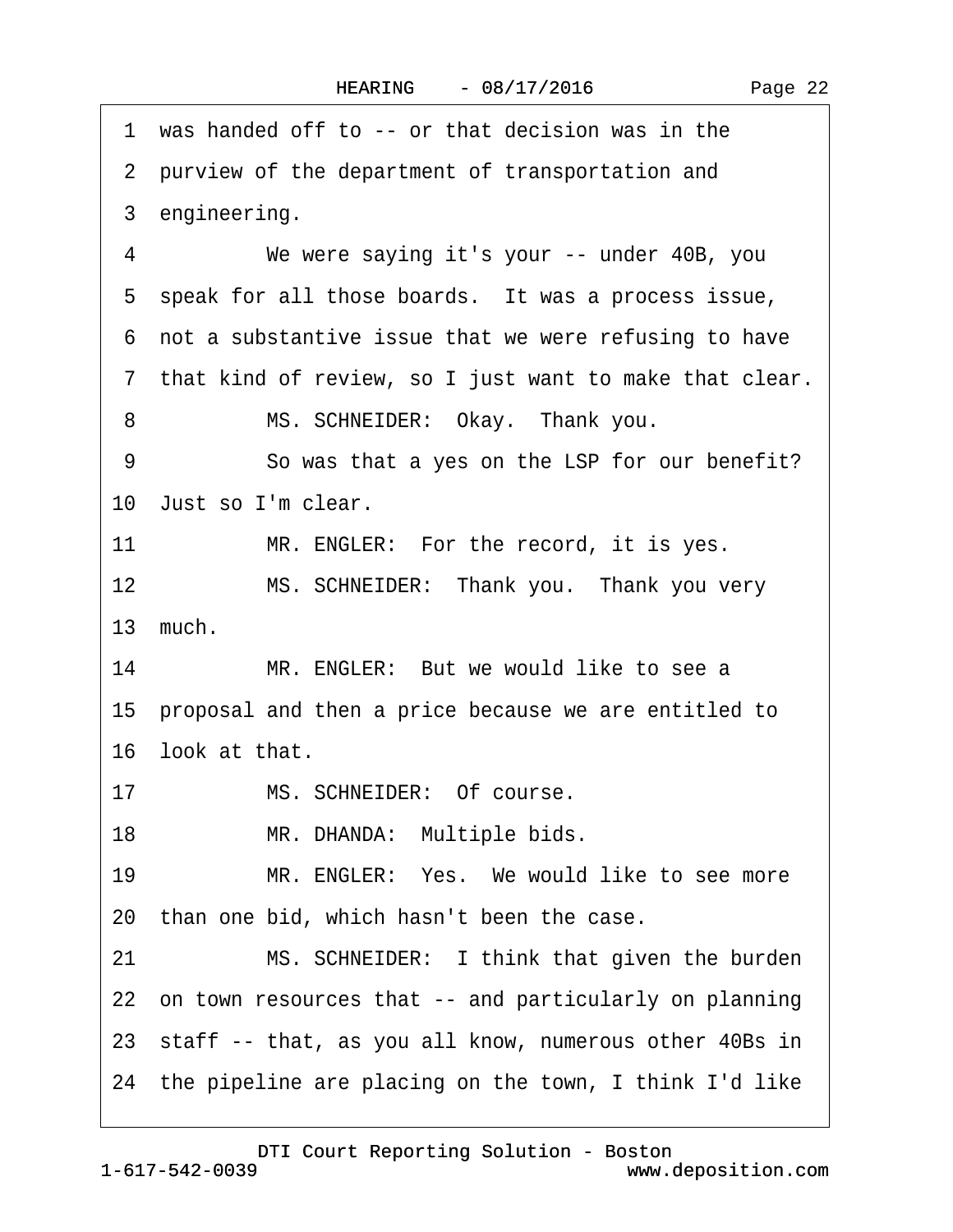1 was handed off to -- or that decision was in the
2 purview of the department of transportation and
3 engineering.
4 We were saying it's your -- under 40B, you
5 speak for all those boards. It was a process issue,
6 not a substantive issue that we were refusing to have
7 that kind of review, so I just want to make that clear.
8 MS. SCHNEIDER: Okay. Thank you.
9 So was that a yes on the LSP for our benefit?
10 Just so I'm clear.
11 MR. ENGLER: For the record, it is yes.
12 MS. SCHNEIDER: Thank you. Thank you very
13 much.
14 MR. ENGLER: But we would like to see a
15 proposal and then a price because we are entitled to
16 look at that.
17 MS. SCHNEIDER: Of course.
18 MR. DHANDA: Multiple bids.
19 MR. ENGLER: Yes. We would like to see more
20 than one bid, which hasn't been the case.
21 MS. SCHNEIDER: I think that given the burden
22 on town resources that -- and particularly on planning
23 staff -- that, as you all know, numerous other 40Bs in
24 the pipeline are placing on the town, I think I'd like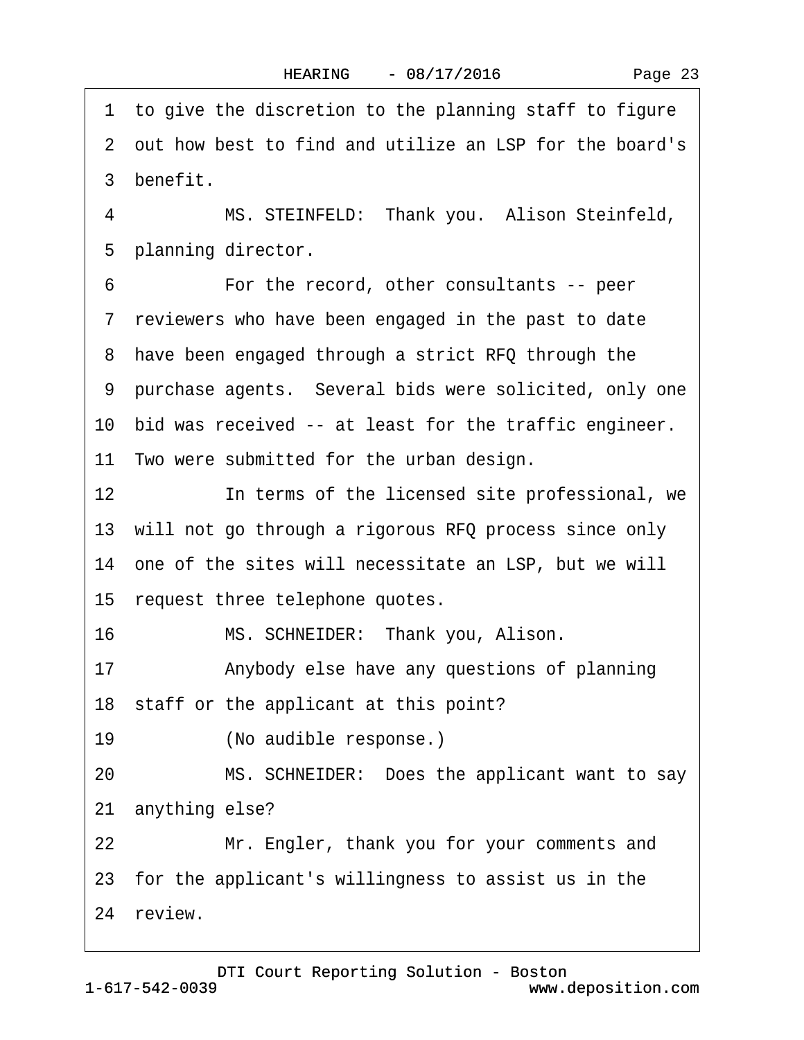1 to give the discretion to the planning staff to figure
2 out how best to find and utilize an LSP for the board's
3 benefit.
4 MS. STEINFELD: Thank you. Alison Steinfeld,
5 planning director.
6 For the record, other consultants -- peer
7 reviewers who have been engaged in the past to date
8 have been engaged through a strict RFQ through the
9 purchase agents. Several bids were solicited, only one
10 bid was received -- at least for the traffic engineer.
11 Two were submitted for the urban design.
12 In terms of the licensed site professional, we
13 will not go through a rigorous RFQ process since only
14 one of the sites will necessitate an LSP, but we will
15 request three telephone quotes.
16 MS. SCHNEIDER: Thank you, Alison.
17 Anybody else have any questions of planning
18 staff or the applicant at this point?
19 (No audible response.)
20 MS. SCHNEIDER: Does the applicant want to say
21 anything else?
22 Mr. Engler, thank you for your comments and
23 for the applicant's willingness to assist us in the
24 review.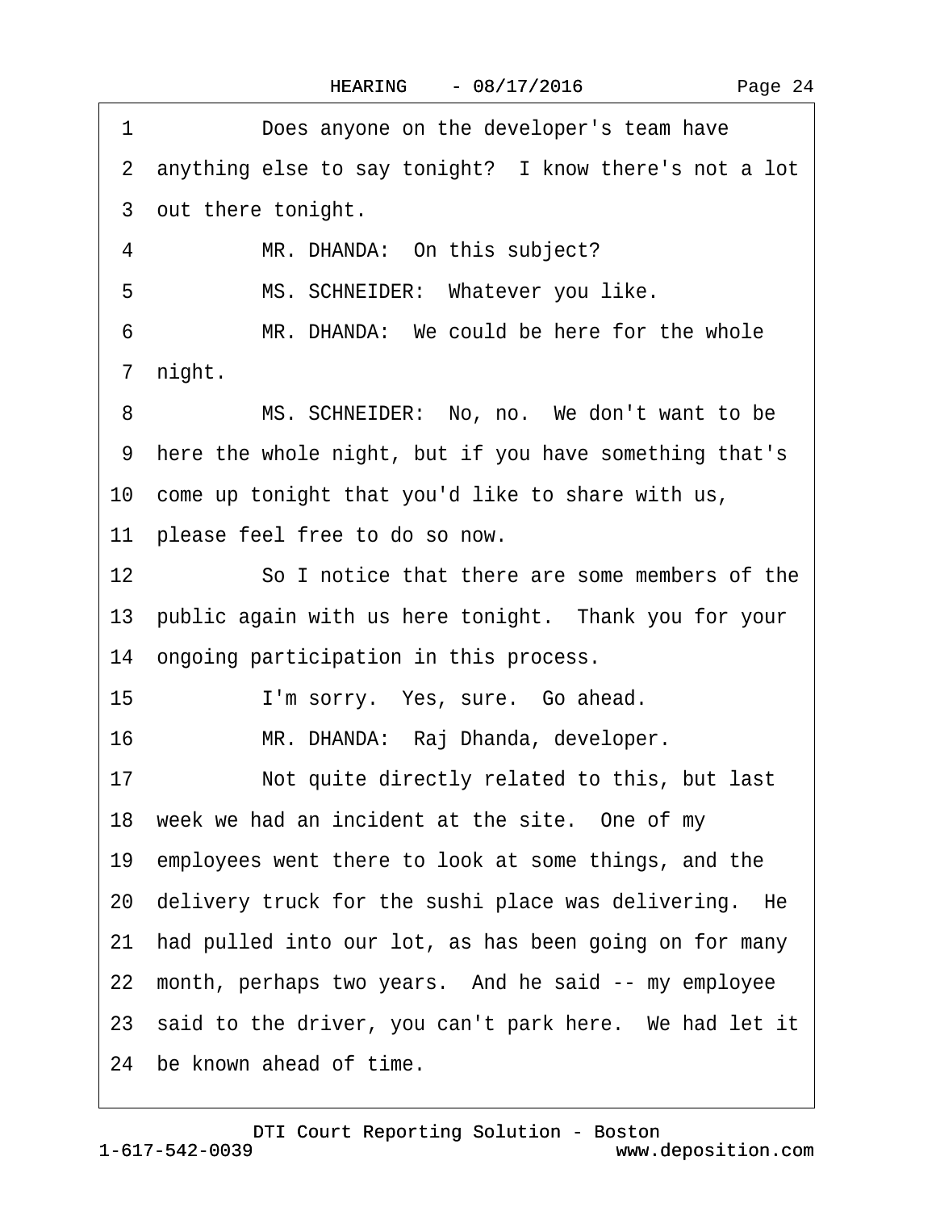1 Does anyone on the developer's team have

2 anything else to say tonight? I know there's not a lot

3 out there tonight.

4 MR. DHANDA: On this subject?

5 MS. SCHNEIDER: Whatever you like.

6 MR. DHANDA: We could be here for the whole

7 night.

8 MS. SCHNEIDER: No, no. We don't want to be

9 here the whole night, but if you have something that's

10 come up tonight that you'd like to share with us,

11 please feel free to do so now.

12 So I notice that there are some members of the

13 public again with us here tonight. Thank you for your

14 ongoing participation in this process.

15 I'm sorry. Yes, sure. Go ahead.

16 MR. DHANDA: Raj Dhanda, developer.

17 Not quite directly related to this, but last

18 week we had an incident at the site. One of my

19 employees went there to look at some things, and the

20 delivery truck for the sushi place was delivering. He

21 had pulled into our lot, as has been going on for many

22 month, perhaps two years. And he said -- my employee

23 said to the driver, you can't park here. We had let it

24 be known ahead of time.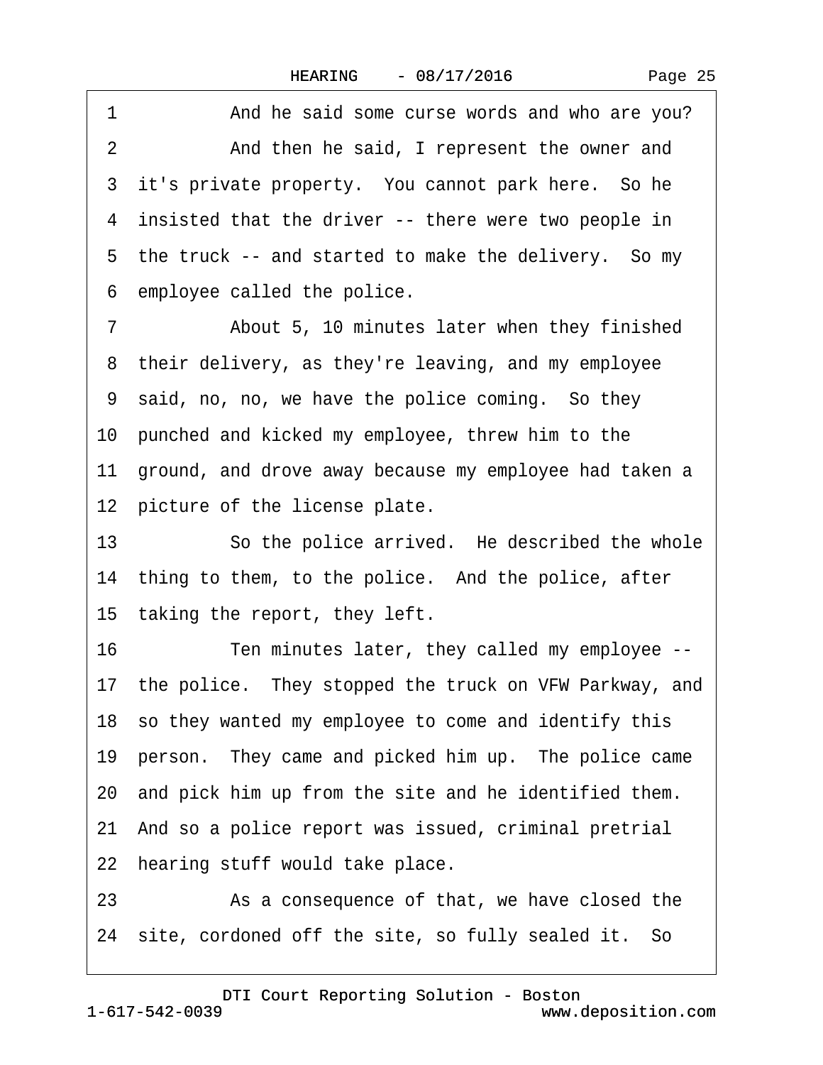1 And he said some curse words and who are you?

2 And then he said, I represent the owner and

3 it's private property. You cannot park here. So he

4 insisted that the driver -- there were two people in

5 the truck -- and started to make the delivery. So my

6 employee called the police.

7 About 5, 10 minutes later when they finished

8 their delivery, as they're leaving, and my employee

9 said, no, no, we have the police coming. So they

10 punched and kicked my employee, threw him to the

11 ground, and drove away because my employee had taken a

12 picture of the license plate.

13 So the police arrived. He described the whole

14 thing to them, to the police. And the police, after

15 taking the report, they left.

16 Ten minutes later, they called my employee --

17 the police. They stopped the truck on VFW Parkway, and

18 so they wanted my employee to come and identify this

19 person. They came and picked him up. The police came

20 and pick him up from the site and he identified them.

21 And so a police report was issued, criminal pretrial

22 hearing stuff would take place.

23 As a consequence of that, we have closed the

24 site, cordoned off the site, so fully sealed it. So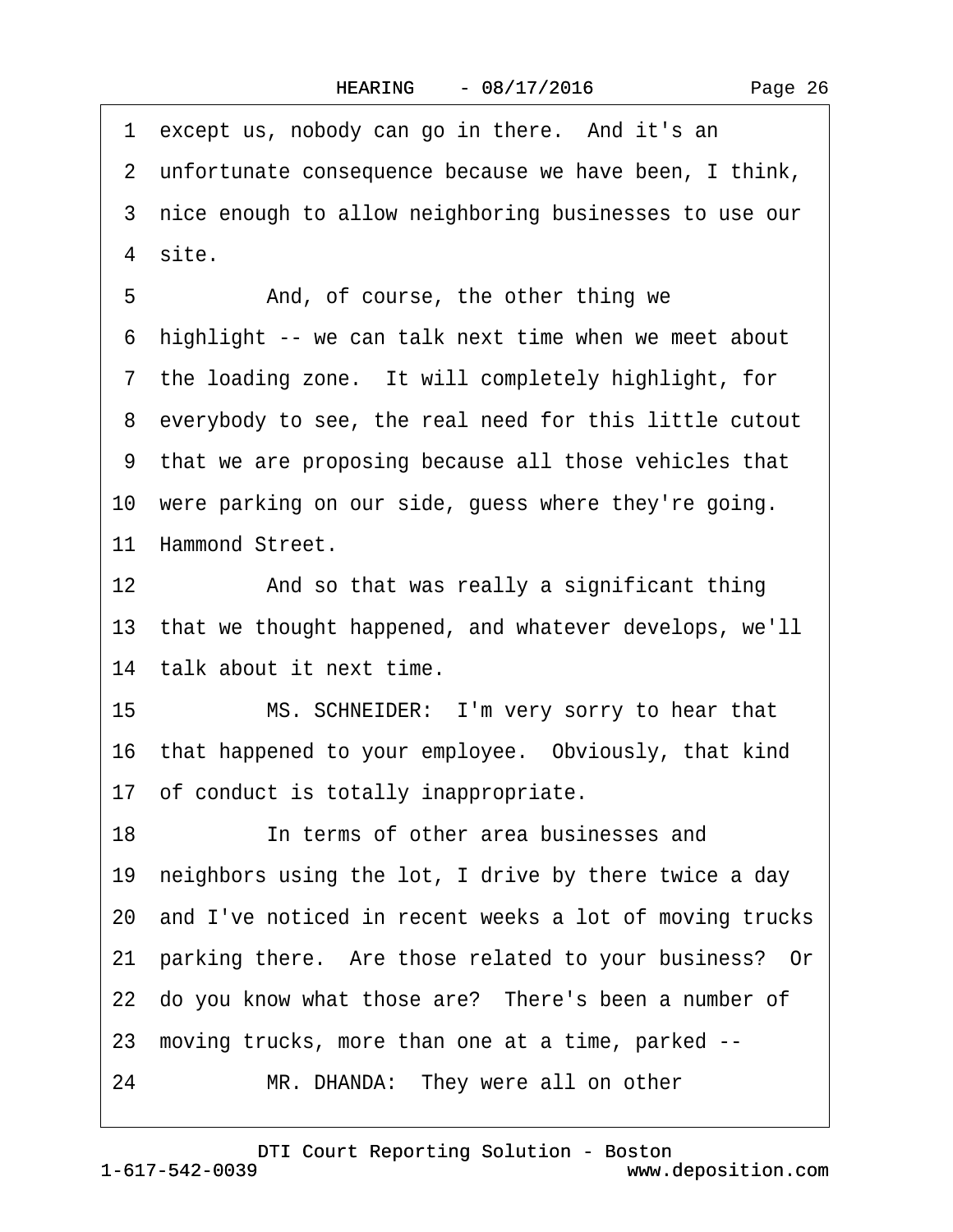1 except us, nobody can go in there. And it's an
2 unfortunate consequence because we have been, I think,
3 nice enough to allow neighboring businesses to use our
4 site.

5 And, of course, the other thing we
6 highlight -- we can talk next time when we meet about
7 the loading zone. It will completely highlight, for
8 everybody to see, the real need for this little cutout
9 that we are proposing because all those vehicles that
10 were parking on our side, guess where they're going.
11 Hammond Street.

12 And so that was really a significant thing
13 that we thought happened, and whatever develops, we'll
14 talk about it next time.

15 MS. SCHNEIDER: I'm very sorry to hear that
16 that happened to your employee. Obviously, that kind
17 of conduct is totally inappropriate.

18 In terms of other area businesses and
19 neighbors using the lot, I drive by there twice a day
20 and I've noticed in recent weeks a lot of moving trucks
21 parking there. Are those related to your business? Or
22 do you know what those are? There's been a number of
23 moving trucks, more than one at a time, parked --

24 MR. DHANDA: They were all on other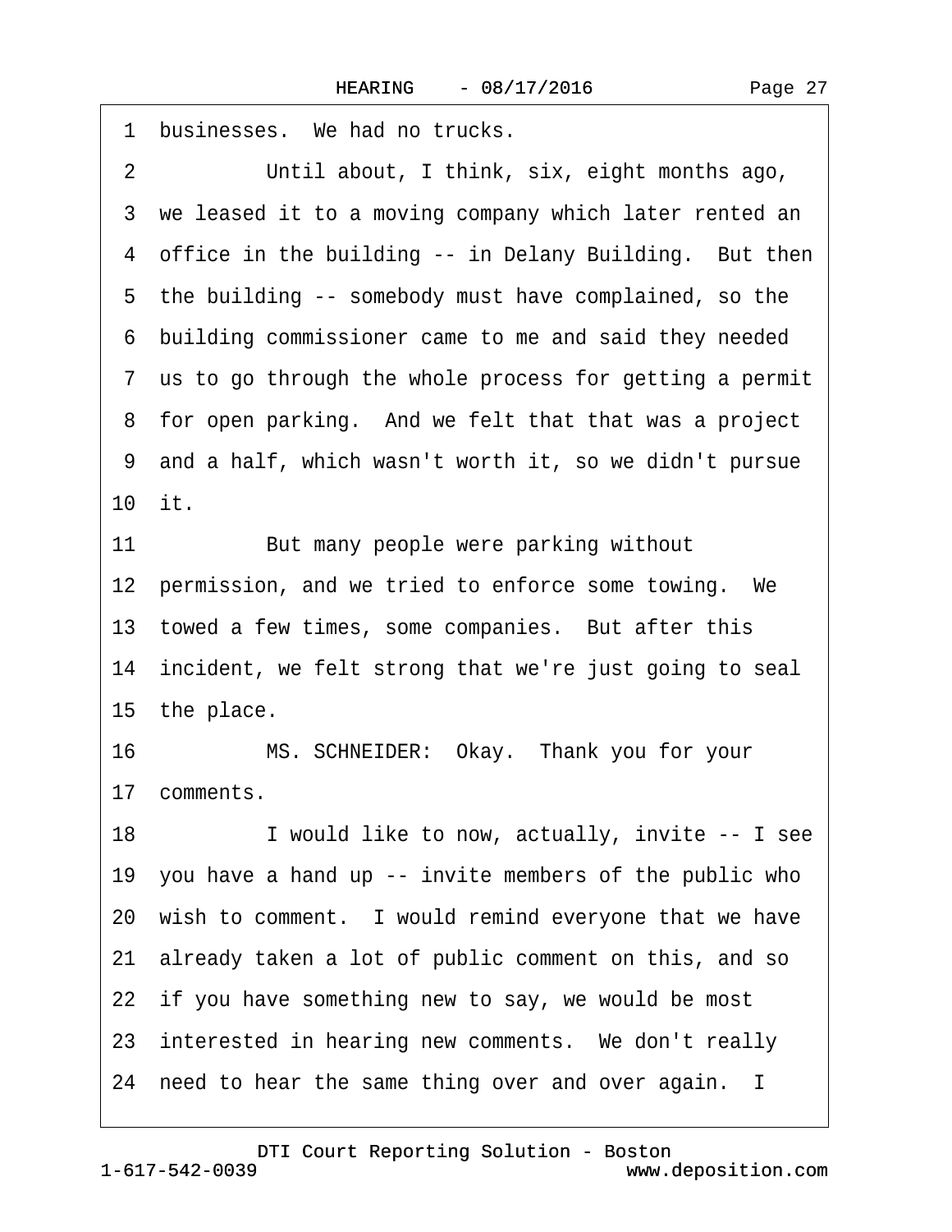1 businesses. We had no trucks.

2 Until about, I think, six, eight months ago,

3 we leased it to a moving company which later rented an

4 office in the building -- in Delany Building. But then

5 the building -- somebody must have complained, so the

6 building commissioner came to me and said they needed

7 us to go through the whole process for getting a permit

8 for open parking. And we felt that that was a project

9 and a half, which wasn't worth it, so we didn't pursue

10 it.

11 But many people were parking without

12 permission, and we tried to enforce some towing. We

13 towed a few times, some companies. But after this

14 incident, we felt strong that we're just going to seal

15 the place.

16 MS. SCHNEIDER: Okay. Thank you for your

17 comments.

18 I would like to now, actually, invite -- I see

19 you have a hand up -- invite members of the public who

20 wish to comment. I would remind everyone that we have

21 already taken a lot of public comment on this, and so

22 if you have something new to say, we would be most

23 interested in hearing new comments. We don't really

24 need to hear the same thing over and over again. I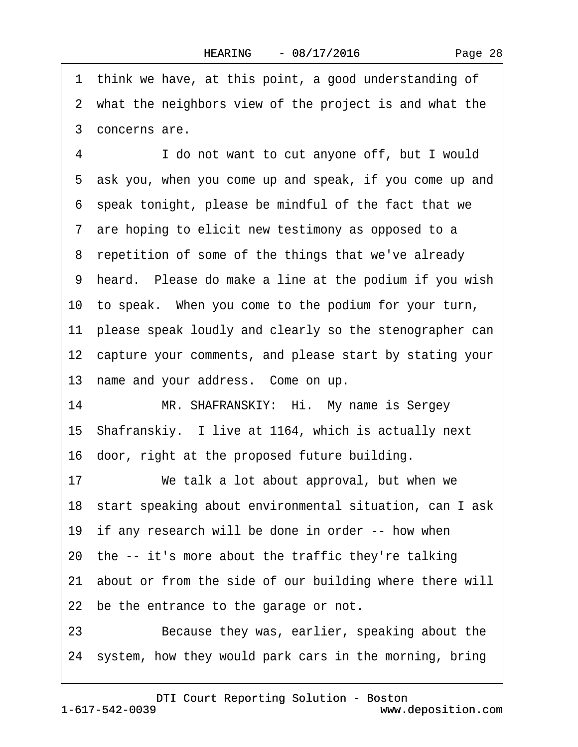1 think we have, at this point, a good understanding of
2 what the neighbors view of the project is and what the
3 concerns are.

4 I do not want to cut anyone off, but I would
5 ask you, when you come up and speak, if you come up and
6 speak tonight, please be mindful of the fact that we
7 are hoping to elicit new testimony as opposed to a
8 repetition of some of the things that we've already
9 heard. Please do make a line at the podium if you wish
10 to speak. When you come to the podium for your turn,
11 please speak loudly and clearly so the stenographer can
12 capture your comments, and please start by stating your
13 name and your address. Come on up.

14 MR. SHAFRANSKIY: Hi. My name is Sergey
15 Shafranskiy. I live at 1164, which is actually next
16 door, right at the proposed future building.

17 We talk a lot about approval, but when we
18 start speaking about environmental situation, can I ask
19 if any research will be done in order -- how when
20 the -- it's more about the traffic they're talking
21 about or from the side of our building where there will
22 be the entrance to the garage or not.

23 Because they was, earlier, speaking about the
24 system, how they would park cars in the morning, bring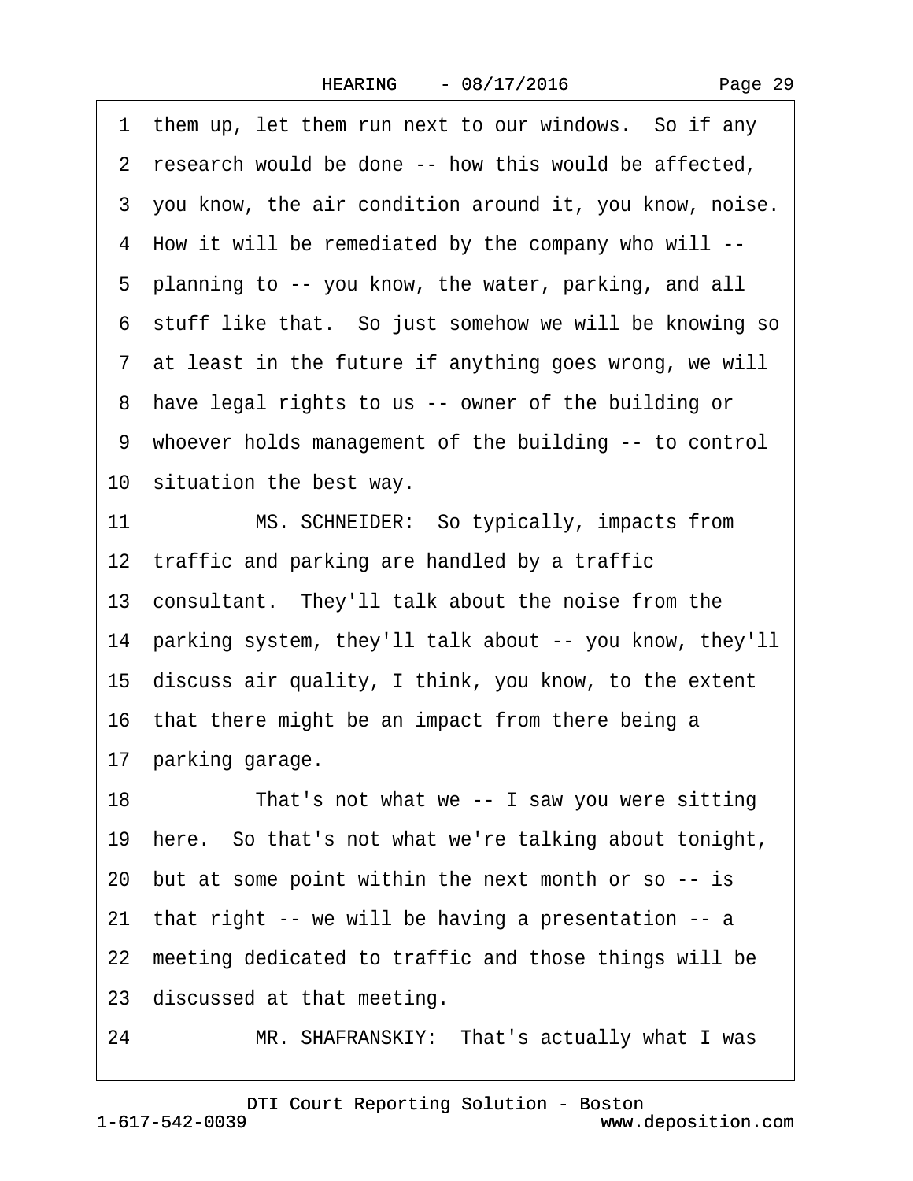1 them up, let them run next to our windows. So if any
2 research would be done -- how this would be affected,
3 you know, the air condition around it, you know, noise.
4 How it will be remediated by the company who will --
5 planning to -- you know, the water, parking, and all
6 stuff like that. So just somehow we will be knowing so
7 at least in the future if anything goes wrong, we will
8 have legal rights to us -- owner of the building or
9 whoever holds management of the building -- to control
10 situation the best way.
11 MS. SCHNEIDER: So typically, impacts from
12 traffic and parking are handled by a traffic
13 consultant. They'll talk about the noise from the
14 parking system, they'll talk about -- you know, they'll
15 discuss air quality, I think, you know, to the extent
16 that there might be an impact from there being a
17 parking garage.
18 That's not what we -- I saw you were sitting
19 here. So that's not what we're talking about tonight,
20 but at some point within the next month or so -- is
21 that right -- we will be having a presentation -- a
22 meeting dedicated to traffic and those things will be
23 discussed at that meeting.
24 MR. SHAFRANSKIY: That's actually what I was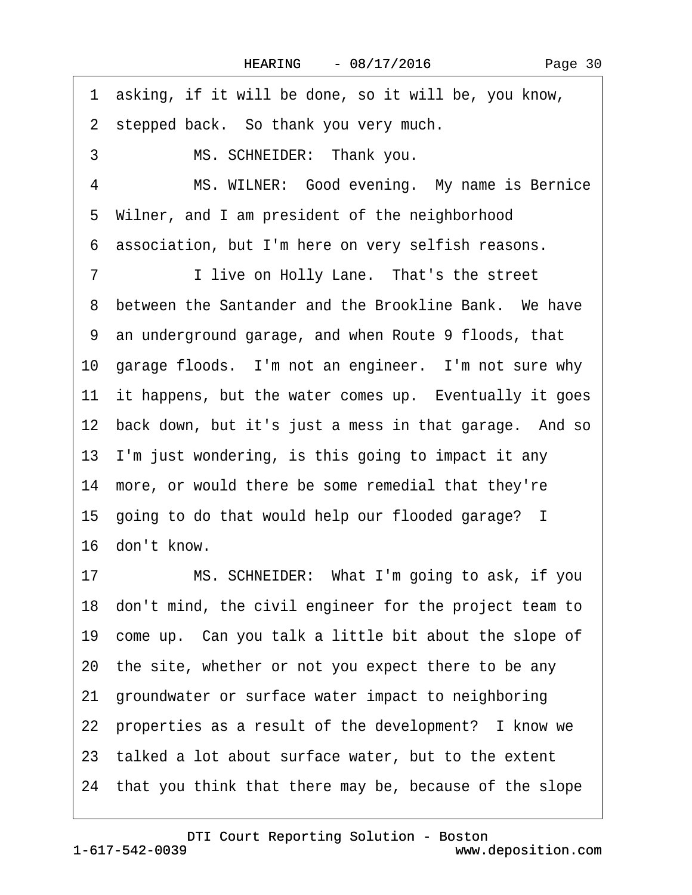1 asking, if it will be done, so it will be, you know,

2 stepped back. So thank you very much.

3 MS. SCHNEIDER: Thank you.

4 MS. WILNER: Good evening. My name is Bernice

5 Wilner, and I am president of the neighborhood

6 association, but I'm here on very selfish reasons.

7 I live on Holly Lane. That's the street

8 between the Santander and the Brookline Bank. We have

9 an underground garage, and when Route 9 floods, that

10 garage floods. I'm not an engineer. I'm not sure why

11 it happens, but the water comes up. Eventually it goes

12 back down, but it's just a mess in that garage. And so

13 I'm just wondering, is this going to impact it any

14 more, or would there be some remedial that they're

15 going to do that would help our flooded garage? I

16 don't know.

17 MS. SCHNEIDER: What I'm going to ask, if you

18 don't mind, the civil engineer for the project team to

19 come up. Can you talk a little bit about the slope of

20 the site, whether or not you expect there to be any

21 groundwater or surface water impact to neighboring

22 properties as a result of the development? I know we

23 talked a lot about surface water, but to the extent

24 that you think that there may be, because of the slope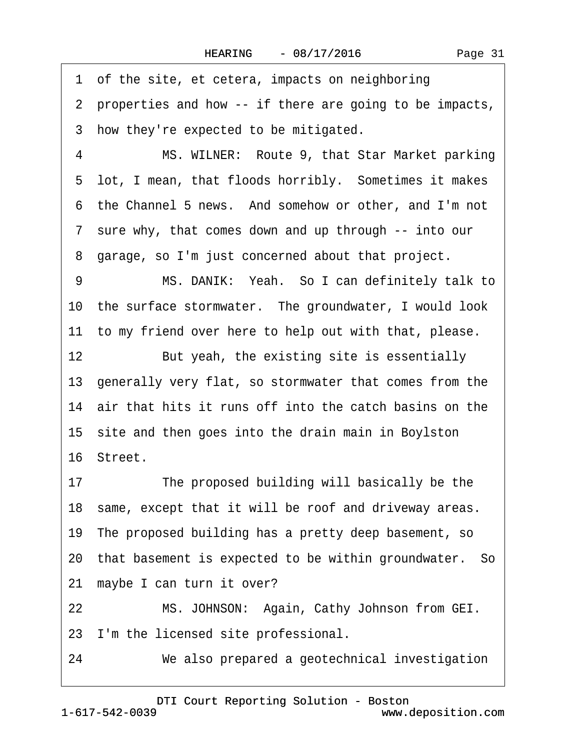1 of the site, et cetera, impacts on neighboring
2 properties and how -- if there are going to be impacts,
3 how they're expected to be mitigated.

4 MS. WILNER: Route 9, that Star Market parking
5 lot, I mean, that floods horribly. Sometimes it makes
6 the Channel 5 news. And somehow or other, and I'm not
7 sure why, that comes down and up through -- into our
8 garage, so I'm just concerned about that project.

9 MS. DANIK: Yeah. So I can definitely talk to
10 the surface stormwater. The groundwater, I would look
11 to my friend over here to help out with that, please.

12 But yeah, the existing site is essentially
13 generally very flat, so stormwater that comes from the
14 air that hits it runs off into the catch basins on the
15 site and then goes into the drain main in Boylston
16 Street.

17 The proposed building will basically be the
18 same, except that it will be roof and driveway areas.
19 The proposed building has a pretty deep basement, so
20 that basement is expected to be within groundwater. So
21 maybe I can turn it over?

22 MS. JOHNSON: Again, Cathy Johnson from GEI.
23 I'm the licensed site professional.

24 We also prepared a geotechnical investigation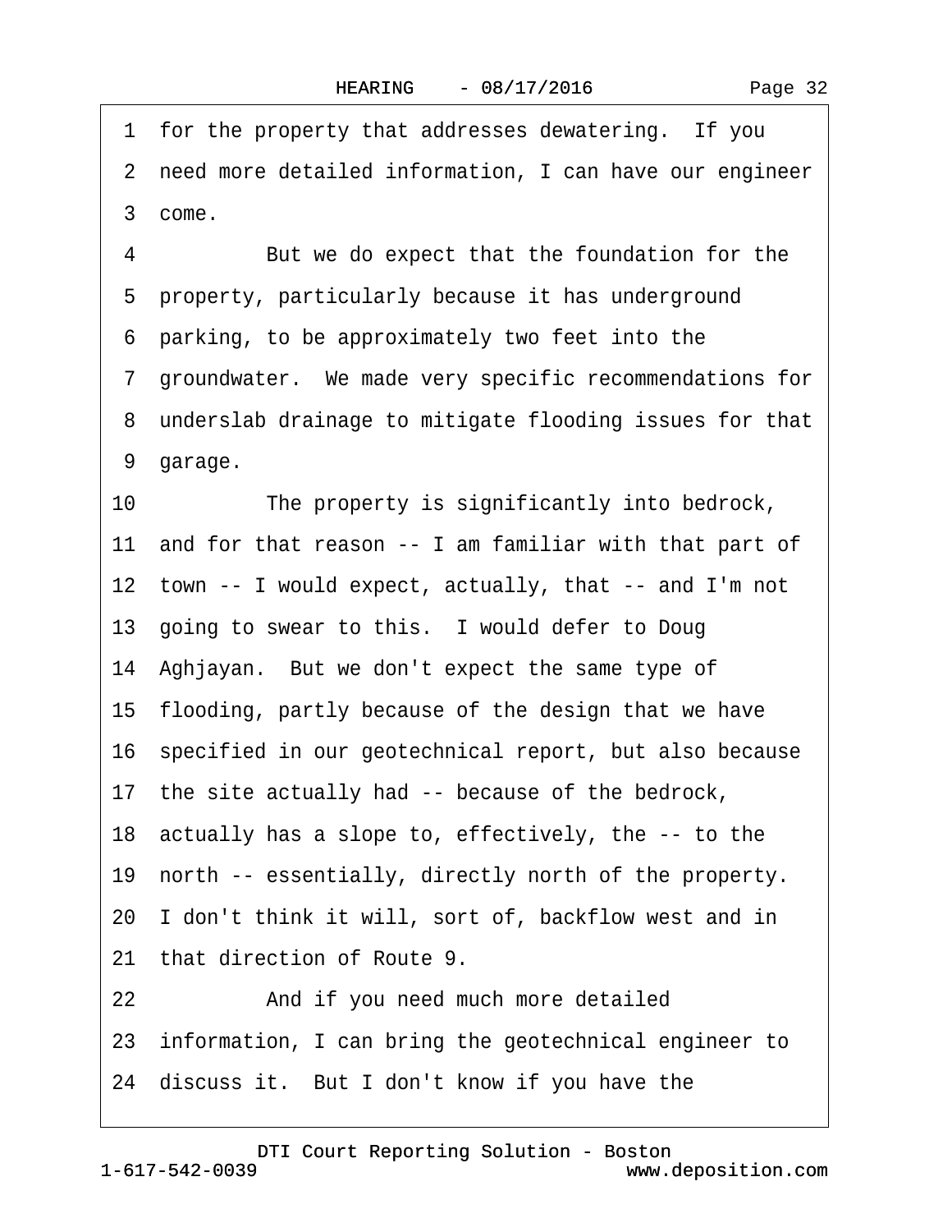1 for the property that addresses dewatering. If you
2 need more detailed information, I can have our engineer
3 come.
4 But we do expect that the foundation for the
5 property, particularly because it has underground
6 parking, to be approximately two feet into the
7 groundwater. We made very specific recommendations for
8 underslab drainage to mitigate flooding issues for that
9 garage.
10 The property is significantly into bedrock,
11 and for that reason -- I am familiar with that part of
12 town -- I would expect, actually, that -- and I'm not
13 going to swear to this. I would defer to Doug
14 Aghjayan. But we don't expect the same type of
15 flooding, partly because of the design that we have
16 specified in our geotechnical report, but also because
17 the site actually had -- because of the bedrock,
18 actually has a slope to, effectively, the -- to the
19 north -- essentially, directly north of the property.
20 I don't think it will, sort of, backflow west and in
21 that direction of Route 9.
22 And if you need much more detailed
23 information, I can bring the geotechnical engineer to
24 discuss it. But I don't know if you have the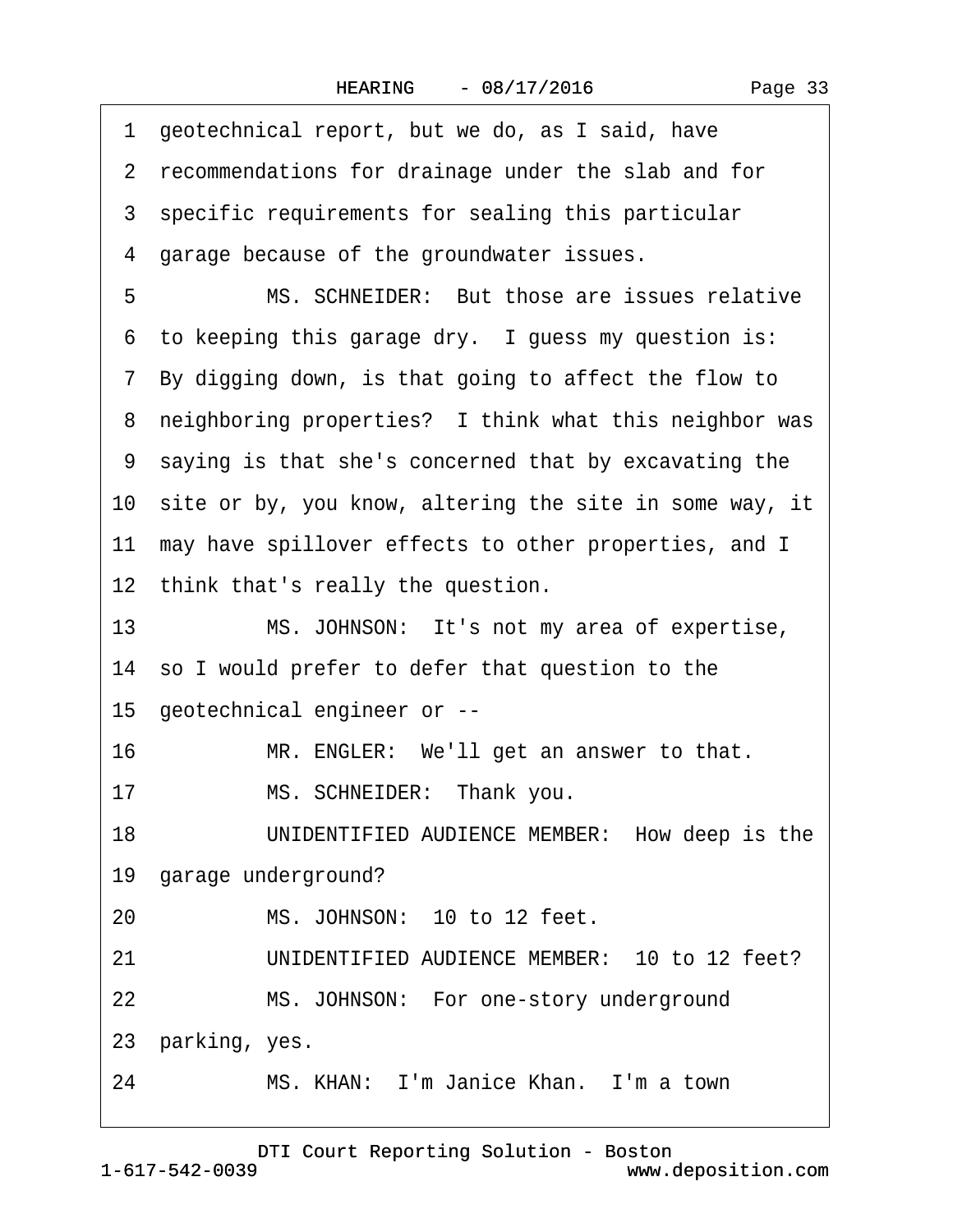1 geotechnical report, but we do, as I said, have
2 recommendations for drainage under the slab and for
3 specific requirements for sealing this particular
4 garage because of the groundwater issues.

5 MS. SCHNEIDER: But those are issues relative
6 to keeping this garage dry. I guess my question is:
7 By digging down, is that going to affect the flow to
8 neighboring properties? I think what this neighbor was
9 saying is that she's concerned that by excavating the
10 site or by, you know, altering the site in some way, it
11 may have spillover effects to other properties, and I
12 think that's really the question.

13 MS. JOHNSON: It's not my area of expertise,
14 so I would prefer to defer that question to the
15 geotechnical engineer or --

16 MR. ENGLER: We'll get an answer to that.

17 MS. SCHNEIDER: Thank you.

18 UNIDENTIFIED AUDIENCE MEMBER: How deep is the
19 garage underground?

20 MS. JOHNSON: 10 to 12 feet.

21 UNIDENTIFIED AUDIENCE MEMBER: 10 to 12 feet?

22 MS. JOHNSON: For one-story underground
23 parking, yes.

24 MS. KHAN: I'm Janice Khan. I'm a town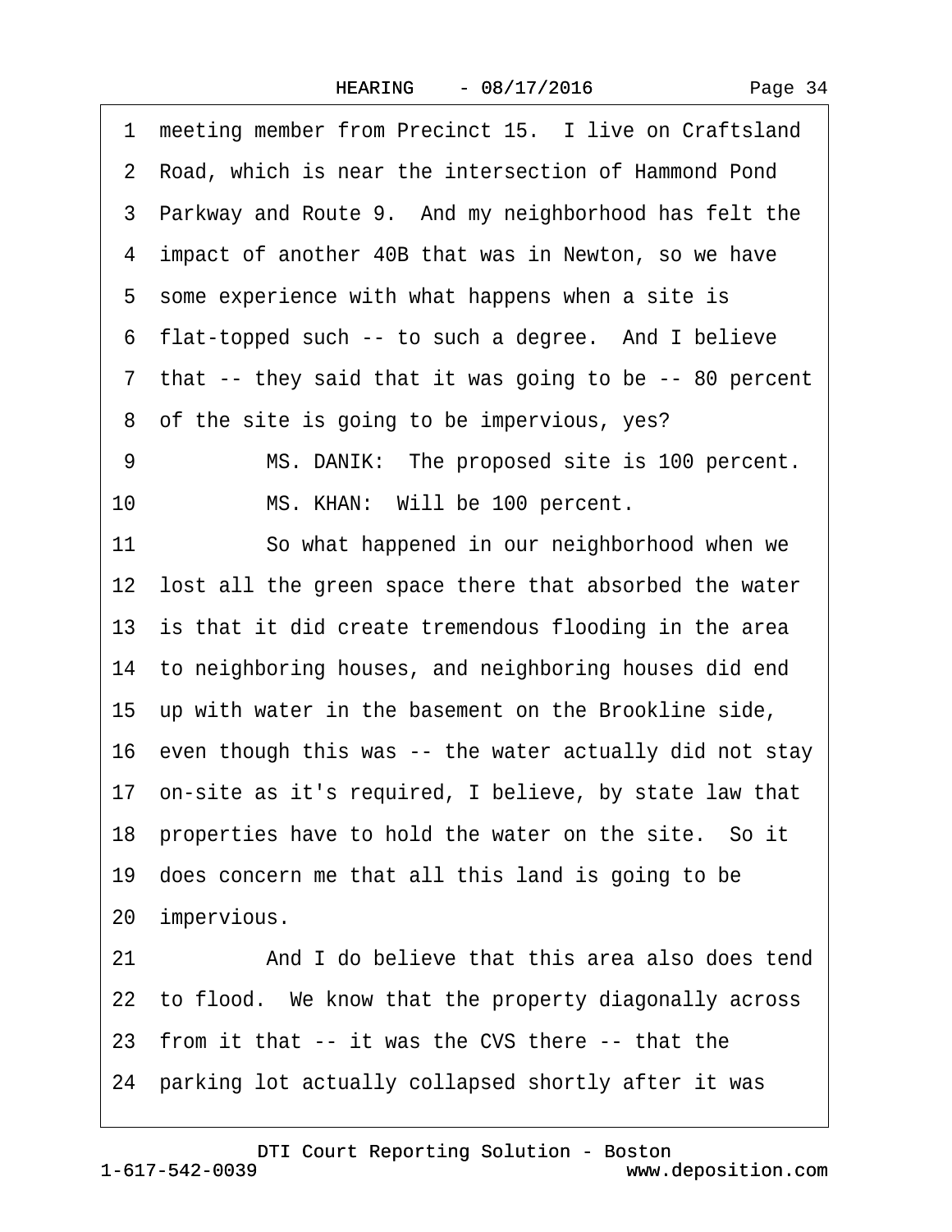1 meeting member from Precinct 15. I live on Craftsland
2 Road, which is near the intersection of Hammond Pond
3 Parkway and Route 9. And my neighborhood has felt the
4 impact of another 40B that was in Newton, so we have
5 some experience with what happens when a site is
6 flat-topped such -- to such a degree. And I believe
7 that -- they said that it was going to be -- 80 percent
8 of the site is going to be impervious, yes?
9 MS. DANIK: The proposed site is 100 percent.
10 MS. KHAN: Will be 100 percent.
11 So what happened in our neighborhood when we
12 lost all the green space there that absorbed the water
13 is that it did create tremendous flooding in the area
14 to neighboring houses, and neighboring houses did end
15 up with water in the basement on the Brookline side,
16 even though this was -- the water actually did not stay
17 on-site as it's required, I believe, by state law that
18 properties have to hold the water on the site. So it
19 does concern me that all this land is going to be
20 impervious.
21 And I do believe that this area also does tend
22 to flood. We know that the property diagonally across
23 from it that -- it was the CVS there -- that the
24 parking lot actually collapsed shortly after it was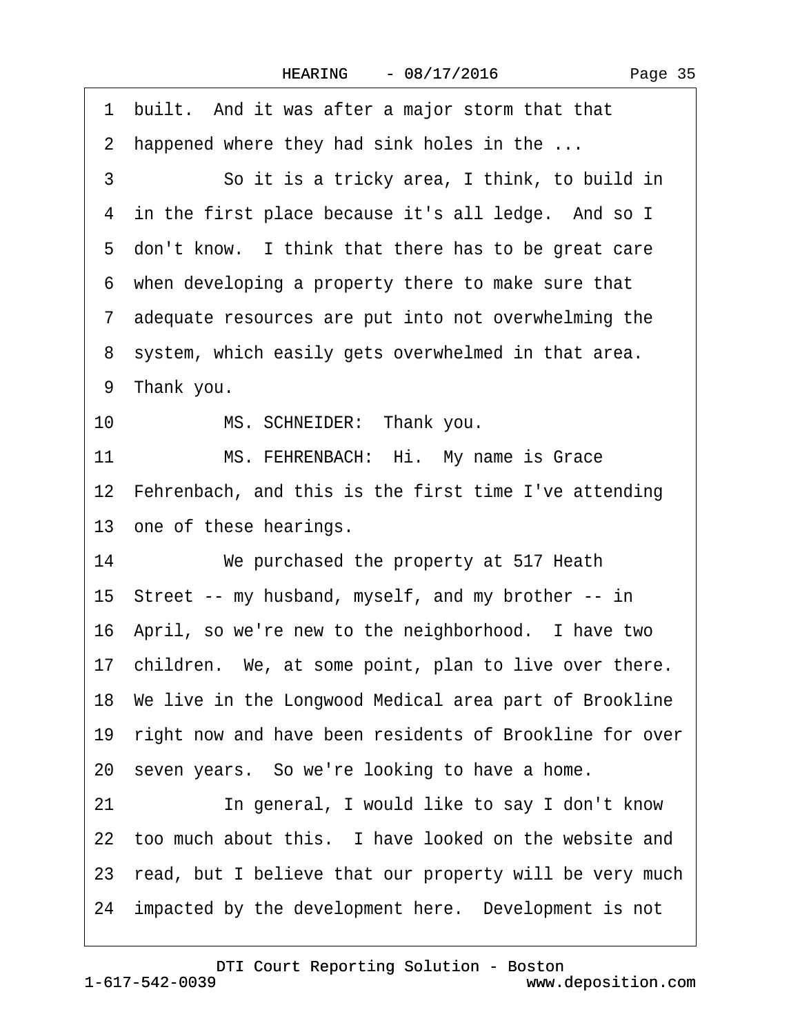1 built. And it was after a major storm that that

2 happened where they had sink holes in the ...

3 So it is a tricky area, I think, to build in

4 in the first place because it's all ledge. And so I

5 don't know. I think that there has to be great care

6 when developing a property there to make sure that

7 adequate resources are put into not overwhelming the

8 system, which easily gets overwhelmed in that area.

9 Thank you.

10 MS. SCHNEIDER: Thank you.

11 MS. FEHRENBACH: Hi. My name is Grace

12 Fehrenbach, and this is the first time I've attending

13 one of these hearings.

14 We purchased the property at 517 Heath

15 Street -- my husband, myself, and my brother -- in

16 April, so we're new to the neighborhood. I have two

17 children. We, at some point, plan to live over there.

18 We live in the Longwood Medical area part of Brookline

19 right now and have been residents of Brookline for over

20 seven years. So we're looking to have a home.

21 In general, I would like to say I don't know

22 too much about this. I have looked on the website and

23 read, but I believe that our property will be very much

24 impacted by the development here. Development is not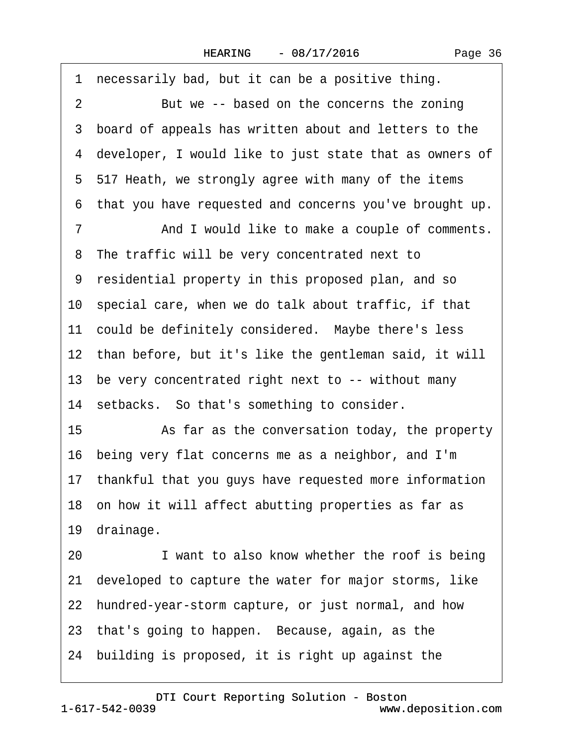1 necessarily bad, but it can be a positive thing.

2 But we -- based on the concerns the zoning

3 board of appeals has written about and letters to the

4 developer, I would like to just state that as owners of

5 517 Heath, we strongly agree with many of the items

6 that you have requested and concerns you've brought up.

7 And I would like to make a couple of comments.

8 The traffic will be very concentrated next to

9 residential property in this proposed plan, and so

10 special care, when we do talk about traffic, if that

11 could be definitely considered. Maybe there's less

12 than before, but it's like the gentleman said, it will

13 be very concentrated right next to -- without many

14 setbacks. So that's something to consider.

15 As far as the conversation today, the property

16 being very flat concerns me as a neighbor, and I'm

17 thankful that you guys have requested more information

18 on how it will affect abutting properties as far as

19 drainage.

20 I want to also know whether the roof is being

21 developed to capture the water for major storms, like

22 hundred-year-storm capture, or just normal, and how

23 that's going to happen. Because, again, as the

24 building is proposed, it is right up against the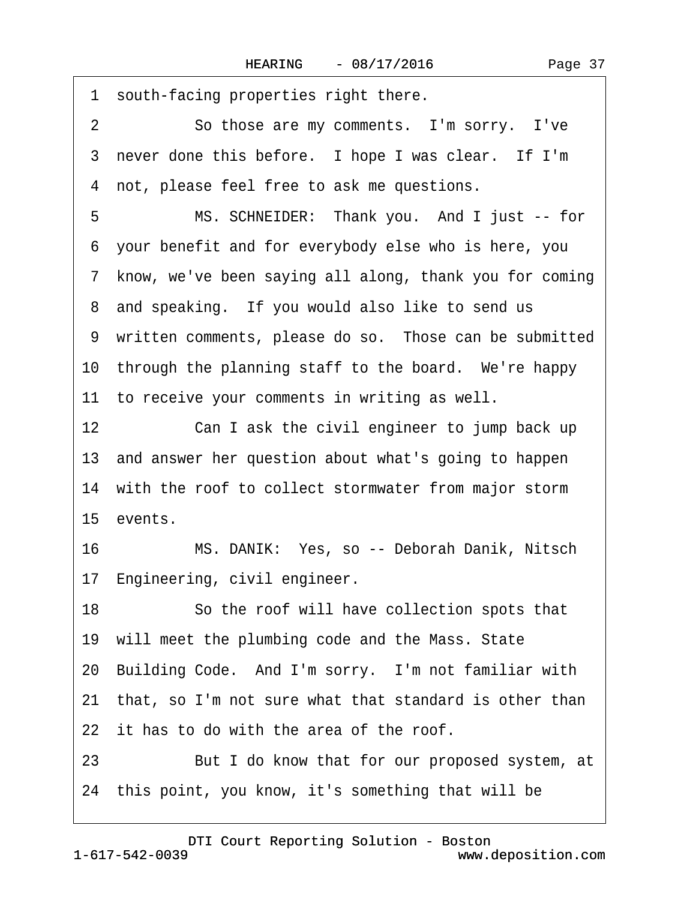1 south-facing properties right there.

2 So those are my comments. I'm sorry. I've

3 never done this before. I hope I was clear. If I'm

4 not, please feel free to ask me questions.

5 MS. SCHNEIDER: Thank you. And I just -- for

6 your benefit and for everybody else who is here, you

7 know, we've been saying all along, thank you for coming

8 and speaking. If you would also like to send us

9 written comments, please do so. Those can be submitted

10 through the planning staff to the board. We're happy

11 to receive your comments in writing as well.

12 Can I ask the civil engineer to jump back up

13 and answer her question about what's going to happen

14 with the roof to collect stormwater from major storm

15 events.

16 MS. DANIK: Yes, so -- Deborah Danik, Nitsch

17 Engineering, civil engineer.

18 So the roof will have collection spots that

19 will meet the plumbing code and the Mass. State

20 Building Code. And I'm sorry. I'm not familiar with

21 that, so I'm not sure what that standard is other than

22 it has to do with the area of the roof.

23 But I do know that for our proposed system, at

24 this point, you know, it's something that will be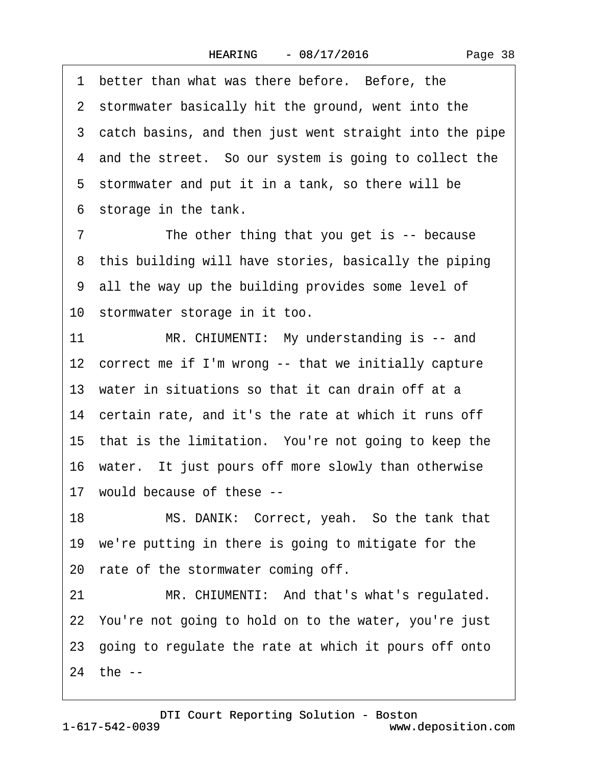1 better than what was there before. Before, the
2 stormwater basically hit the ground, went into the
3 catch basins, and then just went straight into the pipe
4 and the street. So our system is going to collect the
5 stormwater and put it in a tank, so there will be
6 storage in the tank.

7 The other thing that you get is -- because
8 this building will have stories, basically the piping
9 all the way up the building provides some level of
10 stormwater storage in it too.

11 MR. CHIUMENTI: My understanding is -- and
12 correct me if I'm wrong -- that we initially capture
13 water in situations so that it can drain off at a
14 certain rate, and it's the rate at which it runs off
15 that is the limitation. You're not going to keep the
16 water. It just pours off more slowly than otherwise
17 would because of these --

18 MS. DANIK: Correct, yeah. So the tank that
19 we're putting in there is going to mitigate for the
20 rate of the stormwater coming off.

21 MR. CHIUMENTI: And that's what's regulated.
22 You're not going to hold on to the water, you're just
23 going to regulate the rate at which it pours off onto
24 the --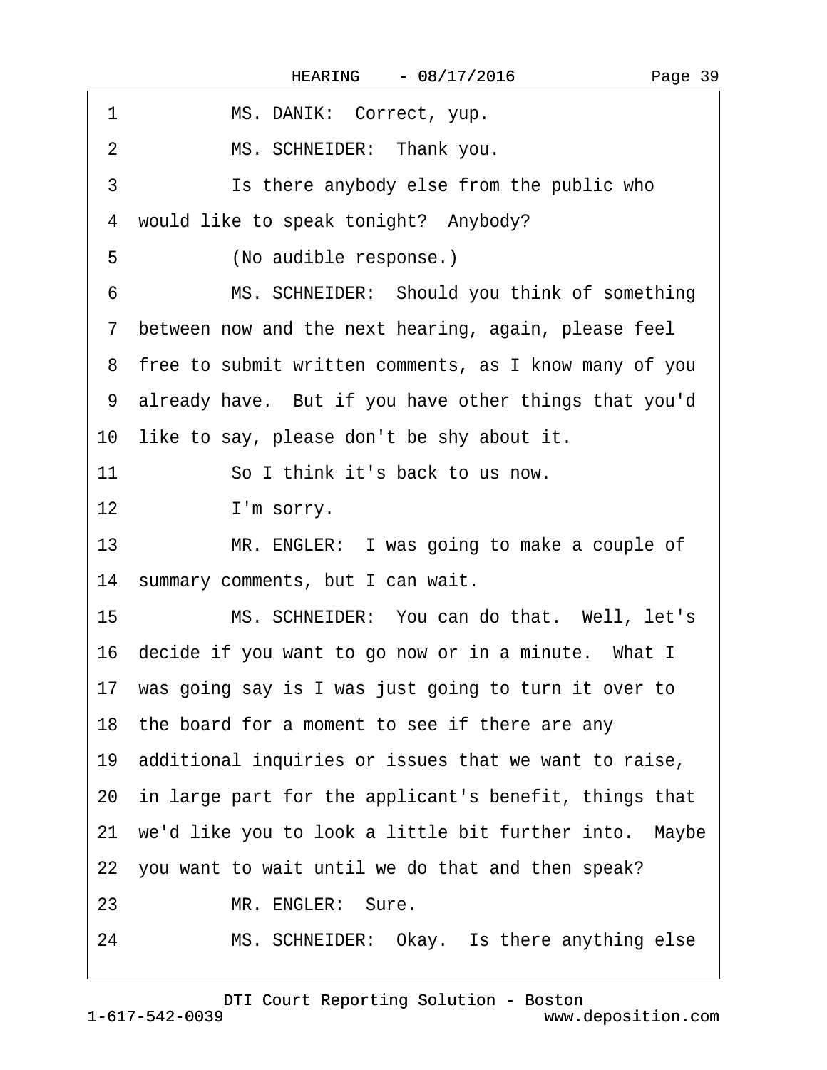1 MS. DANIK: Correct, yup.

2 MS. SCHNEIDER: Thank you.

3 Is there anybody else from the public who

4 would like to speak tonight? Anybody?

5 (No audible response.)

6 MS. SCHNEIDER: Should you think of something

7 between now and the next hearing, again, please feel

8 free to submit written comments, as I know many of you

9 already have. But if you have other things that you'd

10 like to say, please don't be shy about it.

11 So I think it's back to us now.

12 I'm sorry.

13 MR. ENGLER: I was going to make a couple of

14 summary comments, but I can wait.

15 MS. SCHNEIDER: You can do that. Well, let's

16 decide if you want to go now or in a minute. What I

17 was going say is I was just going to turn it over to

18 the board for a moment to see if there are any

19 additional inquiries or issues that we want to raise,

20 in large part for the applicant's benefit, things that

21 we'd like you to look a little bit further into. Maybe

22 you want to wait until we do that and then speak?

23 MR. ENGLER: Sure.

24 MS. SCHNEIDER: Okay. Is there anything else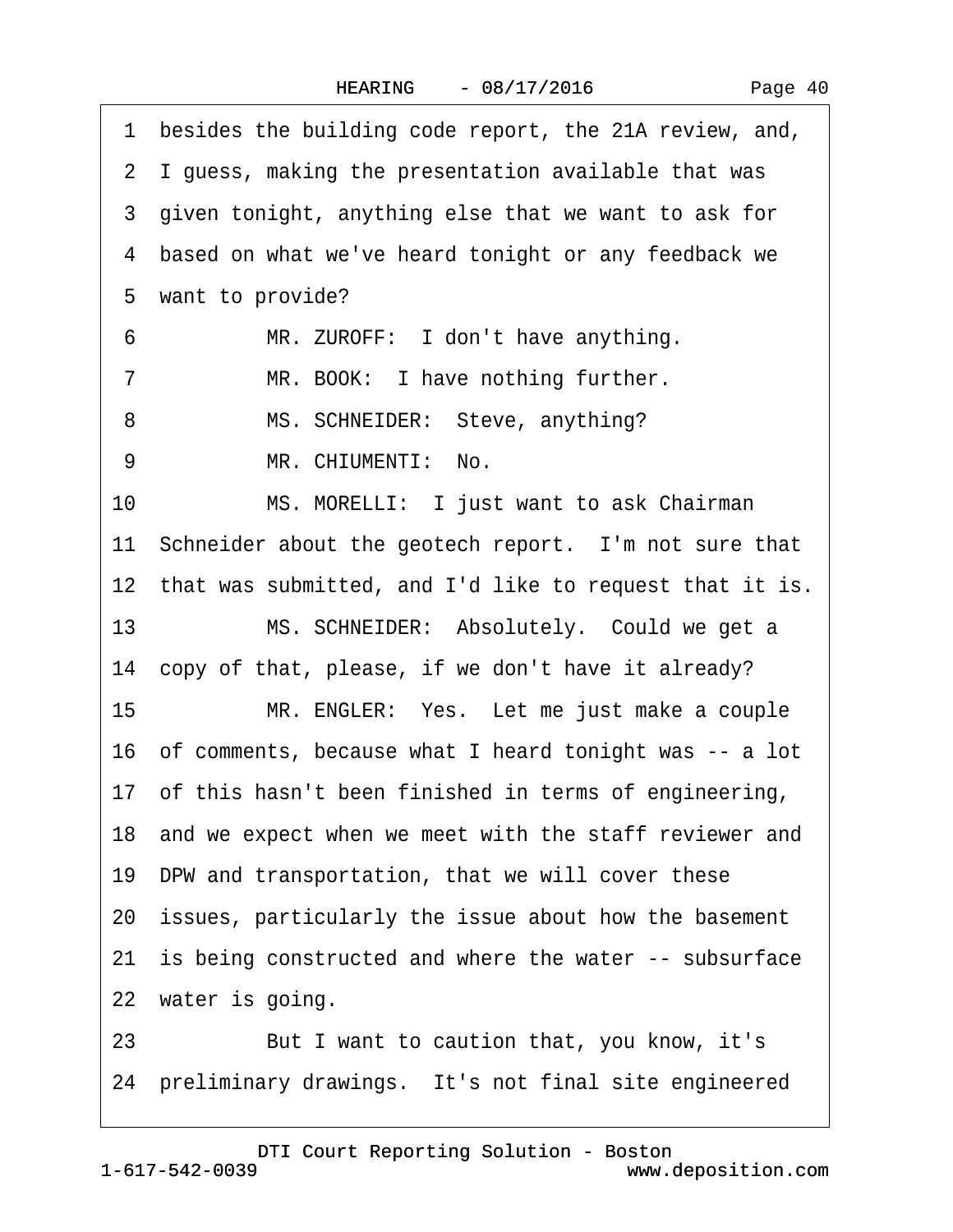1 besides the building code report, the 21A review, and,
2 I guess, making the presentation available that was
3 given tonight, anything else that we want to ask for
4 based on what we've heard tonight or any feedback we
5 want to provide?

6 MR. ZUROFF: I don't have anything.

7 MR. BOOK: I have nothing further.

8 MS. SCHNEIDER: Steve, anything?

9 MR. CHIUMENTI: No.

10 MS. MORELLI: I just want to ask Chairman
11 Schneider about the geotech report. I'm not sure that
12 that was submitted, and I'd like to request that it is.

13 MS. SCHNEIDER: Absolutely. Could we get a
14 copy of that, please, if we don't have it already?

15 MR. ENGLER: Yes. Let me just make a couple
16 of comments, because what I heard tonight was -- a lot
17 of this hasn't been finished in terms of engineering,
18 and we expect when we meet with the staff reviewer and
19 DPW and transportation, that we will cover these
20 issues, particularly the issue about how the basement
21 is being constructed and where the water -- subsurface
22 water is going.

23 But I want to caution that, you know, it's
24 preliminary drawings. It's not final site engineered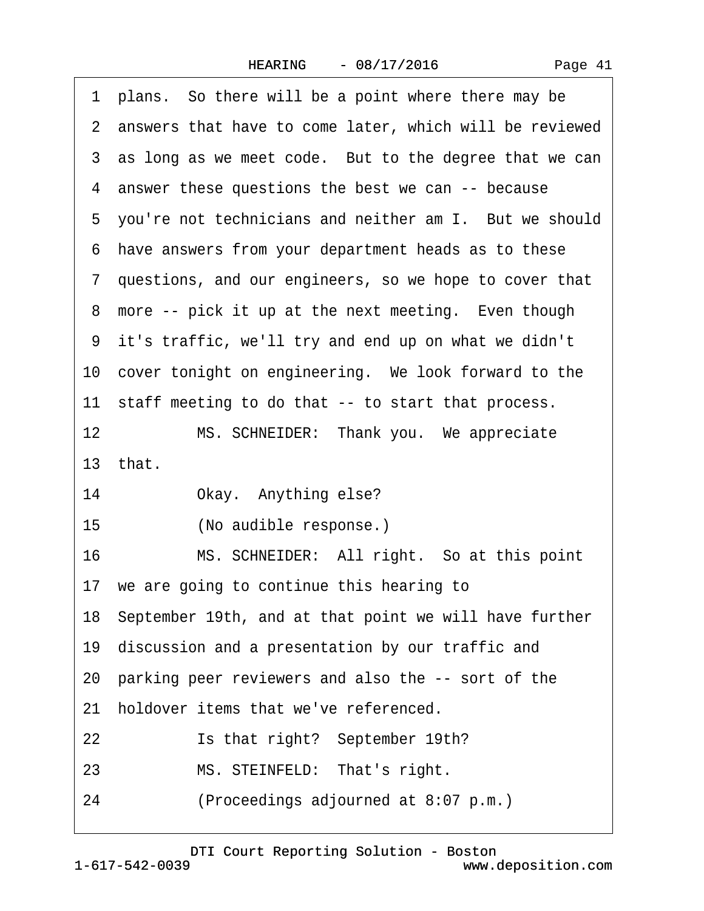1 plans. So there will be a point where there may be
2 answers that have to come later, which will be reviewed
3 as long as we meet code. But to the degree that we can
4 answer these questions the best we can -- because
5 you're not technicians and neither am I. But we should
6 have answers from your department heads as to these
7 questions, and our engineers, so we hope to cover that
8 more -- pick it up at the next meeting. Even though
9 it's traffic, we'll try and end up on what we didn't
10 cover tonight on engineering. We look forward to the
11 staff meeting to do that -- to start that process.
12 MS. SCHNEIDER: Thank you. We appreciate
13 that.
14 Okay. Anything else?
15 (No audible response.)
16 MS. SCHNEIDER: All right. So at this point
17 we are going to continue this hearing to
18 September 19th, and at that point we will have further
19 discussion and a presentation by our traffic and
20 parking peer reviewers and also the -- sort of the
21 holdover items that we've referenced.
22 Is that right? September 19th?
23 MS. STEINFELD: That's right.
24 (Proceedings adjourned at 8:07 p.m.)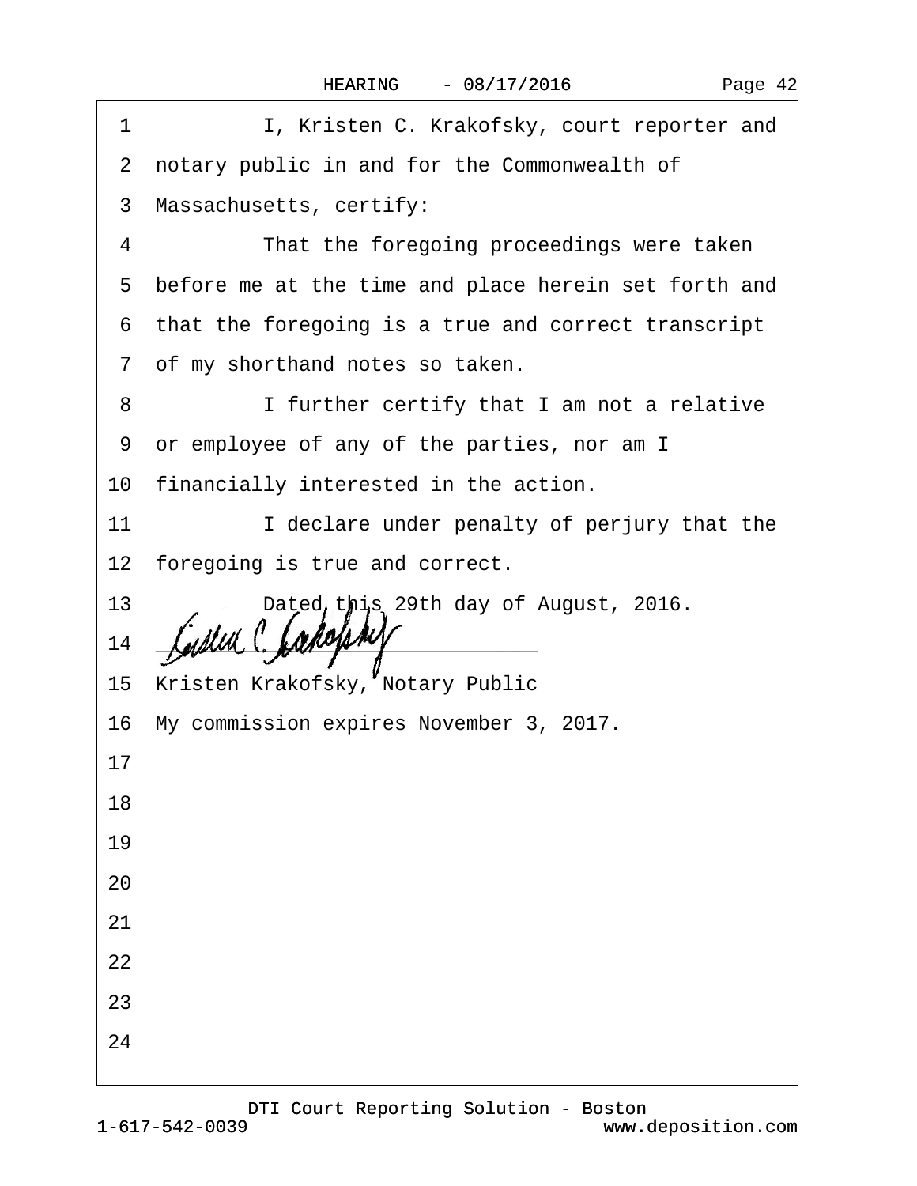I, Kristen C. Krakofsky, court reporter and notary public in and for the Commonwealth of Massachusetts, certify:

That the foregoing proceedings were taken before me at the time and place herein set forth and that the foregoing is a true and correct transcript of my shorthand notes so taken.

I further certify that I am not a relative or employee of any of the parties, nor am I financially interested in the action.

I declare under penalty of perjury that the foregoing is true and correct.

Dated this 29th day of August, 2016.

\_\_\_\_\_\_\_\_\_\_\_\_\_\_\_\_\_\_\_\_\_\_\_\_\_\_\_\_\_\_\_\_

Kristen Krakofsky, Notary Public

My commission expires November 3, 2017.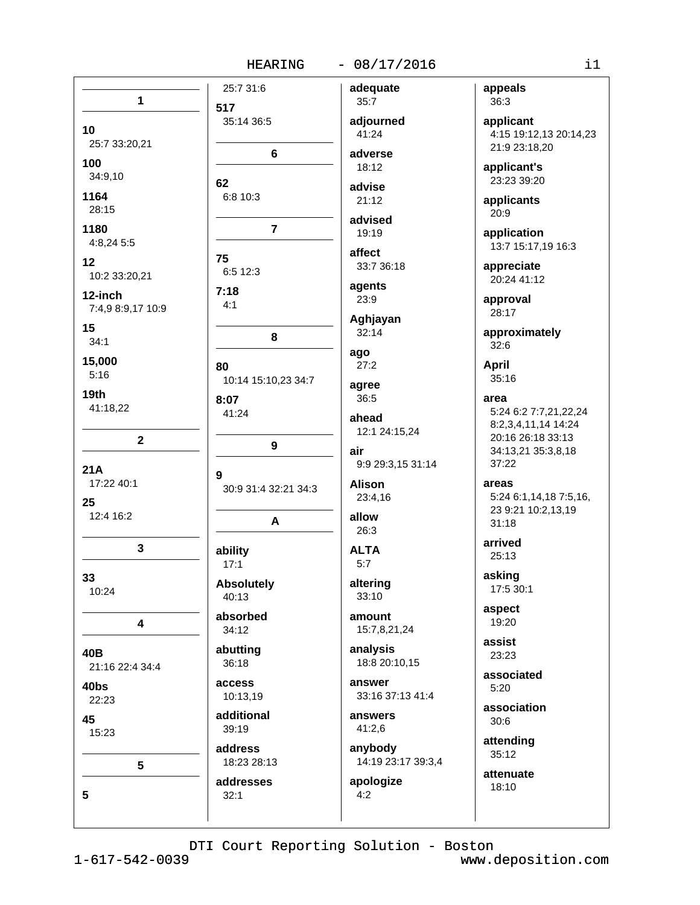**1**

**10**
25:7 33:20,21

**100**
34:9,10

**1164**
28:15

**1180**
4:8,24 5:5

**12**
10:2 33:20,21

**12-inch**
7:4,9 8:9,17 10:9

**15**
34:1

**15,000**
5:16

**19th**
41:18,22

**2**

**21A**
17:22 40:1

**25**
12:4 16:2

**3**

**33**
10:24

**4**

**40B**
21:16 22:4 34:4

**40bs**
22:23

**45**
15:23

**5**

**5**
25:7 31:6

**517**
35:14 36:5

**6**

**62**
6:8 10:3

**7**

**75**
6:5 12:3

**7:18**
4:1

**8**

**80**
10:14 15:10,23 34:7

**8:07**
41:24

**9**

**9**
30:9 31:4 32:21 34:3

**A**

**ability**
17:1

**Absolutely**
40:13

**absorbed**
34:12

**abutting**
36:18

**access**
10:13,19

**additional**
39:19

**address**
18:23 28:13

**addresses**
32:1

**adequate**
35:7

**adjourned**
41:24

**adverse**
18:12

**advise**
21:12

**advised**
19:19

**affect**
33:7 36:18

**agents**
23:9

**Aghjayan**
32:14

**ago**
27:2

**agree**
36:5

**ahead**
12:1 24:15,24

**air**
9:9 29:3,15 31:14

**Alison**
23:4,16

**allow**
26:3

**ALTA**
5:7

**altering**
33:10

**amount**
15:7,8,21,24

**analysis**
18:8 20:10,15

**answer**
33:16 37:13 41:4

**answers**
41:2,6

**anybody**
14:19 23:17 39:3,4

**apologize**
4:2

**appeals**
36:3

**applicant**
4:15 19:12,13 20:14,23 21:9 23:18,20

**applicant's**
23:23 39:20

**applicants**
20:9

**application**
13:7 15:17,19 16:3

**appreciate**
20:24 41:12

**approval**
28:17

**approximately**
32:6

**April**
35:16

**area**
5:24 6:2 7:7,21,22,24 8:2,3,4,11,14 14:24 20:16 26:18 33:13 34:13,21 35:3,8,18 37:22

**areas**
5:24 6:1,14,18 7:5,16, 23 9:21 10:2,13,19 31:18

**arrived**
25:13

**asking**
17:5 30:1

**aspect**
19:20

**assist**
23:23

**associated**
5:20

**association**
30:6

**attending**
35:12

**attenuate**
18:10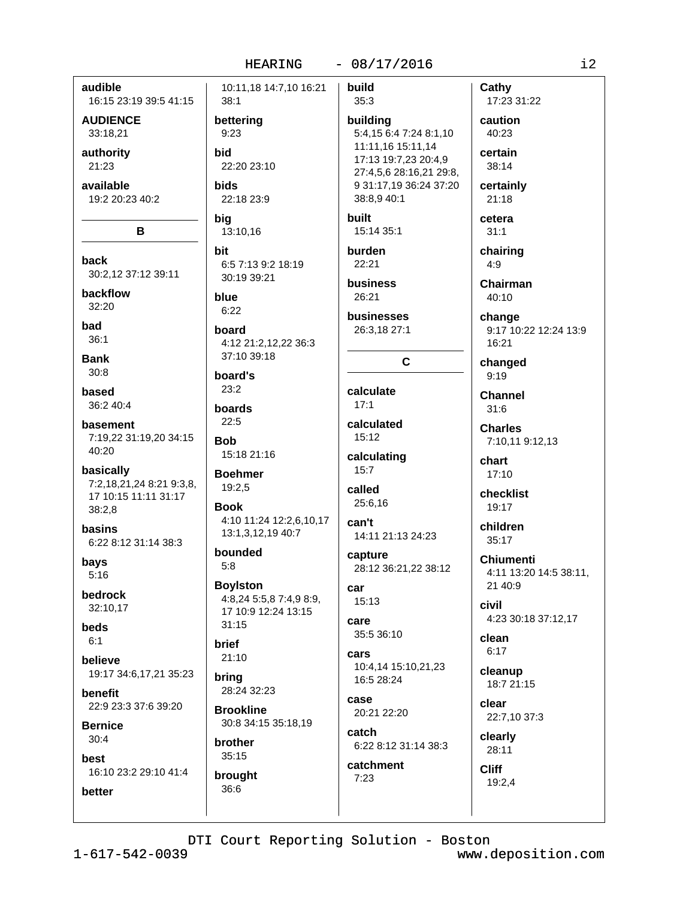**audible**
16:15 23:19 39:5 41:15

**AUDIENCE**
33:18,21

**authority**
21:23

**available**
19:2 20:23 40:2

## B

**back**
30:2,12 37:12 39:11

**backflow**
32:20

**bad**
36:1

**Bank**
30:8

**based**
36:2 40:4

**basement**
7:19,22 31:19,20 34:15 40:20

**basically**
7:2,18,21,24 8:21 9:3,8, 17 10:15 11:11 31:17 38:2,8

**basins**
6:22 8:12 31:14 38:3

**bays**
5:16

**bedrock**
32:10,17

**beds**
6:1

**believe**
19:17 34:6,17,21 35:23

**benefit**
22:9 23:3 37:6 39:20

**Bernice**
30:4

**best**
16:10 23:2 29:10 41:4

**better**
10:11,18 14:7,10 16:21 38:1

**bettering**
9:23

**bid**
22:20 23:10

**bids**
22:18 23:9

**big**
13:10,16

**bit**
6:5 7:13 9:2 18:19 30:19 39:21

**blue**
6:22

**board**
4:12 21:2,12,22 36:3 37:10 39:18

**board's**
23:2

**boards**
22:5

**Bob**
15:18 21:16

**Boehmer**
19:2,5

**Book**
4:10 11:24 12:2,6,10,17 13:1,3,12,19 40:7

**bounded**
5:8

**Boylston**
4:8,24 5:5,8 7:4,9 8:9, 17 10:9 12:24 13:15 31:15

**brief**
21:10

**bring**
28:24 32:23

**Brookline**
30:8 34:15 35:18,19

**brother**
35:15

**brought**
36:6

**build**
35:3

**building**
5:4,15 6:4 7:24 8:1,10 11:11,16 15:11,14 17:13 19:7,23 20:4,9 27:4,5,6 28:16,21 29:8, 9 31:17,19 36:24 37:20 38:8,9 40:1

**built**
15:14 35:1

**burden**
22:21

**business**
26:21

**businesses**
26:3,18 27:1

## C

**calculate**
17:1

**calculated**
15:12

**calculating**
15:7

**called**
25:6,16

**can't**
14:11 21:13 24:23

**capture**
28:12 36:21,22 38:12

**car**
15:13

**care**
35:5 36:10

**cars**
10:4,14 15:10,21,23 16:5 28:24

**case**
20:21 22:20

**catch**
6:22 8:12 31:14 38:3

**catchment**
7:23

**Cathy**
17:23 31:22

**caution**
40:23

**certain**
38:14

**certainly**
21:18

**cetera**
31:1

**chairing**
4:9

**Chairman**
40:10

**change**
9:17 10:22 12:24 13:9 16:21

**changed**
9:19

**Channel**
31:6

**Charles**
7:10,11 9:12,13

**chart**
17:10

**checklist**
19:17

**children**
35:17

**Chiumenti**
4:11 13:20 14:5 38:11, 21 40:9

**civil**
4:23 30:18 37:12,17

**clean**
6:17

**cleanup**
18:7 21:15

**clear**
22:7,10 37:3

**clearly**
28:11

**Cliff**
19:2,4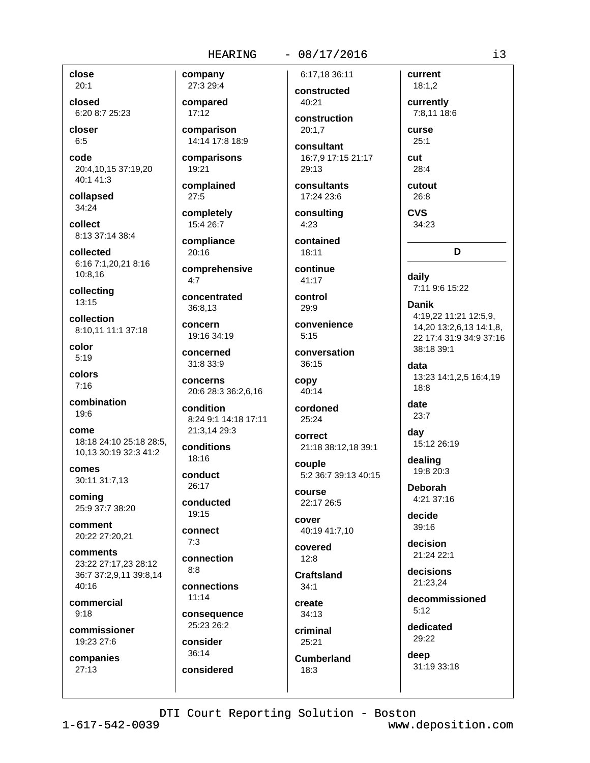**close**
20:1

**closed**
6:20 8:7 25:23

**closer**
6:5

**code**
20:4,10,15 37:19,20
40:1 41:3

**collapsed**
34:24

**collect**
8:13 37:14 38:4

**collected**
6:16 7:1,20,21 8:16
10:8,16

**collecting**
13:15

**collection**
8:10,11 11:1 37:18

**color**
5:19

**colors**
7:16

**combination**
19:6

**come**
18:18 24:10 25:18 28:5,
10,13 30:19 32:3 41:2

**comes**
30:11 31:7,13

**coming**
25:9 37:7 38:20

**comment**
20:22 27:20,21

**comments**
23:22 27:17,23 28:12
36:7 37:2,9,11 39:8,14
40:16

**commercial**
9:18

**commissioner**
19:23 27:6

**companies**
27:13

**company**
27:3 29:4

**compared**
17:12

**comparison**
14:14 17:8 18:9

**comparisons**
19:21

**complained**
27:5

**completely**
15:4 26:7

**compliance**
20:16

**comprehensive**
4:7

**concentrated**
36:8,13

**concern**
19:16 34:19

**concerned**
31:8 33:9

**concerns**
20:6 28:3 36:2,6,16

**condition**
8:24 9:1 14:18 17:11
21:3,14 29:3

**conditions**
18:16

**conduct**
26:17

**conducted**
19:15

**connect**
7:3

**connection**
8:8

**connections**
11:14

**consequence**
25:23 26:2

**consider**
36:14

**considered**
6:17,18 36:11

**constructed**
40:21

**construction**
20:1,7

**consultant**
16:7,9 17:15 21:17
29:13

**consultants**
17:24 23:6

**consulting**
4:23

**contained**
18:11

**continue**
41:17

**control**
29:9

**convenience**
5:15

**conversation**
36:15

**copy**
40:14

**cordoned**
25:24

**correct**
21:18 38:12,18 39:1

**couple**
5:2 36:7 39:13 40:15

**course**
22:17 26:5

**cover**
40:19 41:7,10

**covered**
12:8

**Craftsland**
34:1

**create**
34:13

**criminal**
25:21

**Cumberland**
18:3

**current**
18:1,2

**currently**
7:8,11 18:6

**curse**
25:1

**cut**
28:4

**cutout**
26:8

**CVS**
34:23

## D

**daily**
7:11 9:6 15:22

**Danik**
4:19,22 11:21 12:5,9,
14,20 13:2,6,13 14:1,8,
22 17:4 31:9 34:9 37:16
38:18 39:1

**data**
13:23 14:1,2,5 16:4,19
18:8

**date**
23:7

**day**
15:12 26:19

**dealing**
19:8 20:3

**Deborah**
4:21 37:16

**decide**
39:16

**decision**
21:24 22:1

**decisions**
21:23,24

**decommissioned**
5:12

**dedicated**
29:22

**deep**
31:19 33:18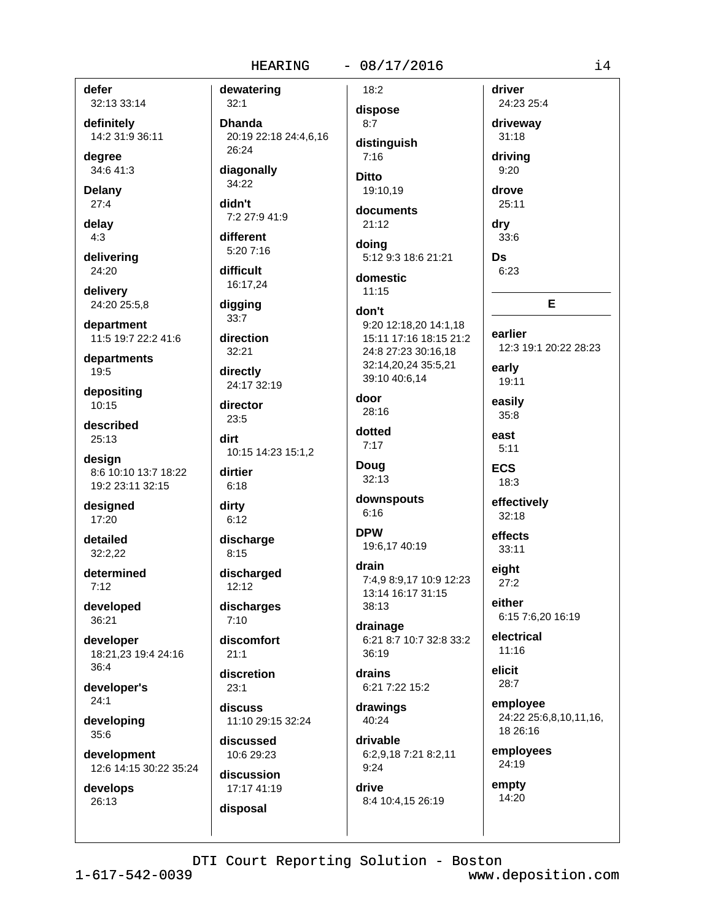**defer**
32:13 33:14

**definitely**
14:2 31:9 36:11

**degree**
34:6 41:3

**Delany**
27:4

**delay**
4:3

**delivering**
24:20

**delivery**
24:20 25:5,8

**department**
11:5 19:7 22:2 41:6

**departments**
19:5

**depositing**
10:15

**described**
25:13

**design**
8:6 10:10 13:7 18:22 19:2 23:11 32:15

**designed**
17:20

**detailed**
32:2,22

**determined**
7:12

**developed**
36:21

**developer**
18:21,23 19:4 24:16 36:4

**developer's**
24:1

**developing**
35:6

**development**
12:6 14:15 30:22 35:24

**develops**
26:13

**dewatering**
32:1

**Dhanda**
20:19 22:18 24:4,6,16 26:24

**diagonally**
34:22

**didn't**
7:2 27:9 41:9

**different**
5:20 7:16

**difficult**
16:17,24

**digging**
33:7

**direction**
32:21

**directly**
24:17 32:19

**director**
23:5

**dirt**
10:15 14:23 15:1,2

**dirtier**
6:18

**dirty**
6:12

**discharge**
8:15

**discharged**
12:12

**discharges**
7:10

**discomfort**
21:1

**discretion**
23:1

**discuss**
11:10 29:15 32:24

**discussed**
10:6 29:23

**discussion**
17:17 41:19

**disposal**
18:2

**dispose**
8:7

**distinguish**
7:16

**Ditto**
19:10,19

**documents**
21:12

**doing**
5:12 9:3 18:6 21:21

**domestic**
11:15

**don't**
9:20 12:18,20 14:1,18 15:11 17:16 18:15 21:2 24:8 27:23 30:16,18 32:14,20,24 35:5,21 39:10 40:6,14

**door**
28:16

**dotted**
7:17

**Doug**
32:13

**downspouts**
6:16

**DPW**
19:6,17 40:19

**drain**
7:4,9 8:9,17 10:9 12:23 13:14 16:17 31:15 38:13

**drainage**
6:21 8:7 10:7 32:8 33:2 36:19

**drains**
6:21 7:22 15:2

**drawings**
40:24

**drivable**
6:2,9,18 7:21 8:2,11 9:24

**drive**
8:4 10:4,15 26:19

**driver**
24:23 25:4

**driveway**
31:18

**driving**
9:20

**drove**
25:11

**dry**
33:6

**Ds**
6:23

## E

**earlier**
12:3 19:1 20:22 28:23

**early**
19:11

**easily**
35:8

**east**
5:11

**ECS**
18:3

**effectively**
32:18

**effects**
33:11

**eight**
27:2

**either**
6:15 7:6,20 16:19

**electrical**
11:16

**elicit**
28:7

**employee**
24:22 25:6,8,10,11,16,18 26:16

**employees**
24:19

**empty**
14:20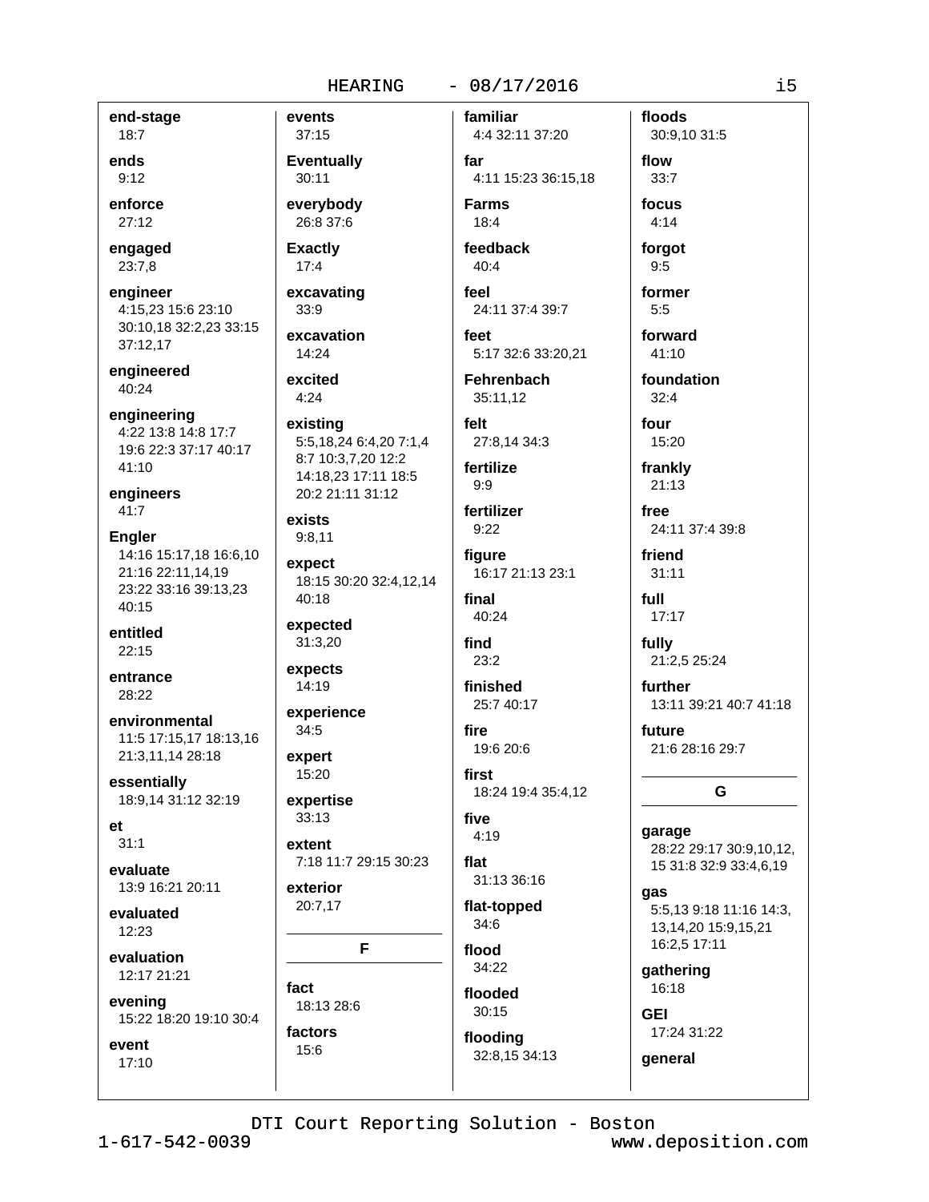**end-stage**
18:7

**ends**
9:12

**enforce**
27:12

**engaged**
23:7,8

**engineer**
4:15,23 15:6 23:10 30:10,18 32:2,23 33:15 37:12,17

**engineered**
40:24

**engineering**
4:22 13:8 14:8 17:7 19:6 22:3 37:17 40:17 41:10

**engineers**
41:7

**Engler**
14:16 15:17,18 16:6,10 21:16 22:11,14,19 23:22 33:16 39:13,23 40:15

**entitled**
22:15

**entrance**
28:22

**environmental**
11:5 17:15,17 18:13,16 21:3,11,14 28:18

**essentially**
18:9,14 31:12 32:19

**et**
31:1

**evaluate**
13:9 16:21 20:11

**evaluated**
12:23

**evaluation**
12:17 21:21

**evening**
15:22 18:20 19:10 30:4

**event**
17:10

**events**
37:15

**Eventually**
30:11

**everybody**
26:8 37:6

**Exactly**
17:4

**excavating**
33:9

**excavation**
14:24

**excited**
4:24

**existing**
5:5,18,24 6:4,20 7:1,4 8:7 10:3,7,20 12:2 14:18,23 17:11 18:5 20:2 21:11 31:12

**exists**
9:8,11

**expect**
18:15 30:20 32:4,12,14 40:18

**expected**
31:3,20

**expects**
14:19

**experience**
34:5

**expert**
15:20

**expertise**
33:13

**extent**
7:18 11:7 29:15 30:23

**exterior**
20:7,17

## F

**fact**
18:13 28:6

**factors**
15:6

**familiar**
4:4 32:11 37:20

**far**
4:11 15:23 36:15,18

**Farms**
18:4

**feedback**
40:4

**feel**
24:11 37:4 39:7

**feet**
5:17 32:6 33:20,21

**Fehrenbach**
35:11,12

**felt**
27:8,14 34:3

**fertilize**
9:9

**fertilizer**
9:22

**figure**
16:17 21:13 23:1

**final**
40:24

**find**
23:2

**finished**
25:7 40:17

**fire**
19:6 20:6

**first**
18:24 19:4 35:4,12

**five**
4:19

**flat**
31:13 36:16

**flat-topped**
34:6

**flood**
34:22

**flooded**
30:15

**flooding**
32:8,15 34:13

**floods**
30:9,10 31:5

**flow**
33:7

**focus**
4:14

**forgot**
9:5

**former**
5:5

**forward**
41:10

**foundation**
32:4

**four**
15:20

**frankly**
21:13

**free**
24:11 37:4 39:8

**friend**
31:11

**full**
17:17

**fully**
21:2,5 25:24

**further**
13:11 39:21 40:7 41:18

**future**
21:6 28:16 29:7

## G

**garage**
28:22 29:17 30:9,10,12, 15 31:8 32:9 33:4,6,19

**gas**
5:5,13 9:18 11:16 14:3, 13,14,20 15:9,15,21 16:2,5 17:11

**gathering**
16:18

**GEI**
17:24 31:22

**general**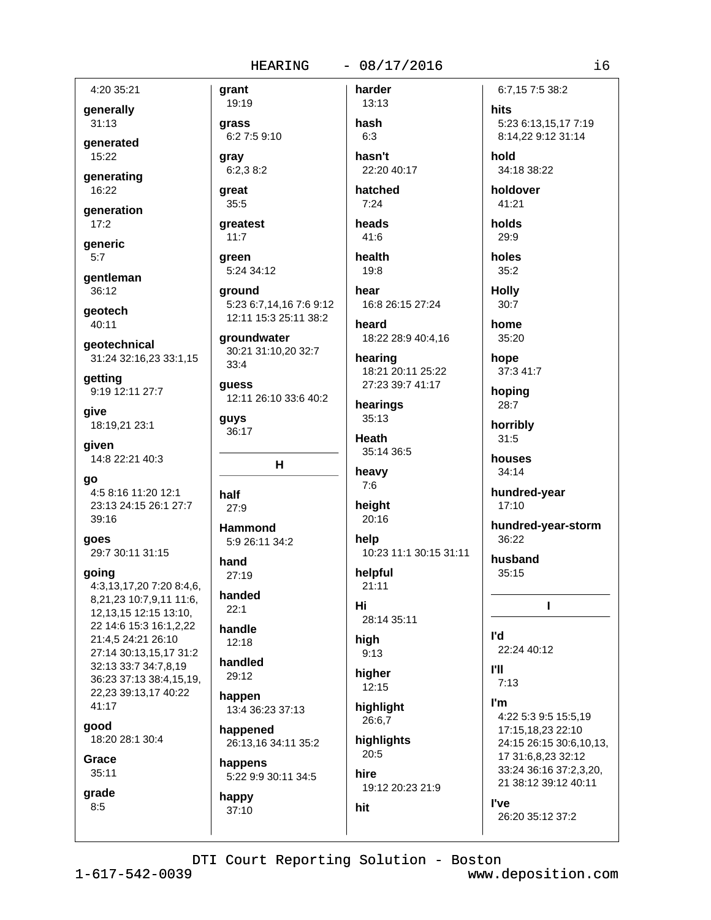4:20 35:21

**generally**
31:13

**generated**
15:22

**generating**
16:22

**generation**
17:2

**generic**
5:7

**gentleman**
36:12

**geotech**
40:11

**geotechnical**
31:24 32:16,23 33:1,15

**getting**
9:19 12:11 27:7

**give**
18:19,21 23:1

**given**
14:8 22:21 40:3

**go**
4:5 8:16 11:20 12:1 23:13 24:15 26:1 27:7 39:16

**goes**
29:7 30:11 31:15

**going**
4:3,13,17,20 7:20 8:4,6, 8,21,23 10:7,9,11 11:6, 12,13,15 12:15 13:10, 22 14:6 15:3 16:1,2,22 21:4,5 24:21 26:10 27:14 30:13,15,17 31:2 32:13 33:7 34:7,8,19 36:23 37:13 38:4,15,19, 22,23 39:13,17 40:22 41:17

**good**
18:20 28:1 30:4

**Grace**
35:11

**grade**
8:5

**grant**
19:19

**grass**
6:2 7:5 9:10

**gray**
6:2,3 8:2

**great**
35:5

**greatest**
11:7

**green**
5:24 34:12

**ground**
5:23 6:7,14,16 7:6 9:12 12:11 15:3 25:11 38:2

**groundwater**
30:21 31:10,20 32:7 33:4

**guess**
12:11 26:10 33:6 40:2

**guys**
36:17

## H

**half**
27:9

**Hammond**
5:9 26:11 34:2

**hand**
27:19

**handed**
22:1

**handle**
12:18

**handled**
29:12

**happen**
13:4 36:23 37:13

**happened**
26:13,16 34:11 35:2

**happens**
5:22 9:9 30:11 34:5

**happy**
37:10

**harder**
13:13

**hash**
6:3

**hasn't**
22:20 40:17

**hatched**
7:24

**heads**
41:6

**health**
19:8

**hear**
16:8 26:15 27:24

**heard**
18:22 28:9 40:4,16

**hearing**
18:21 20:11 25:22 27:23 39:7 41:17

**hearings**
35:13

**Heath**
35:14 36:5

**heavy**
7:6

**height**
20:16

**help**
10:23 11:1 30:15 31:11

**helpful**
21:11

**Hi**
28:14 35:11

**high**
9:13

**higher**
12:15

**highlight**
26:6,7

**highlights**
20:5

**hire**
19:12 20:23 21:9

**hit**
6:7,15 7:5 38:2

**hits**
5:23 6:13,15,17 7:19 8:14,22 9:12 31:14

**hold**
34:18 38:22

**holdover**
41:21

**holds**
29:9

**holes**
35:2

**Holly**
30:7

**home**
35:20

**hope**
37:3 41:7

**hoping**
28:7

**horribly**
31:5

**houses**
34:14

**hundred-year**
17:10

**hundred-year-storm**
36:22

**husband**
35:15

## I

**I'd**
22:24 40:12

**I'll**
7:13

**I'm**
4:22 5:3 9:5 15:5,19 17:15,18,23 22:10 24:15 26:15 30:6,10,13, 17 31:6,8,23 32:12 33:24 36:16 37:2,3,20, 21 38:12 39:12 40:11

**I've**
26:20 35:12 37:2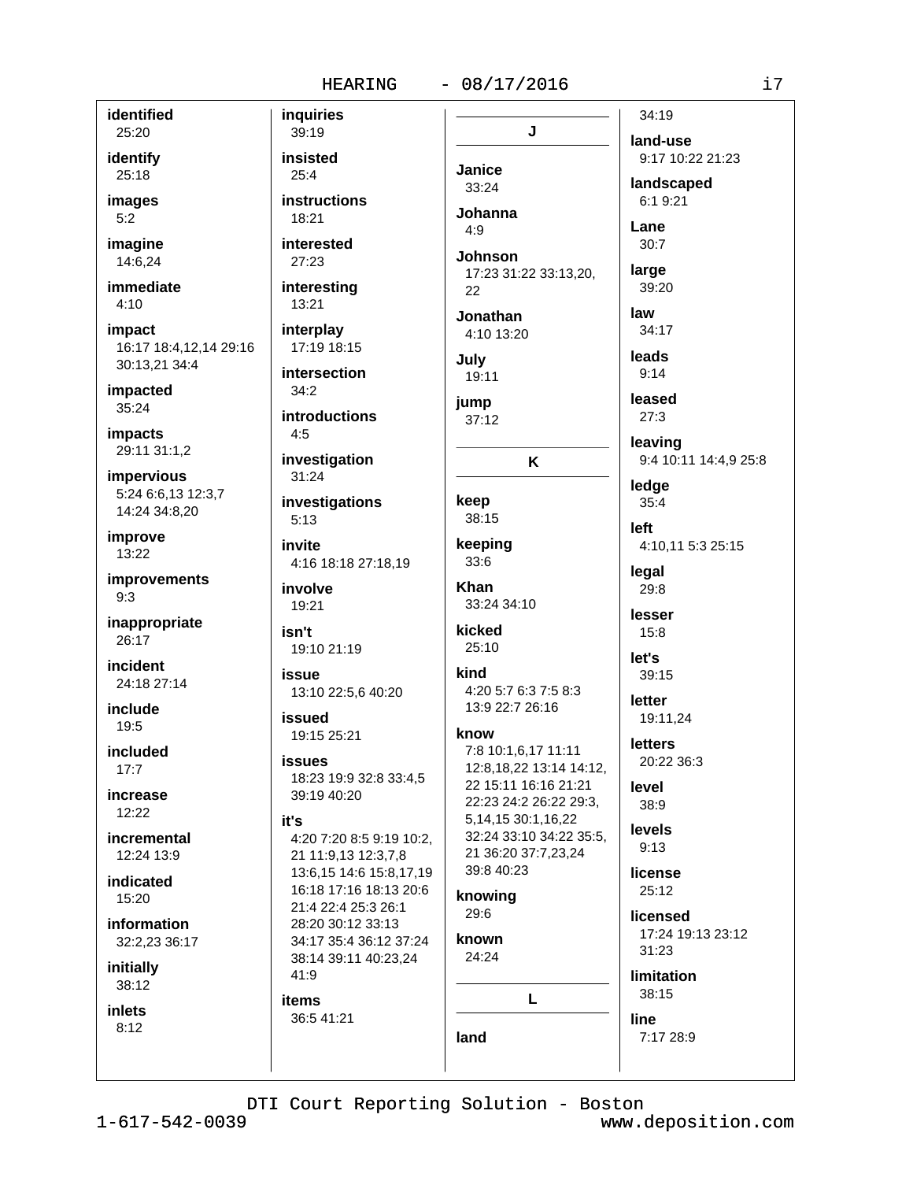**identified**
25:20

**identify**
25:18

**images**
5:2

**imagine**
14:6,24

**immediate**
4:10

**impact**
16:17 18:4,12,14 29:16 30:13,21 34:4

**impacted**
35:24

**impacts**
29:11 31:1,2

**impervious**
5:24 6:6,13 12:3,7 14:24 34:8,20

**improve**
13:22

**improvements**
9:3

**inappropriate**
26:17

**incident**
24:18 27:14

**include**
19:5

**included**
17:7

**increase**
12:22

**incremental**
12:24 13:9

**indicated**
15:20

**information**
32:2,23 36:17

**initially**
38:12

**inlets**
8:12

**inquiries**
39:19

**insisted**
25:4

**instructions**
18:21

**interested**
27:23

**interesting**
13:21

**interplay**
17:19 18:15

**intersection**
34:2

**introductions**
4:5

**investigation**
31:24

**investigations**
5:13

**invite**
4:16 18:18 27:18,19

**involve**
19:21

**isn't**
19:10 21:19

**issue**
13:10 22:5,6 40:20

**issued**
19:15 25:21

**issues**
18:23 19:9 32:8 33:4,5 39:19 40:20

**it's**
4:20 7:20 8:5 9:19 10:2, 21 11:9,13 12:3,7,8 13:6,15 14:6 15:8,17,19 16:18 17:16 18:13 20:6 21:4 22:4 25:3 26:1 28:20 30:12 33:13 34:17 35:4 36:12 37:24 38:14 39:11 40:23,24 41:9

**items**
36:5 41:21

## J

**Janice**
33:24

**Johanna**
4:9

**Johnson**
17:23 31:22 33:13,20, 22

**Jonathan**
4:10 13:20

**July**
19:11

**jump**
37:12

## K

**keep**
38:15

**keeping**
33:6

**Khan**
33:24 34:10

**kicked**
25:10

**kind**
4:20 5:7 6:3 7:5 8:3 13:9 22:7 26:16

**know**
7:8 10:1,6,17 11:11 12:8,18,22 13:14 14:12, 22 15:11 16:16 21:21 22:23 24:2 26:22 29:3, 5,14,15 30:1,16,22 32:24 33:10 34:22 35:5, 21 36:20 37:7,23,24 39:8 40:23

**knowing**
29:6

**known**
24:24

## L

**land**
34:19

**land-use**
9:17 10:22 21:23

**landscaped**
6:1 9:21

**Lane**
30:7

**large**
39:20

**law**
34:17

**leads**
9:14

**leased**
27:3

**leaving**
9:4 10:11 14:4,9 25:8

**ledge**
35:4

**left**
4:10,11 5:3 25:15

**legal**
29:8

**lesser**
15:8

**let's**
39:15

**letter**
19:11,24

**letters**
20:22 36:3

**level**
38:9

**levels**
9:13

**license**
25:12

**licensed**
17:24 19:13 23:12 31:23

**limitation**
38:15

**line**
7:17 28:9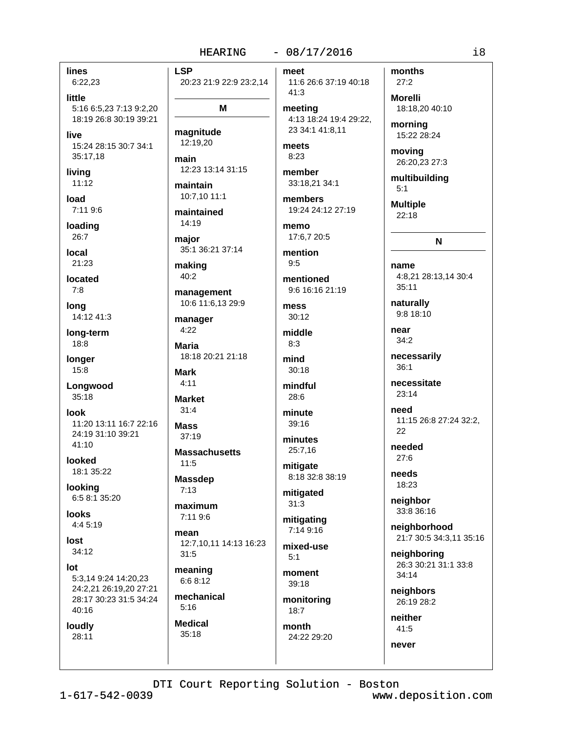**lines**
6:22,23

**little**
5:16 6:5,23 7:13 9:2,20 18:19 26:8 30:19 39:21

**live**
15:24 28:15 30:7 34:1 35:17,18

**living**
11:12

**load**
7:11 9:6

**loading**
26:7

**local**
21:23

**located**
7:8

**long**
14:12 41:3

**long-term**
18:8

**longer**
15:8

**Longwood**
35:18

**look**
11:20 13:11 16:7 22:16 24:19 31:10 39:21 41:10

**looked**
18:1 35:22

**looking**
6:5 8:1 35:20

**looks**
4:4 5:19

**lost**
34:12

**lot**
5:3,14 9:24 14:20,23 24:2,21 26:19,20 27:21 28:17 30:23 31:5 34:24 40:16

**loudly**
28:11

**LSP**
20:23 21:9 22:9 23:2,14

## M

**magnitude**
12:19,20

**main**
12:23 13:14 31:15

**maintain**
10:7,10 11:1

**maintained**
14:19

**major**
35:1 36:21 37:14

**making**
40:2

**management**
10:6 11:6,13 29:9

**manager**
4:22

**Maria**
18:18 20:21 21:18

**Mark**
4:11

**Market**
31:4

**Mass**
37:19

**Massachusetts**
11:5

**Massdep**
7:13

**maximum**
7:11 9:6

**mean**
12:7,10,11 14:13 16:23 31:5

**meaning**
6:6 8:12

**mechanical**
5:16

**Medical**
35:18

**meet**
11:6 26:6 37:19 40:18 41:3

**meeting**
4:13 18:24 19:4 29:22, 23 34:1 41:8,11

**meets**
8:23

**member**
33:18,21 34:1

**members**
19:24 24:12 27:19

**memo**
17:6,7 20:5

**mention**
9:5

**mentioned**
9:6 16:16 21:19

**mess**
30:12

**middle**
8:3

**mind**
30:18

**mindful**
28:6

**minute**
39:16

**minutes**
25:7,16

**mitigate**
8:18 32:8 38:19

**mitigated**
31:3

**mitigating**
7:14 9:16

**mixed-use**
5:1

**moment**
39:18

**monitoring**
18:7

**month**
24:22 29:20

**months**
27:2

**Morelli**
18:18,20 40:10

**morning**
15:22 28:24

**moving**
26:20,23 27:3

**multibuilding**
5:1

**Multiple**
22:18

## N

**name**
4:8,21 28:13,14 30:4 35:11

**naturally**
9:8 18:10

**near**
34:2

**necessarily**
36:1

**necessitate**
23:14

**need**
11:15 26:8 27:24 32:2, 22

**needed**
27:6

**needs**
18:23

**neighbor**
33:8 36:16

**neighborhood**
21:7 30:5 34:3,11 35:16

**neighboring**
26:3 30:21 31:1 33:8 34:14

**neighbors**
26:19 28:2

**neither**
41:5

**never**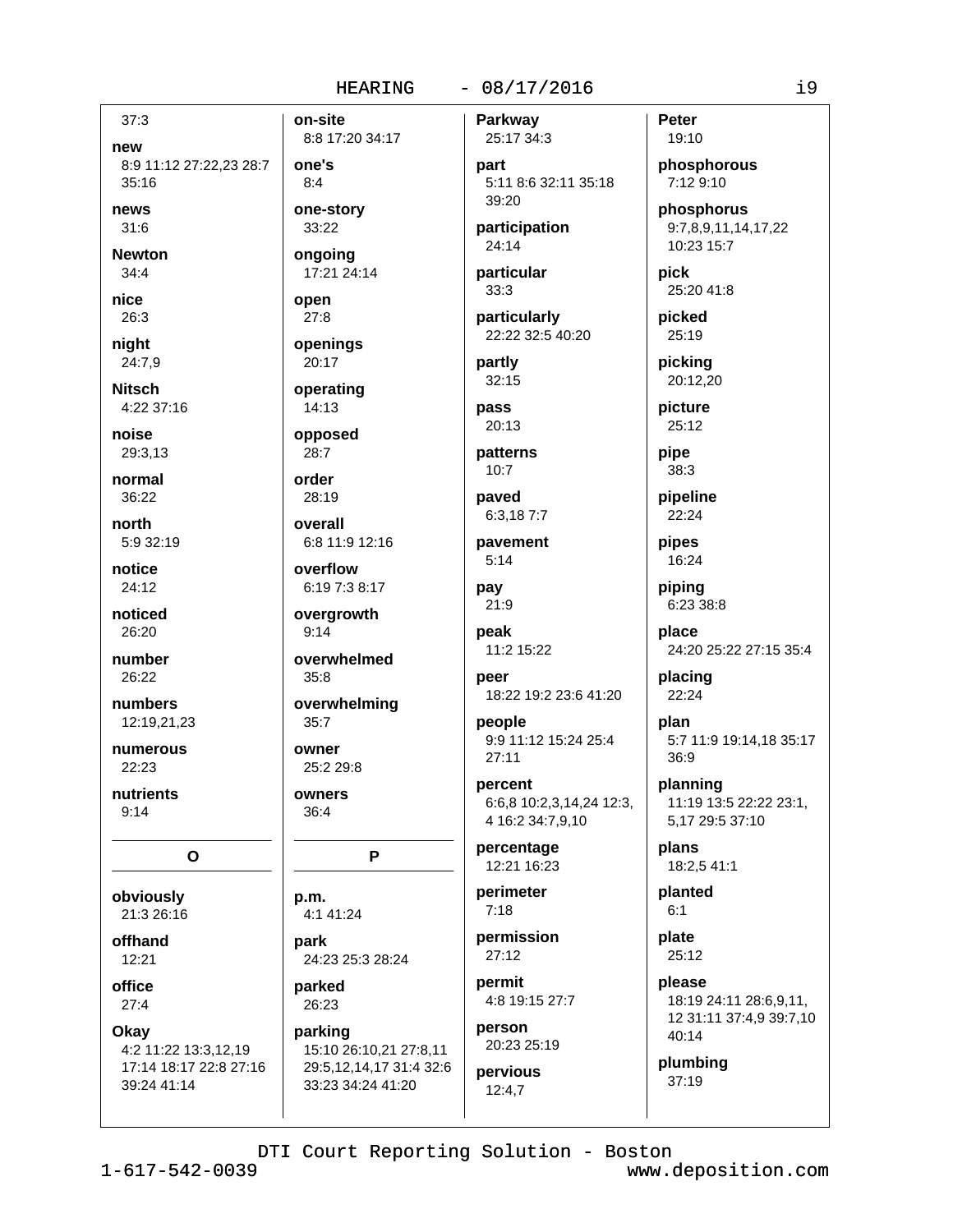37:3

**new**
8:9 11:12 27:22,23 28:7 35:16

**news**
31:6

**Newton**
34:4

**nice**
26:3

**night**
24:7,9

**Nitsch**
4:22 37:16

**noise**
29:3,13

**normal**
36:22

**north**
5:9 32:19

**notice**
24:12

**noticed**
26:20

**number**
26:22

**numbers**
12:19,21,23

**numerous**
22:23

**nutrients**
9:14

## O

**obviously**
21:3 26:16

**offhand**
12:21

**office**
27:4

**Okay**
4:2 11:22 13:3,12,19 17:14 18:17 22:8 27:16 39:24 41:14

**on-site**
8:8 17:20 34:17

**one's**
8:4

**one-story**
33:22

**ongoing**
17:21 24:14

**open**
27:8

**openings**
20:17

**operating**
14:13

**opposed**
28:7

**order**
28:19

**overall**
6:8 11:9 12:16

**overflow**
6:19 7:3 8:17

**overgrowth**
9:14

**overwhelmed**
35:8

**overwhelming**
35:7

**owner**
25:2 29:8

**owners**
36:4

## P

**p.m.**
4:1 41:24

**park**
24:23 25:3 28:24

**parked**
26:23

**parking**
15:10 26:10,21 27:8,11 29:5,12,14,17 31:4 32:6 33:23 34:24 41:20

**Parkway**
25:17 34:3

**part**
5:11 8:6 32:11 35:18 39:20

**participation**
24:14

**particular**
33:3

**particularly**
22:22 32:5 40:20

**partly**
32:15

**pass**
20:13

**patterns**
10:7

**paved**
6:3,18 7:7

**pavement**
5:14

**pay**
21:9

**peak**
11:2 15:22

**peer**
18:22 19:2 23:6 41:20

**people**
9:9 11:12 15:24 25:4 27:11

**percent**
6:6,8 10:2,3,14,24 12:3,4 16:2 34:7,9,10

**percentage**
12:21 16:23

**perimeter**
7:18

**permission**
27:12

**permit**
4:8 19:15 27:7

**person**
20:23 25:19

**pervious**
12:4,7

**Peter**
19:10

**phosphorous**
7:12 9:10

**phosphorus**
9:7,8,9,11,14,17,22 10:23 15:7

**pick**
25:20 41:8

**picked**
25:19

**picking**
20:12,20

**picture**
25:12

**pipe**
38:3

**pipeline**
22:24

**pipes**
16:24

**piping**
6:23 38:8

**place**
24:20 25:22 27:15 35:4

**placing**
22:24

**plan**
5:7 11:9 19:14,18 35:17 36:9

**planning**
11:19 13:5 22:22 23:1,5,17 29:5 37:10

**plans**
18:2,5 41:1

**planted**
6:1

**plate**
25:12

**please**
18:19 24:11 28:6,9,11,12 31:11 37:4,9 39:7,10 40:14

**plumbing**
37:19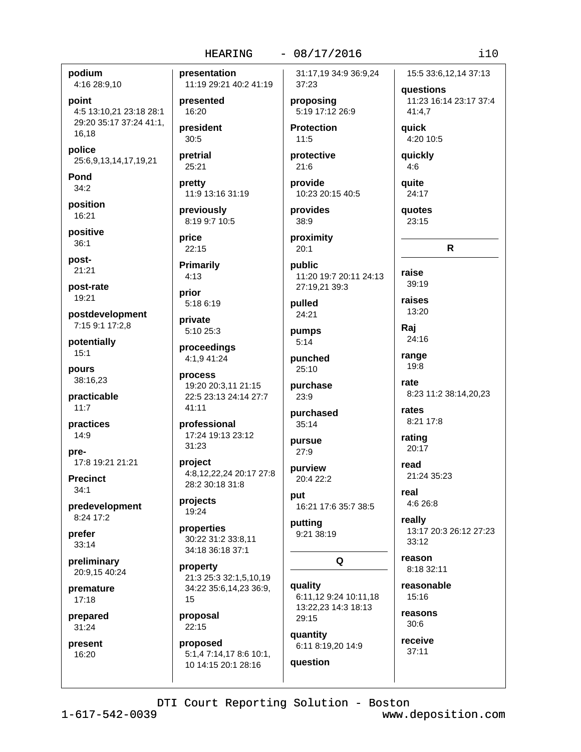**podium**
4:16 28:9,10

**point**
4:5 13:10,21 23:18 28:1 29:20 35:17 37:24 41:1, 16,18

**police**
25:6,9,13,14,17,19,21

**Pond**
34:2

**position**
16:21

**positive**
36:1

**post-**
21:21

**post-rate**
19:21

**postdevelopment**
7:15 9:1 17:2,8

**potentially**
15:1

**pours**
38:16,23

**practicable**
11:7

**practices**
14:9

**pre-**
17:8 19:21 21:21

**Precinct**
34:1

**predevelopment**
8:24 17:2

**prefer**
33:14

**preliminary**
20:9,15 40:24

**premature**
17:18

**prepared**
31:24

**present**
16:20

**presentation**
11:19 29:21 40:2 41:19

**presented**
16:20

**president**
30:5

**pretrial**
25:21

**pretty**
11:9 13:16 31:19

**previously**
8:19 9:7 10:5

**price**
22:15

**Primarily**
4:13

**prior**
5:18 6:19

**private**
5:10 25:3

**proceedings**
4:1,9 41:24

**process**
19:20 20:3,11 21:15 22:5 23:13 24:14 27:7 41:11

**professional**
17:24 19:13 23:12 31:23

**project**
4:8,12,22,24 20:17 27:8 28:2 30:18 31:8

**projects**
19:24

**properties**
30:22 31:2 33:8,11 34:18 36:18 37:1

**property**
21:3 25:3 32:1,5,10,19 34:22 35:6,14,23 36:9, 15

**proposal**
22:15

**proposed**
5:1,4 7:14,17 8:6 10:1, 10 14:15 20:1 28:16 31:17,19 34:9 36:9,24 37:23

**proposing**
5:19 17:12 26:9

**Protection**
11:5

**protective**
21:6

**provide**
10:23 20:15 40:5

**provides**
38:9

**proximity**
20:1

**public**
11:20 19:7 20:11 24:13 27:19,21 39:3

**pulled**
24:21

**pumps**
5:14

**punched**
25:10

**purchase**
23:9

**purchased**
35:14

**pursue**
27:9

**purview**
20:4 22:2

**put**
16:21 17:6 35:7 38:5

**putting**
9:21 38:19

## Q

**quality**
6:11,12 9:24 10:11,18 13:22,23 14:3 18:13 29:15

**quantity**
6:11 8:19,20 14:9

**question**
15:5 33:6,12,14 37:13

**questions**
11:23 16:14 23:17 37:4 41:4,7

**quick**
4:20 10:5

**quickly**
4:6

**quite**
24:17

**quotes**
23:15

## R

**raise**
39:19

**raises**
13:20

**Raj**
24:16

**range**
19:8

**rate**
8:23 11:2 38:14,20,23

**rates**
8:21 17:8

**rating**
20:17

**read**
21:24 35:23

**real**
4:6 26:8

**really**
13:17 20:3 26:12 27:23 33:12

**reason**
8:18 32:11

**reasonable**
15:16

**reasons**
30:6

**receive**
37:11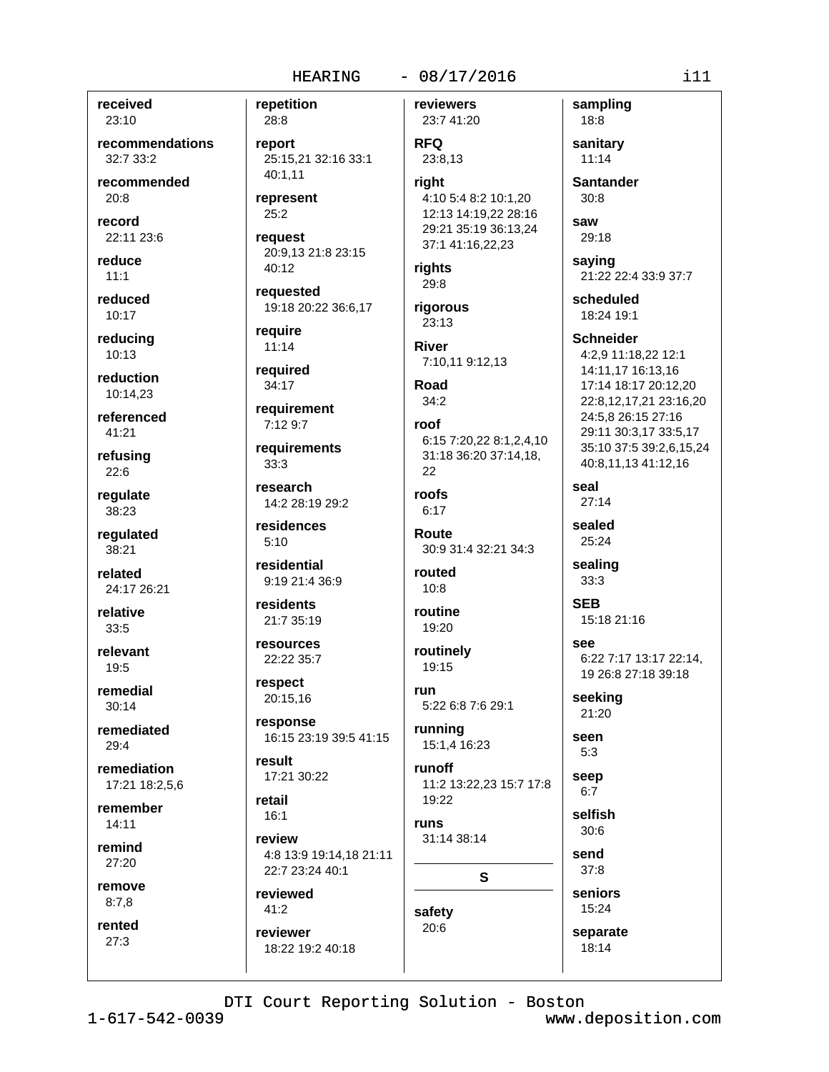**received**
23:10

**recommendations**
32:7 33:2

**recommended**
20:8

**record**
22:11 23:6

**reduce**
11:1

**reduced**
10:17

**reducing**
10:13

**reduction**
10:14,23

**referenced**
41:21

**refusing**
22:6

**regulate**
38:23

**regulated**
38:21

**related**
24:17 26:21

**relative**
33:5

**relevant**
19:5

**remedial**
30:14

**remediated**
29:4

**remediation**
17:21 18:2,5,6

**remember**
14:11

**remind**
27:20

**remove**
8:7,8

**rented**
27:3

**repetition**
28:8

**report**
25:15,21 32:16 33:1 40:1,11

**represent**
25:2

**request**
20:9,13 21:8 23:15 40:12

**requested**
19:18 20:22 36:6,17

**require**
11:14

**required**
34:17

**requirement**
7:12 9:7

**requirements**
33:3

**research**
14:2 28:19 29:2

**residences**
5:10

**residential**
9:19 21:4 36:9

**residents**
21:7 35:19

**resources**
22:22 35:7

**respect**
20:15,16

**response**
16:15 23:19 39:5 41:15

**result**
17:21 30:22

**retail**
16:1

**review**
4:8 13:9 19:14,18 21:11 22:7 23:24 40:1

**reviewed**
41:2

**reviewer**
18:22 19:2 40:18

**reviewers**
23:7 41:20

**RFQ**
23:8,13

**right**
4:10 5:4 8:2 10:1,20 12:13 14:19,22 28:16 29:21 35:19 36:13,24 37:1 41:16,22,23

**rights**
29:8

**rigorous**
23:13

**River**
7:10,11 9:12,13

**Road**
34:2

**roof**
6:15 7:20,22 8:1,2,4,10 31:18 36:20 37:14,18, 22

**roofs**
6:17

**Route**
30:9 31:4 32:21 34:3

**routed**
10:8

**routine**
19:20

**routinely**
19:15

**run**
5:22 6:8 7:6 29:1

**running**
15:1,4 16:23

**runoff**
11:2 13:22,23 15:7 17:8 19:22

**runs**
31:14 38:14

## S

**safety**
20:6

**sampling**
18:8

**sanitary**
11:14

**Santander**
30:8

**saw**
29:18

**saying**
21:22 22:4 33:9 37:7

**scheduled**
18:24 19:1

**Schneider**
4:2,9 11:18,22 12:1 14:11,17 16:13,16 17:14 18:17 20:12,20 22:8,12,17,21 23:16,20 24:5,8 26:15 27:16 29:11 30:3,17 33:5,17 35:10 37:5 39:2,6,15,24 40:8,11,13 41:12,16

**seal**
27:14

**sealed**
25:24

**sealing**
33:3

**SEB**
15:18 21:16

**see**
6:22 7:17 13:17 22:14, 19 26:8 27:18 39:18

**seeking**
21:20

**seen**
5:3

**seep**
6:7

**selfish**
30:6

**send**
37:8

**seniors**
15:24

**separate**
18:14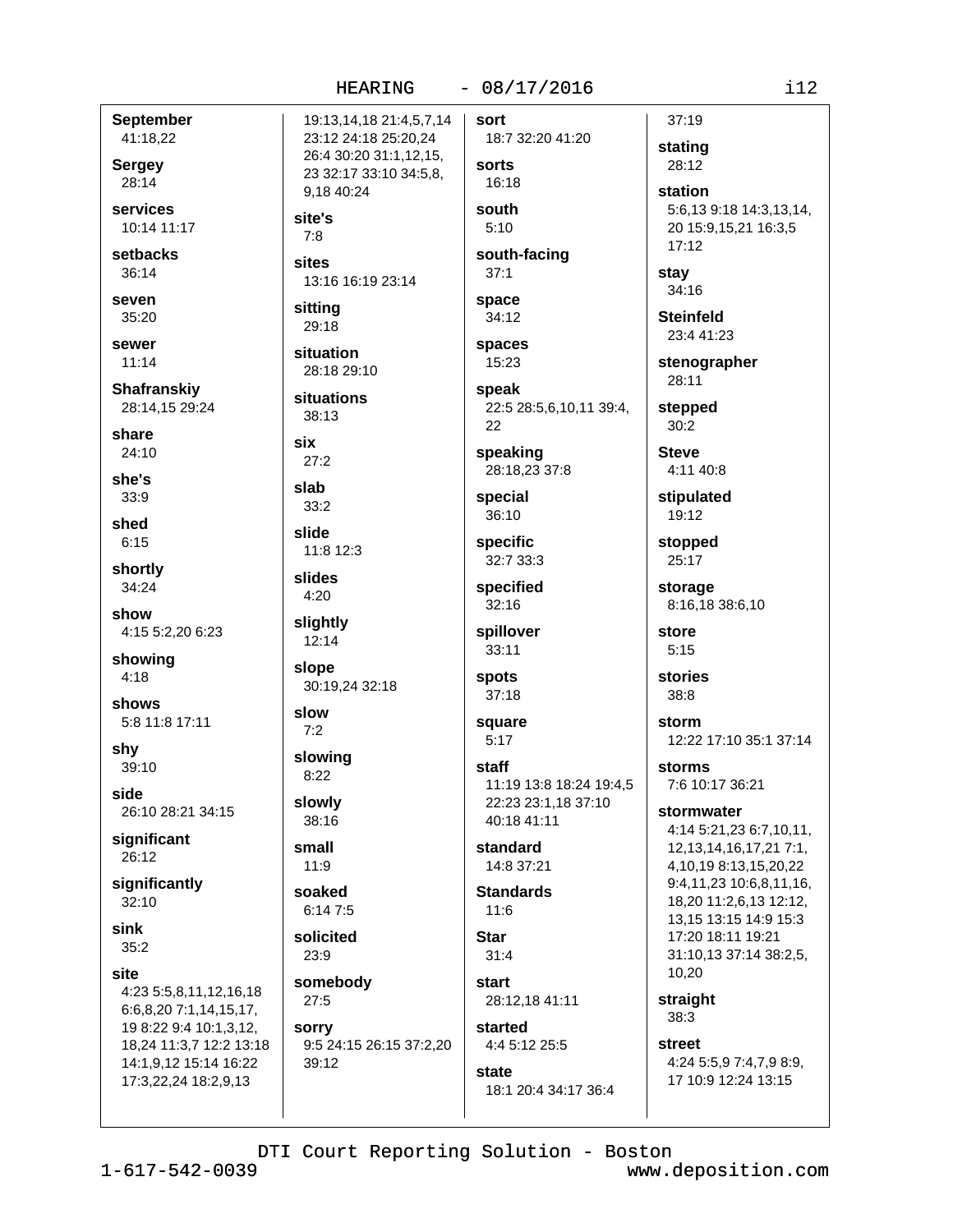**September**
41:18,22

**Sergey**
28:14

**services**
10:14 11:17

**setbacks**
36:14

**seven**
35:20

**sewer**
11:14

**Shafranskiy**
28:14,15 29:24

**share**
24:10

**she's**
33:9

**shed**
6:15

**shortly**
34:24

**show**
4:15 5:2,20 6:23

**showing**
4:18

**shows**
5:8 11:8 17:11

**shy**
39:10

**side**
26:10 28:21 34:15

**significant**
26:12

**significantly**
32:10

**sink**
35:2

**site**
4:23 5:5,8,11,12,16,18 6:6,8,20 7:1,14,15,17, 19 8:22 9:4 10:1,3,12, 18,24 11:3,7 12:2 13:18 14:1,9,12 15:14 16:22 17:3,22,24 18:2,9,13 19:13,14,18 21:4,5,7,14 23:12 24:18 25:20,24 26:4 30:20 31:1,12,15, 23 32:17 33:10 34:5,8, 9,18 40:24

**site's**
7:8

**sites**
13:16 16:19 23:14

**sitting**
29:18

**situation**
28:18 29:10

**situations**
38:13

**six**
27:2

**slab**
33:2

**slide**
11:8 12:3

**slides**
4:20

**slightly**
12:14

**slope**
30:19,24 32:18

**slow**
7:2

**slowing**
8:22

**slowly**
38:16

**small**
11:9

**soaked**
6:14 7:5

**solicited**
23:9

**somebody**
27:5

**sorry**
9:5 24:15 26:15 37:2,20 39:12

**sort**
18:7 32:20 41:20

**sorts**
16:18

**south**
5:10

**south-facing**
37:1

**space**
34:12

**spaces**
15:23

**speak**
22:5 28:5,6,10,11 39:4, 22

**speaking**
28:18,23 37:8

**special**
36:10

**specific**
32:7 33:3

**specified**
32:16

**spillover**
33:11

**spots**
37:18

**square**
5:17

**staff**
11:19 13:8 18:24 19:4,5 22:23 23:1,18 37:10 40:18 41:11

**standard**
14:8 37:21

**Standards**
11:6

**Star**
31:4

**start**
28:12,18 41:11

**started**
4:4 5:12 25:5

**state**
18:1 20:4 34:17 36:4 37:19

**stating**
28:12

**station**
5:6,13 9:18 14:3,13,14, 20 15:9,15,21 16:3,5 17:12

**stay**
34:16

**Steinfeld**
23:4 41:23

**stenographer**
28:11

**stepped**
30:2

**Steve**
4:11 40:8

**stipulated**
19:12

**stopped**
25:17

**storage**
8:16,18 38:6,10

**store**
5:15

**stories**
38:8

**storm**
12:22 17:10 35:1 37:14

**storms**
7:6 10:17 36:21

**stormwater**
4:14 5:21,23 6:7,10,11, 12,13,14,16,17,21 7:1, 4,10,19 8:13,15,20,22 9:4,11,23 10:6,8,11,16, 18,20 11:2,6,13 12:12, 13,15 13:15 14:9 15:3 17:20 18:11 19:21 31:10,13 37:14 38:2,5, 10,20

**straight**
38:3

**street**
4:24 5:5,9 7:4,7,9 8:9, 17 10:9 12:24 13:15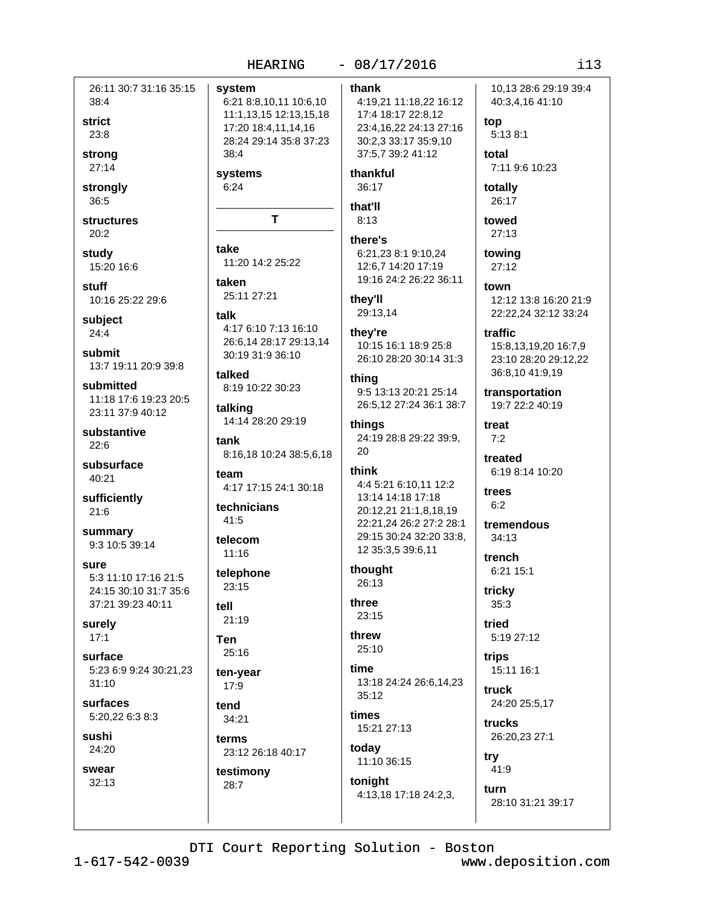26:11 30:7 31:16 35:15 38:4

**strict**
23:8

**strong**
27:14

**strongly**
36:5

**structures**
20:2

**study**
15:20 16:6

**stuff**
10:16 25:22 29:6

**subject**
24:4

**submit**
13:7 19:11 20:9 39:8

**submitted**
11:18 17:6 19:23 20:5 23:11 37:9 40:12

**substantive**
22:6

**subsurface**
40:21

**sufficiently**
21:6

**summary**
9:3 10:5 39:14

**sure**
5:3 11:10 17:16 21:5 24:15 30:10 31:7 35:6 37:21 39:23 40:11

**surely**
17:1

**surface**
5:23 6:9 9:24 30:21,23 31:10

**surfaces**
5:20,22 6:3 8:3

**sushi**
24:20

**swear**
32:13

**system**
6:21 8:8,10,11 10:6,10 11:1,13,15 12:13,15,18 17:20 18:4,11,14,16 28:24 29:14 35:8 37:23 38:4

**systems**
6:24

## T

**take**
11:20 14:2 25:22

**taken**
25:11 27:21

**talk**
4:17 6:10 7:13 16:10 26:6,14 28:17 29:13,14 30:19 31:9 36:10

**talked**
8:19 10:22 30:23

**talking**
14:14 28:20 29:19

**tank**
8:16,18 10:24 38:5,6,18

**team**
4:17 17:15 24:1 30:18

**technicians**
41:5

**telecom**
11:16

**telephone**
23:15

**tell**
21:19

**Ten**
25:16

**ten-year**
17:9

**tend**
34:21

**terms**
23:12 26:18 40:17

**testimony**
28:7

**thank**
4:19,21 11:18,22 16:12 17:4 18:17 22:8,12 23:4,16,22 24:13 27:16 30:2,3 33:17 35:9,10 37:5,7 39:2 41:12

**thankful**
36:17

**that'll**
8:13

**there's**
6:21,23 8:1 9:10,24 12:6,7 14:20 17:19 19:16 24:2 26:22 36:11

**they'll**
29:13,14

**they're**
10:15 16:1 18:9 25:8 26:10 28:20 30:14 31:3

**thing**
9:5 13:13 20:21 25:14 26:5,12 27:24 36:1 38:7

**things**
24:19 28:8 29:22 39:9, 20

**think**
4:4 5:21 6:10,11 12:2 13:14 14:18 17:18 20:12,21 21:1,8,18,19 22:21,24 26:2 27:2 28:1 29:15 30:24 32:20 33:8, 12 35:3,5 39:6,11

**thought**
26:13

**three**
23:15

**threw**
25:10

**time**
13:18 24:24 26:6,14,23 35:12

**times**
15:21 27:13

**today**
11:10 36:15

**tonight**
4:13,18 17:18 24:2,3, 10,13 28:6 29:19 39:4 40:3,4,16 41:10

**top**
5:13 8:1

**total**
7:11 9:6 10:23

**totally**
26:17

**towed**
27:13

**towing**
27:12

**town**
12:12 13:8 16:20 21:9 22:22,24 32:12 33:24

**traffic**
15:8,13,19,20 16:7,9 23:10 28:20 29:12,22 36:8,10 41:9,19

**transportation**
19:7 22:2 40:19

**treat**
7:2

**treated**
6:19 8:14 10:20

**trees**
6:2

**tremendous**
34:13

**trench**
6:21 15:1

**tricky**
35:3

**tried**
5:19 27:12

**trips**
15:11 16:1

**truck**
24:20 25:5,17

**trucks**
26:20,23 27:1

**try**
41:9

**turn**
28:10 31:21 39:17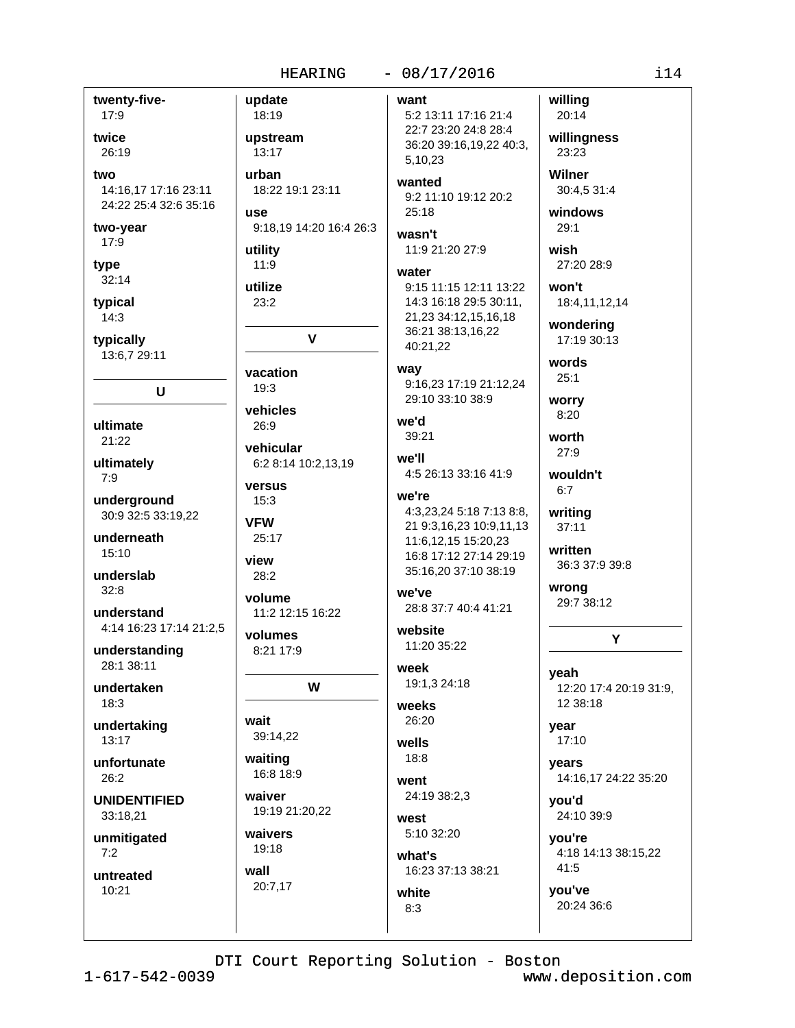**twenty-five-**
17:9

**twice**
26:19

**two**
14:16,17 17:16 23:11 24:22 25:4 32:6 35:16

**two-year**
17:9

**type**
32:14

**typical**
14:3

**typically**
13:6,7 29:11

## U

**ultimate**
21:22

**ultimately**
7:9

**underground**
30:9 32:5 33:19,22

**underneath**
15:10

**underslab**
32:8

**understand**
4:14 16:23 17:14 21:2,5

**understanding**
28:1 38:11

**undertaken**
18:3

**undertaking**
13:17

**unfortunate**
26:2

**UNIDENTIFIED**
33:18,21

**unmitigated**
7:2

**untreated**
10:21

**update**
18:19

**upstream**
13:17

**urban**
18:22 19:1 23:11

**use**
9:18,19 14:20 16:4 26:3

**utility**
11:9

**utilize**
23:2

## V

**vacation**
19:3

**vehicles**
26:9

**vehicular**
6:2 8:14 10:2,13,19

**versus**
15:3

**VFW**
25:17

**view**
28:2

**volume**
11:2 12:15 16:22

**volumes**
8:21 17:9

## W

**wait**
39:14,22

**waiting**
16:8 18:9

**waiver**
19:19 21:20,22

**waivers**
19:18

**wall**
20:7,17

**want**
5:2 13:11 17:16 21:4 22:7 23:20 24:8 28:4 36:20 39:16,19,22 40:3, 5,10,23

**wanted**
9:2 11:10 19:12 20:2 25:18

**wasn't**
11:9 21:20 27:9

**water**
9:15 11:15 12:11 13:22 14:3 16:18 29:5 30:11, 21,23 34:12,15,16,18 36:21 38:13,16,22 40:21,22

**way**
9:16,23 17:19 21:12,24 29:10 33:10 38:9

**we'd**
39:21

**we'll**
4:5 26:13 33:16 41:9

**we're**
4:3,23,24 5:18 7:13 8:8, 21 9:3,16,23 10:9,11,13 11:6,12,15 15:20,23 16:8 17:12 27:14 29:19 35:16,20 37:10 38:19

**we've**
28:8 37:7 40:4 41:21

**website**
11:20 35:22

**week**
19:1,3 24:18

**weeks**
26:20

**wells**
18:8

**went**
24:19 38:2,3

**west**
5:10 32:20

**what's**
16:23 37:13 38:21

**white**
8:3

**willing**
20:14

**willingness**
23:23

**Wilner**
30:4,5 31:4

**windows**
29:1

**wish**
27:20 28:9

**won't**
18:4,11,12,14

**wondering**
17:19 30:13

**words**
25:1

**worry**
8:20

**worth**
27:9

**wouldn't**
6:7

**writing**
37:11

**written**
36:3 37:9 39:8

**wrong**
29:7 38:12

## Y

**yeah**
12:20 17:4 20:19 31:9, 12 38:18

**year**
17:10

**years**
14:16,17 24:22 35:20

**you'd**
24:10 39:9

**you're**
4:18 14:13 38:15,22 41:5

**you've**
20:24 36:6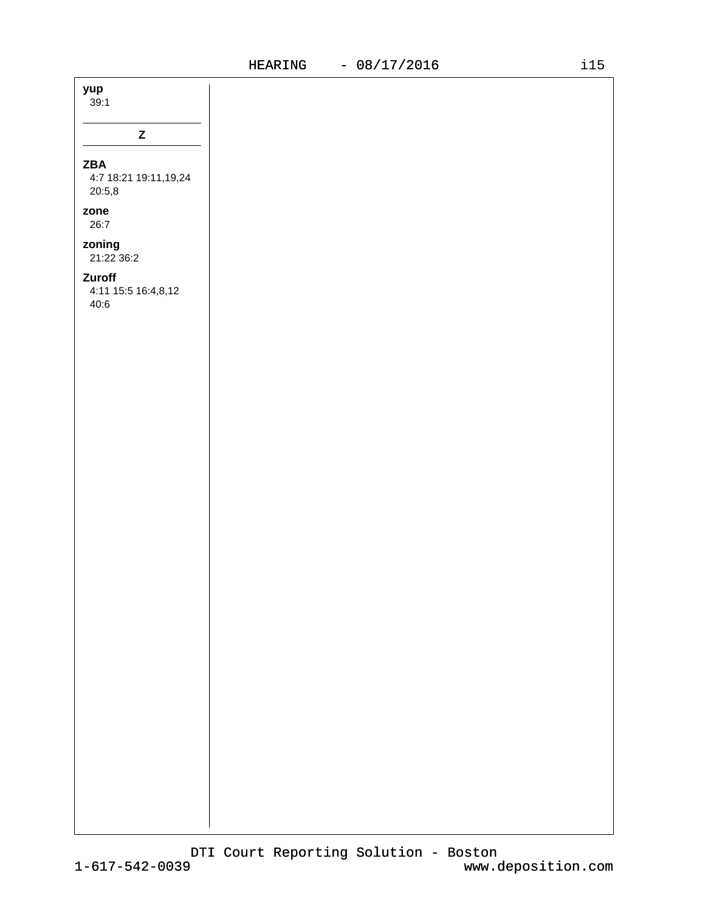**yup**
39:1

**Z**

**ZBA**
4:7 18:21 19:11,19,24 20:5,8

**zone**
26:7

**zoning**
21:22 36:2

**Zuroff**
4:11 15:5 16:4,8,12 40:6